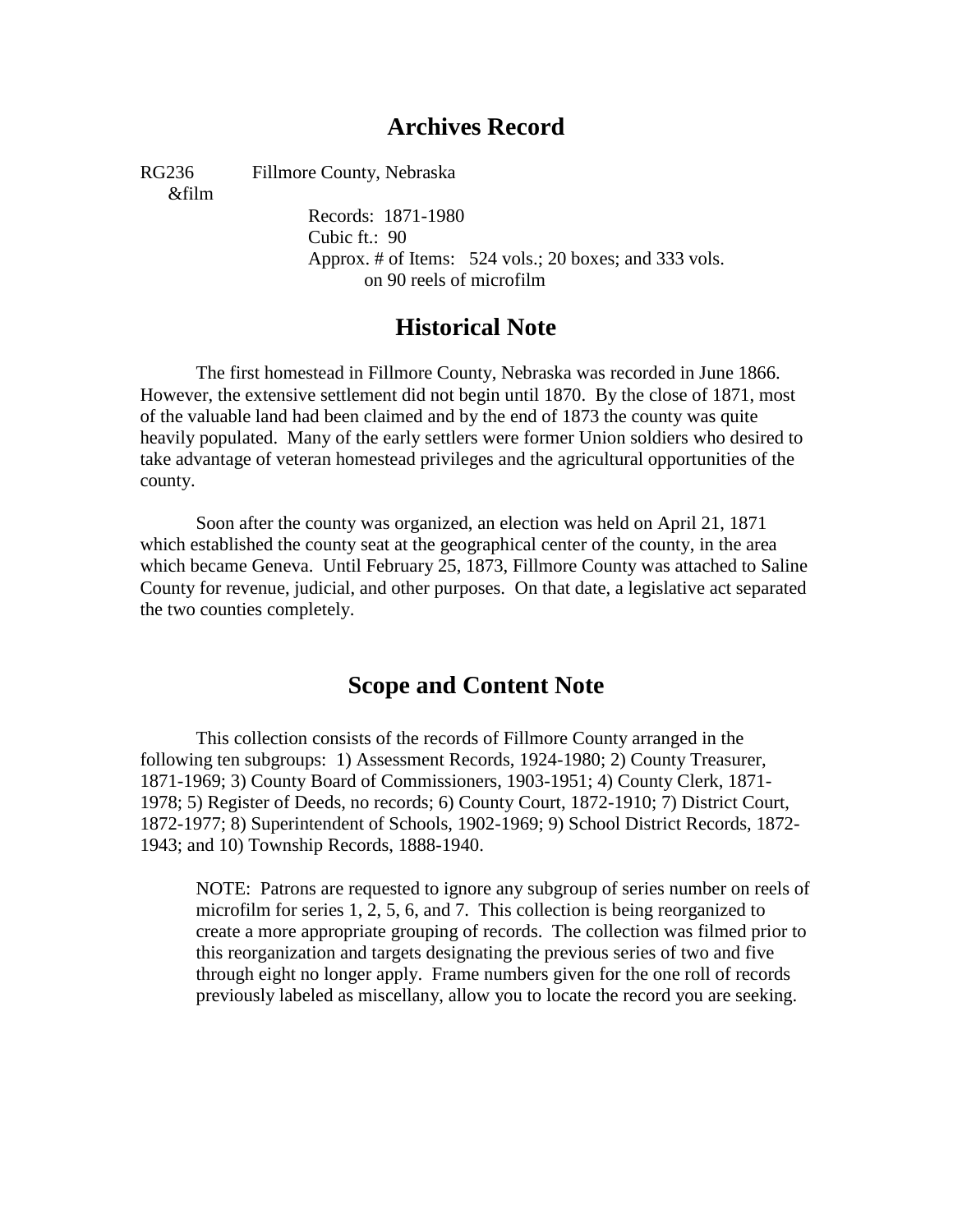# Archives Record

RG236 Fillmore County, Nebraska
&film

Records: 1871-1980
Cubic ft.: 90
Approx. # of Items: 524 vols.; 20 boxes; and 333 vols. on 90 reels of microfilm

## Historical Note

The first homestead in Fillmore County, Nebraska was recorded in June 1866. However, the extensive settlement did not begin until 1870. By the close of 1871, most of the valuable land had been claimed and by the end of 1873 the county was quite heavily populated. Many of the early settlers were former Union soldiers who desired to take advantage of veteran homestead privileges and the agricultural opportunities of the county.

Soon after the county was organized, an election was held on April 21, 1871 which established the county seat at the geographical center of the county, in the area which became Geneva. Until February 25, 1873, Fillmore County was attached to Saline County for revenue, judicial, and other purposes. On that date, a legislative act separated the two counties completely.

## Scope and Content Note

This collection consists of the records of Fillmore County arranged in the following ten subgroups: 1) Assessment Records, 1924-1980; 2) County Treasurer, 1871-1969; 3) County Board of Commissioners, 1903-1951; 4) County Clerk, 1871-1978; 5) Register of Deeds, no records; 6) County Court, 1872-1910; 7) District Court, 1872-1977; 8) Superintendent of Schools, 1902-1969; 9) School District Records, 1872-1943; and 10) Township Records, 1888-1940.

> NOTE: Patrons are requested to ignore any subgroup of series number on reels of microfilm for series 1, 2, 5, 6, and 7. This collection is being reorganized to create a more appropriate grouping of records. The collection was filmed prior to this reorganization and targets designating the previous series of two and five through eight no longer apply. Frame numbers given for the one roll of records previously labeled as miscellany, allow you to locate the record you are seeking.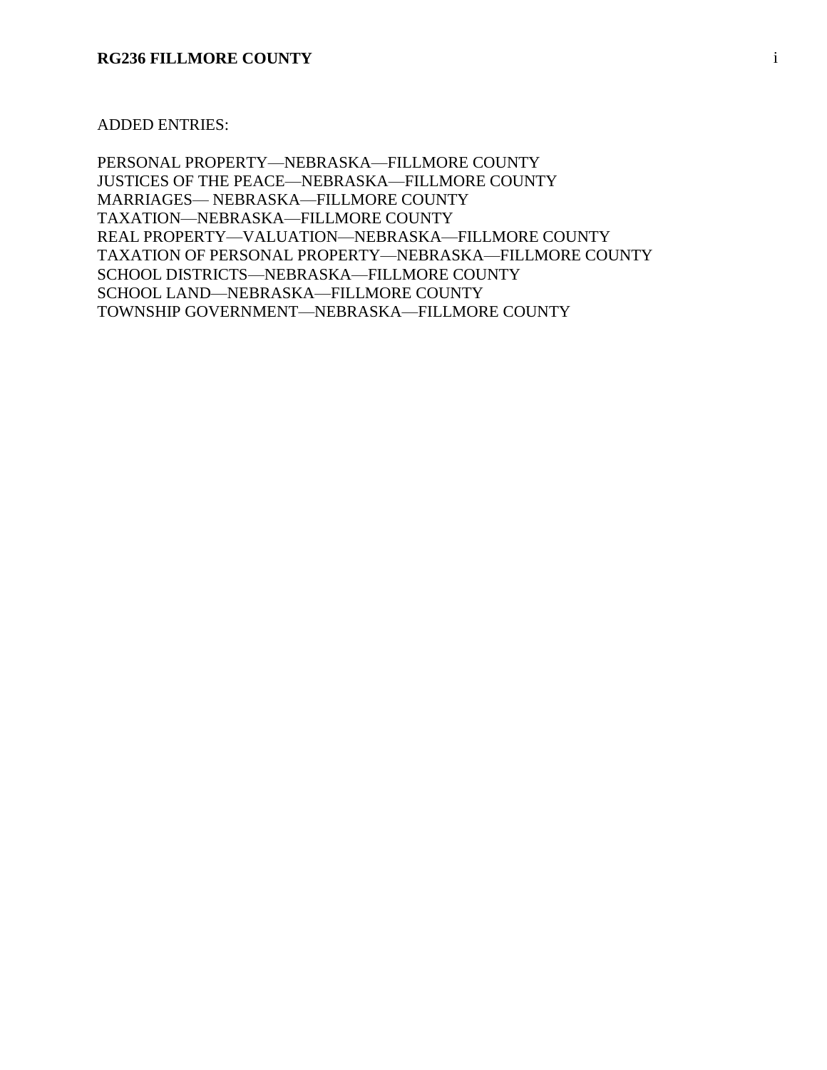ADDED ENTRIES:

PERSONAL PROPERTY—NEBRASKA—FILLMORE COUNTY
JUSTICES OF THE PEACE—NEBRASKA—FILLMORE COUNTY
MARRIAGES— NEBRASKA—FILLMORE COUNTY
TAXATION—NEBRASKA—FILLMORE COUNTY
REAL PROPERTY—VALUATION—NEBRASKA—FILLMORE COUNTY
TAXATION OF PERSONAL PROPERTY—NEBRASKA—FILLMORE COUNTY
SCHOOL DISTRICTS—NEBRASKA—FILLMORE COUNTY
SCHOOL LAND—NEBRASKA—FILLMORE COUNTY
TOWNSHIP GOVERNMENT—NEBRASKA—FILLMORE COUNTY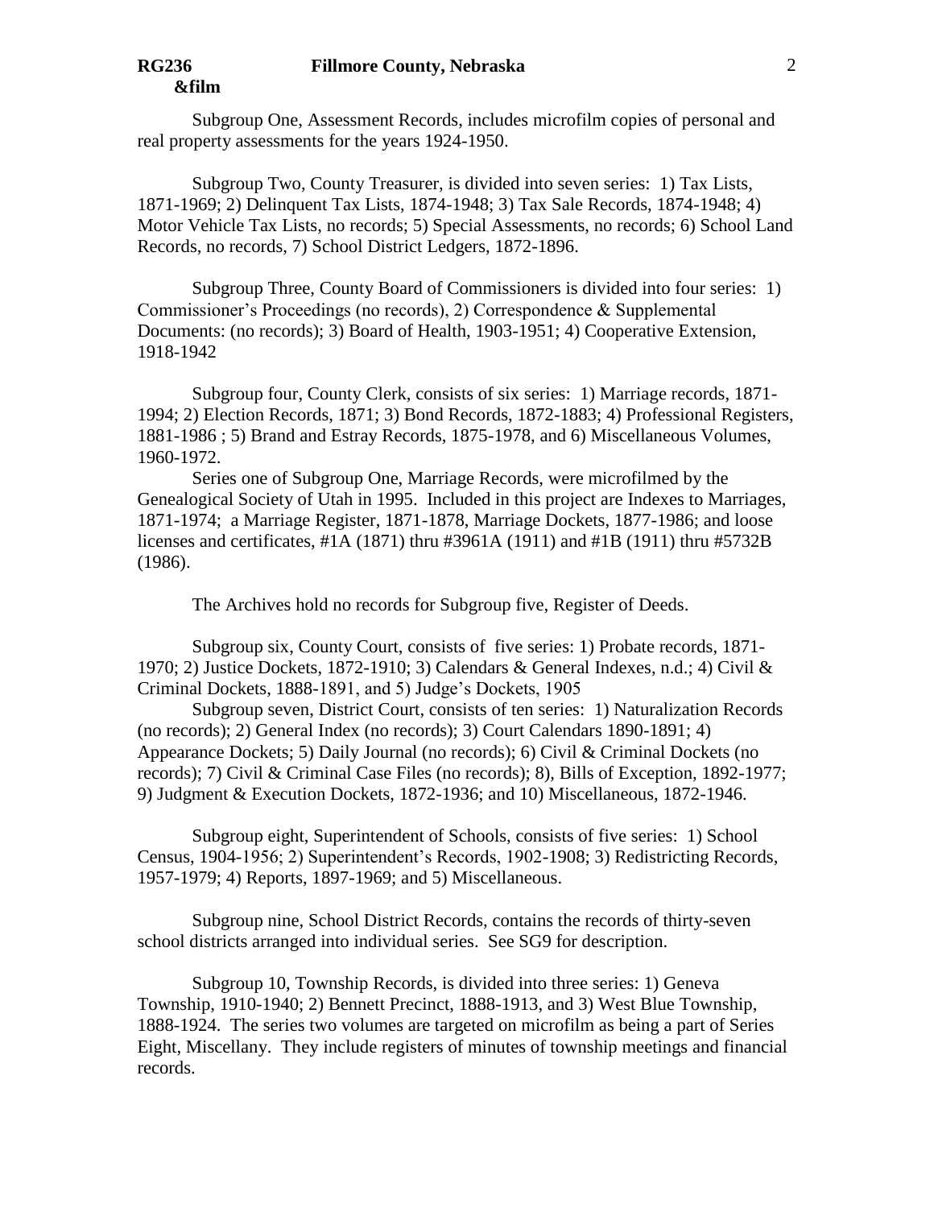Subgroup One, Assessment Records, includes microfilm copies of personal and real property assessments for the years 1924-1950.

Subgroup Two, County Treasurer, is divided into seven series: 1) Tax Lists, 1871-1969; 2) Delinquent Tax Lists, 1874-1948; 3) Tax Sale Records, 1874-1948; 4) Motor Vehicle Tax Lists, no records; 5) Special Assessments, no records; 6) School Land Records, no records, 7) School District Ledgers, 1872-1896.

Subgroup Three, County Board of Commissioners is divided into four series: 1) Commissioner's Proceedings (no records), 2) Correspondence & Supplemental Documents: (no records); 3) Board of Health, 1903-1951; 4) Cooperative Extension, 1918-1942

Subgroup four, County Clerk, consists of six series: 1) Marriage records, 1871-1994; 2) Election Records, 1871; 3) Bond Records, 1872-1883; 4) Professional Registers, 1881-1986 ; 5) Brand and Estray Records, 1875-1978, and 6) Miscellaneous Volumes, 1960-1972.

Series one of Subgroup One, Marriage Records, were microfilmed by the Genealogical Society of Utah in 1995. Included in this project are Indexes to Marriages, 1871-1974; a Marriage Register, 1871-1878, Marriage Dockets, 1877-1986; and loose licenses and certificates, #1A (1871) thru #3961A (1911) and #1B (1911) thru #5732B (1986).

The Archives hold no records for Subgroup five, Register of Deeds.

Subgroup six, County Court, consists of five series: 1) Probate records, 1871-1970; 2) Justice Dockets, 1872-1910; 3) Calendars & General Indexes, n.d.; 4) Civil & Criminal Dockets, 1888-1891, and 5) Judge's Dockets, 1905

Subgroup seven, District Court, consists of ten series: 1) Naturalization Records (no records); 2) General Index (no records); 3) Court Calendars 1890-1891; 4) Appearance Dockets; 5) Daily Journal (no records); 6) Civil & Criminal Dockets (no records); 7) Civil & Criminal Case Files (no records); 8), Bills of Exception, 1892-1977; 9) Judgment & Execution Dockets, 1872-1936; and 10) Miscellaneous, 1872-1946.

Subgroup eight, Superintendent of Schools, consists of five series: 1) School Census, 1904-1956; 2) Superintendent's Records, 1902-1908; 3) Redistricting Records, 1957-1979; 4) Reports, 1897-1969; and 5) Miscellaneous.

Subgroup nine, School District Records, contains the records of thirty-seven school districts arranged into individual series. See SG9 for description.

Subgroup 10, Township Records, is divided into three series: 1) Geneva Township, 1910-1940; 2) Bennett Precinct, 1888-1913, and 3) West Blue Township, 1888-1924. The series two volumes are targeted on microfilm as being a part of Series Eight, Miscellany. They include registers of minutes of township meetings and financial records.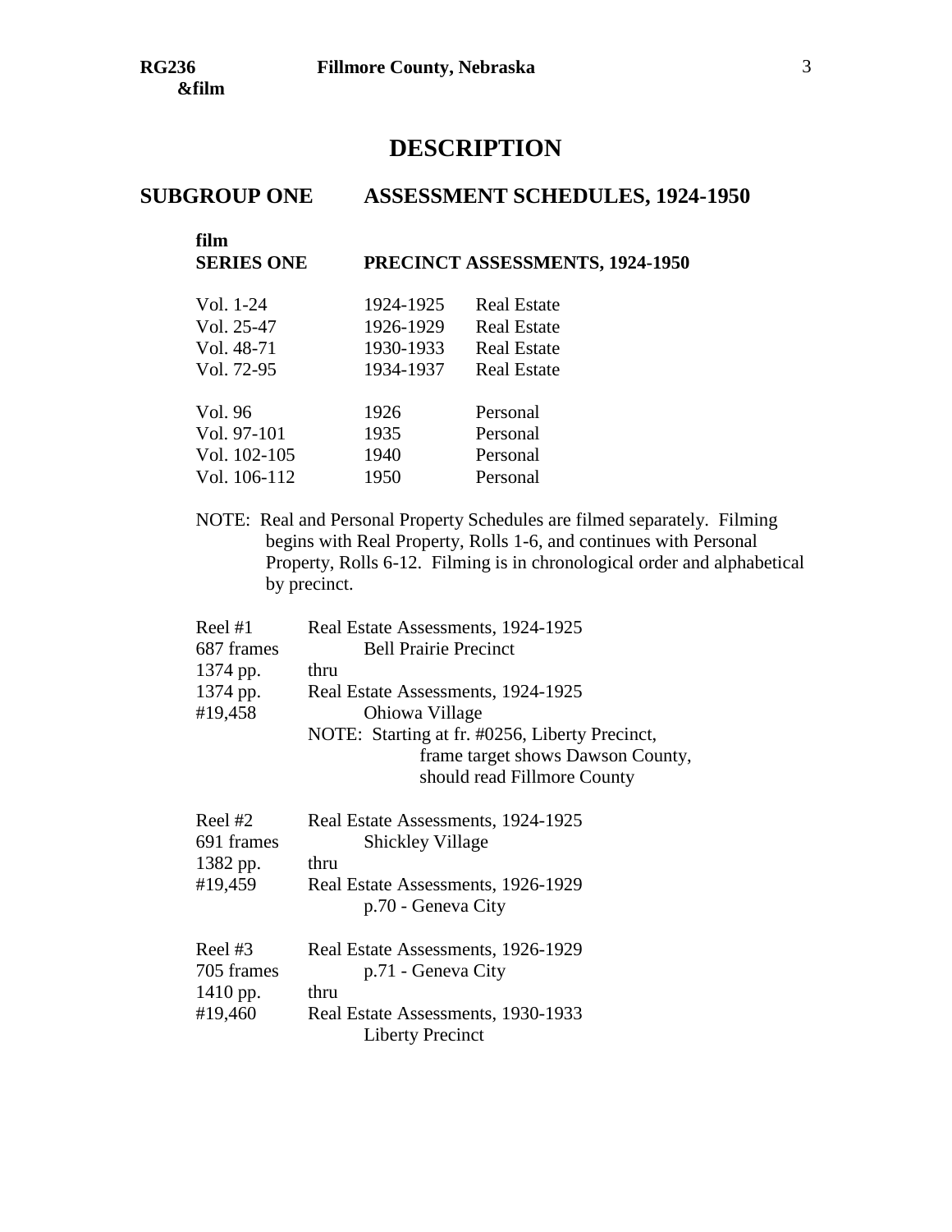# DESCRIPTION

## SUBGROUP ONE ASSESSMENT SCHEDULES, 1924-1950

### film
### SERIES ONE PRECINCT ASSESSMENTS, 1924-1950

| | | |
|---|---|---|
| Vol. 1-24 | 1924-1925 | Real Estate |
| Vol. 25-47 | 1926-1929 | Real Estate |
| Vol. 48-71 | 1930-1933 | Real Estate |
| Vol. 72-95 | 1934-1937 | Real Estate |
| Vol. 96 | 1926 | Personal |
| Vol. 97-101 | 1935 | Personal |
| Vol. 102-105 | 1940 | Personal |
| Vol. 106-112 | 1950 | Personal |

NOTE: Real and Personal Property Schedules are filmed separately. Filming begins with Real Property, Rolls 1-6, and continues with Personal Property, Rolls 6-12. Filming is in chronological order and alphabetical by precinct.

Reel #1
687 frames
1374 pp.
1374 pp.
#19,458

Real Estate Assessments, 1924-1925
Bell Prairie Precinct
thru
Real Estate Assessments, 1924-1925
Ohiowa Village
NOTE: Starting at fr. #0256, Liberty Precinct, frame target shows Dawson County, should read Fillmore County

Reel #2
691 frames
1382 pp.
#19,459

Real Estate Assessments, 1924-1925
Shickley Village
thru
Real Estate Assessments, 1926-1929
p.70 - Geneva City

Reel #3
705 frames
1410 pp.
#19,460

Real Estate Assessments, 1926-1929
p.71 - Geneva City
thru
Real Estate Assessments, 1930-1933
Liberty Precinct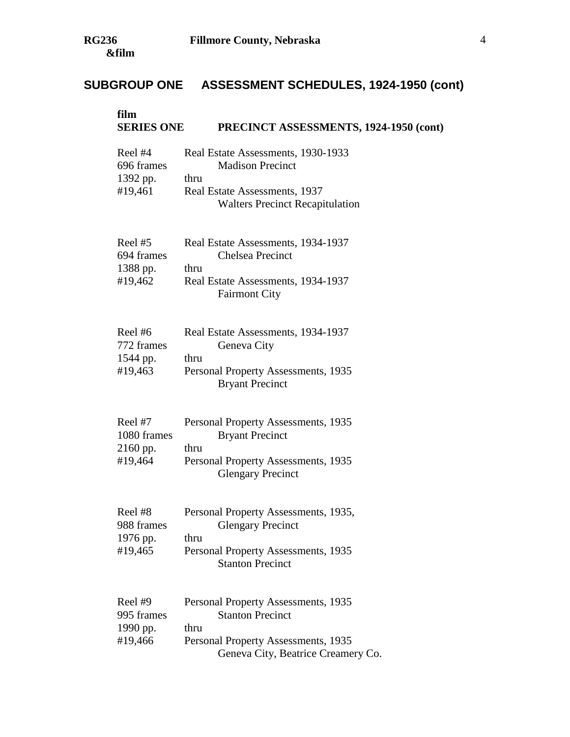## SUBGROUP ONE ASSESSMENT SCHEDULES, 1924-1950 (cont)

**film**
### SERIES ONE PRECINCT ASSESSMENTS, 1924-1950 (cont)

| | |
|---|---|
| Reel #4<br>696 frames<br>1392 pp.<br>#19,461 | Real Estate Assessments, 1930-1933<br>Madison Precinct<br>thru<br>Real Estate Assessments, 1937<br>Walters Precinct Recapitulation |
| Reel #5<br>694 frames<br>1388 pp.<br>#19,462 | Real Estate Assessments, 1934-1937<br>Chelsea Precinct<br>thru<br>Real Estate Assessments, 1934-1937<br>Fairmont City |
| Reel #6<br>772 frames<br>1544 pp.<br>#19,463 | Real Estate Assessments, 1934-1937<br>Geneva City<br>thru<br>Personal Property Assessments, 1935<br>Bryant Precinct |
| Reel #7<br>1080 frames<br>2160 pp.<br>#19,464 | Personal Property Assessments, 1935<br>Bryant Precinct<br>thru<br>Personal Property Assessments, 1935<br>Glengary Precinct |
| Reel #8<br>988 frames<br>1976 pp.<br>#19,465 | Personal Property Assessments, 1935,<br>Glengary Precinct<br>thru<br>Personal Property Assessments, 1935<br>Stanton Precinct |
| Reel #9<br>995 frames<br>1990 pp.<br>#19,466 | Personal Property Assessments, 1935<br>Stanton Precinct<br>thru<br>Personal Property Assessments, 1935<br>Geneva City, Beatrice Creamery Co. |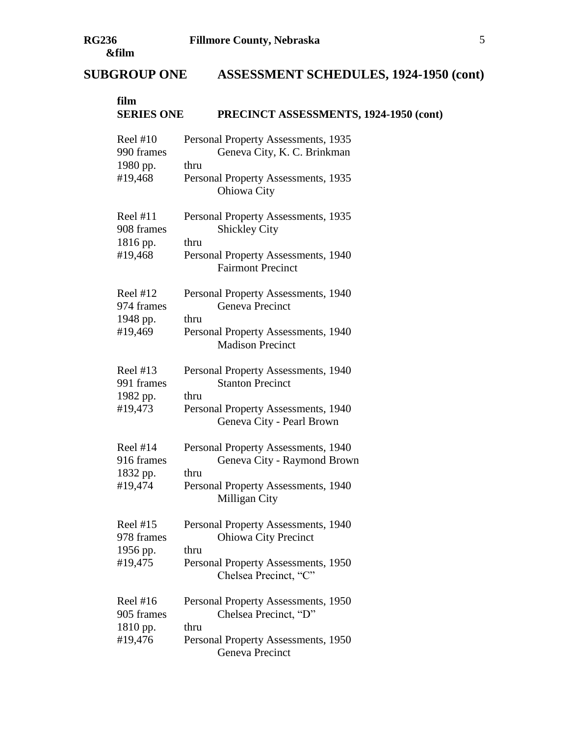## SUBGROUP ONE ASSESSMENT SCHEDULES, 1924-1950 (cont)

### film
### SERIES ONE PRECINCT ASSESSMENTS, 1924-1950 (cont)

| | |
|---|---|
| Reel #10<br>990 frames<br>1980 pp.<br>#19,468 | Personal Property Assessments, 1935<br>Geneva City, K. C. Brinkman<br>thru<br>Personal Property Assessments, 1935<br>Ohiowa City |
| Reel #11<br>908 frames<br>1816 pp.<br>#19,468 | Personal Property Assessments, 1935<br>Shickley City<br>thru<br>Personal Property Assessments, 1940<br>Fairmont Precinct |
| Reel #12<br>974 frames<br>1948 pp.<br>#19,469 | Personal Property Assessments, 1940<br>Geneva Precinct<br>thru<br>Personal Property Assessments, 1940<br>Madison Precinct |
| Reel #13<br>991 frames<br>1982 pp.<br>#19,473 | Personal Property Assessments, 1940<br>Stanton Precinct<br>thru<br>Personal Property Assessments, 1940<br>Geneva City - Pearl Brown |
| Reel #14<br>916 frames<br>1832 pp.<br>#19,474 | Personal Property Assessments, 1940<br>Geneva City - Raymond Brown<br>thru<br>Personal Property Assessments, 1940<br>Milligan City |
| Reel #15<br>978 frames<br>1956 pp.<br>#19,475 | Personal Property Assessments, 1940<br>Ohiowa City Precinct<br>thru<br>Personal Property Assessments, 1950<br>Chelsea Precinct, "C" |
| Reel #16<br>905 frames<br>1810 pp.<br>#19,476 | Personal Property Assessments, 1950<br>Chelsea Precinct, "D"<br>thru<br>Personal Property Assessments, 1950<br>Geneva Precinct |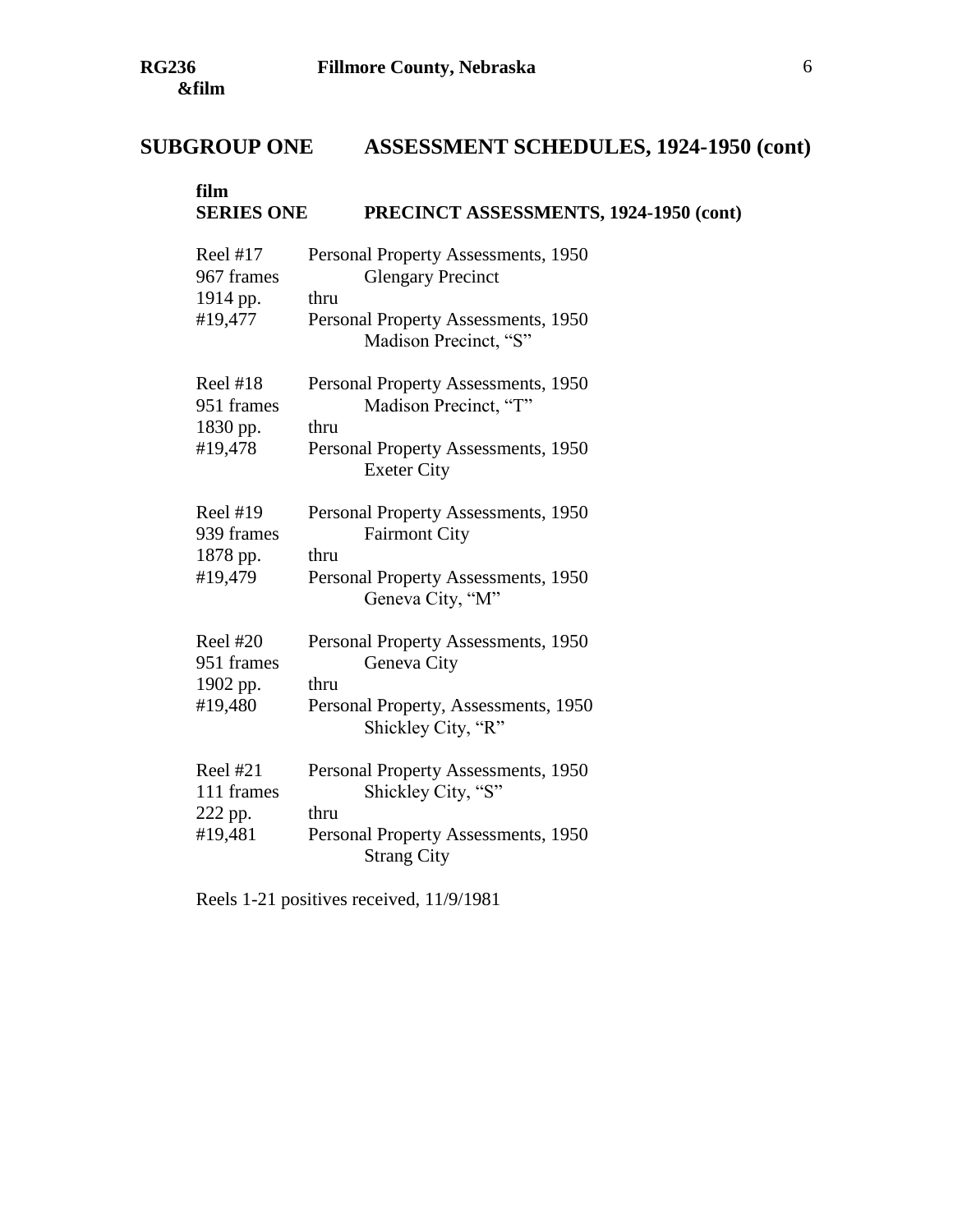## SUBGROUP ONE ASSESSMENT SCHEDULES, 1924-1950 (cont)

**film**
### SERIES ONE PRECINCT ASSESSMENTS, 1924-1950 (cont)

| | |
|---|---|
| Reel #17<br>967 frames<br>1914 pp.<br>#19,477 | Personal Property Assessments, 1950<br>Glengary Precinct<br>thru<br>Personal Property Assessments, 1950<br>Madison Precinct, "S" |
| Reel #18<br>951 frames<br>1830 pp.<br>#19,478 | Personal Property Assessments, 1950<br>Madison Precinct, "T"<br>thru<br>Personal Property Assessments, 1950<br>Exeter City |
| Reel #19<br>939 frames<br>1878 pp.<br>#19,479 | Personal Property Assessments, 1950<br>Fairmont City<br>thru<br>Personal Property Assessments, 1950<br>Geneva City, "M" |
| Reel #20<br>951 frames<br>1902 pp.<br>#19,480 | Personal Property Assessments, 1950<br>Geneva City<br>thru<br>Personal Property, Assessments, 1950<br>Shickley City, "R" |
| Reel #21<br>111 frames<br>222 pp.<br>#19,481 | Personal Property Assessments, 1950<br>Shickley City, "S"<br>thru<br>Personal Property Assessments, 1950<br>Strang City |

Reels 1-21 positives received, 11/9/1981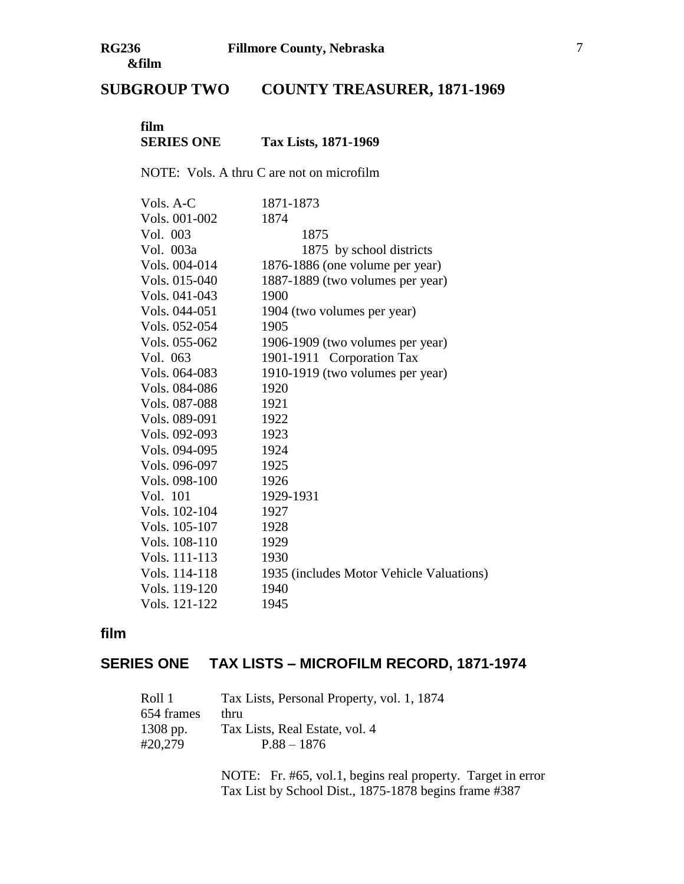## SUBGROUP TWO COUNTY TREASURER, 1871-1969

film
### SERIES ONE Tax Lists, 1871-1969

NOTE: Vols. A thru C are not on microfilm

| | |
|---|---|
| Vols. A-C | 1871-1873 |
| Vols. 001-002 | 1874 |
| Vol. 003 | 1875 |
| Vol. 003a | 1875 by school districts |
| Vols. 004-014 | 1876-1886 (one volume per year) |
| Vols. 015-040 | 1887-1889 (two volumes per year) |
| Vols. 041-043 | 1900 |
| Vols. 044-051 | 1904 (two volumes per year) |
| Vols. 052-054 | 1905 |
| Vols. 055-062 | 1906-1909 (two volumes per year) |
| Vol. 063 | 1901-1911 Corporation Tax |
| Vols. 064-083 | 1910-1919 (two volumes per year) |
| Vols. 084-086 | 1920 |
| Vols. 087-088 | 1921 |
| Vols. 089-091 | 1922 |
| Vols. 092-093 | 1923 |
| Vols. 094-095 | 1924 |
| Vols. 096-097 | 1925 |
| Vols. 098-100 | 1926 |
| Vol. 101 | 1929-1931 |
| Vols. 102-104 | 1927 |
| Vols. 105-107 | 1928 |
| Vols. 108-110 | 1929 |
| Vols. 111-113 | 1930 |
| Vols. 114-118 | 1935 (includes Motor Vehicle Valuations) |
| Vols. 119-120 | 1940 |
| Vols. 121-122 | 1945 |

film

### SERIES ONE TAX LISTS – MICROFILM RECORD, 1871-1974

| | |
|---|---|
| Roll 1 | Tax Lists, Personal Property, vol. 1, 1874 |
| 654 frames | thru |
| 1308 pp. | Tax Lists, Real Estate, vol. 4 |
| #20,279 | P.88 – 1876 |

NOTE: Fr. #65, vol.1, begins real property. Target in error
Tax List by School Dist., 1875-1878 begins frame #387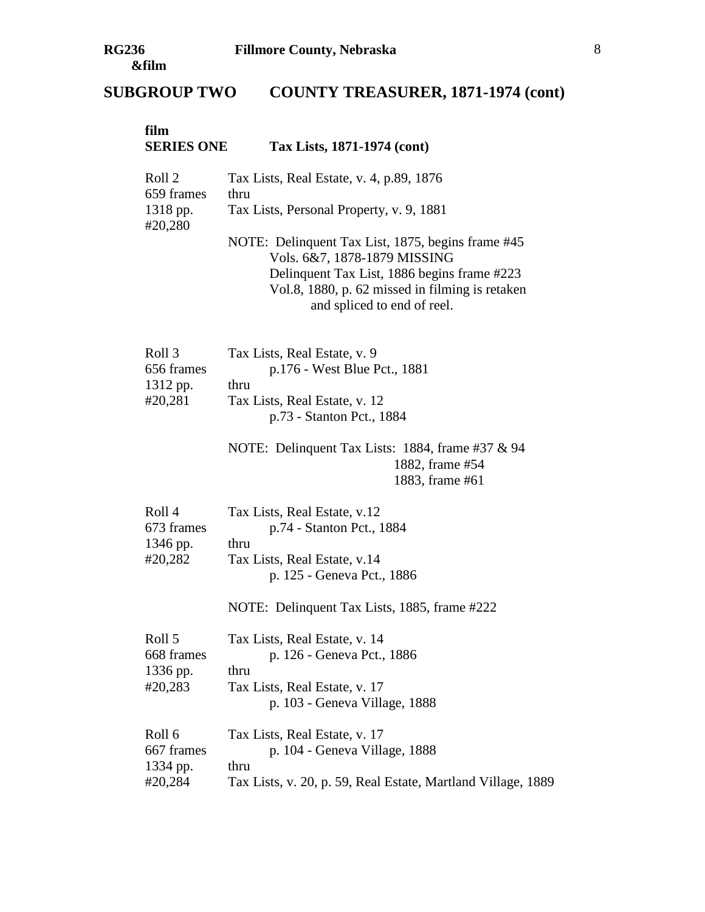## SUBGROUP TWO COUNTY TREASURER, 1871-1974 (cont)

### film SERIES ONE Tax Lists, 1871-1974 (cont)

**Roll 2**
659 frames
1318 pp.
#20,280

Tax Lists, Real Estate, v. 4, p.89, 1876
thru
Tax Lists, Personal Property, v. 9, 1881

NOTE: Delinquent Tax List, 1875, begins frame #45
Vols. 6&7, 1878-1879 MISSING
Delinquent Tax List, 1886 begins frame #223
Vol.8, 1880, p. 62 missed in filming is retaken and spliced to end of reel.

**Roll 3**
656 frames
1312 pp.
#20,281

Tax Lists, Real Estate, v. 9
p.176 - West Blue Pct., 1881
thru
Tax Lists, Real Estate, v. 12
p.73 - Stanton Pct., 1884

NOTE: Delinquent Tax Lists: 1884, frame #37 & 94
1882, frame #54
1883, frame #61

**Roll 4**
673 frames
1346 pp.
#20,282

Tax Lists, Real Estate, v.12
p.74 - Stanton Pct., 1884
thru
Tax Lists, Real Estate, v.14
p. 125 - Geneva Pct., 1886

NOTE: Delinquent Tax Lists, 1885, frame #222

**Roll 5**
668 frames
1336 pp.
#20,283

Tax Lists, Real Estate, v. 14
p. 126 - Geneva Pct., 1886
thru
Tax Lists, Real Estate, v. 17
p. 103 - Geneva Village, 1888

**Roll 6**
667 frames
1334 pp.
#20,284

Tax Lists, Real Estate, v. 17
p. 104 - Geneva Village, 1888
thru
Tax Lists, v. 20, p. 59, Real Estate, Martland Village, 1889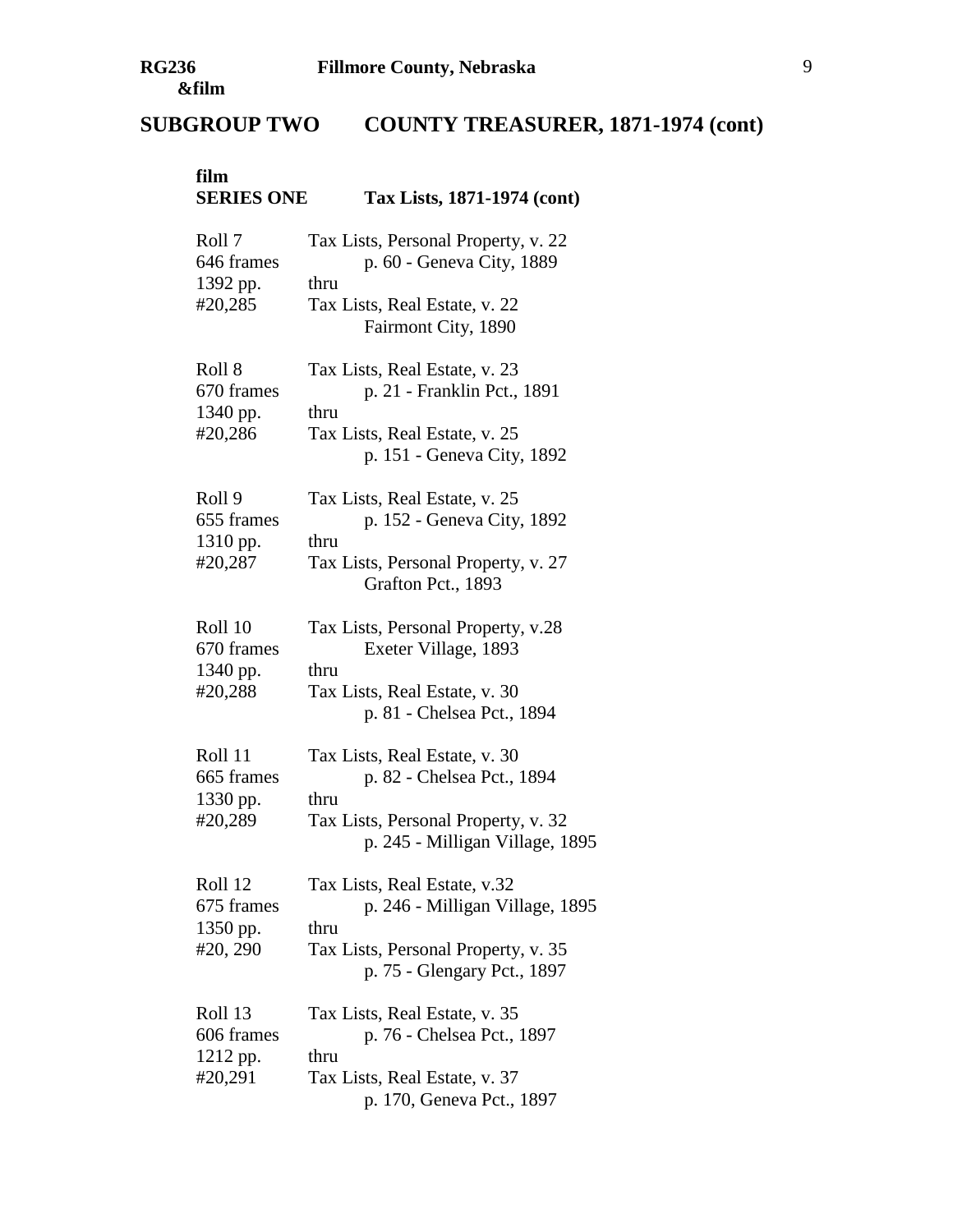RG236 &film — Fillmore County, Nebraska

## SUBGROUP TWO COUNTY TREASURER, 1871-1974 (cont)

### film SERIES ONE Tax Lists, 1871-1974 (cont)

| | |
|---|---|
| Roll 7<br>646 frames<br>1392 pp.<br>#20,285 | Tax Lists, Personal Property, v. 22<br>p. 60 - Geneva City, 1889<br>thru<br>Tax Lists, Real Estate, v. 22<br>Fairmont City, 1890 |
| Roll 8<br>670 frames<br>1340 pp.<br>#20,286 | Tax Lists, Real Estate, v. 23<br>p. 21 - Franklin Pct., 1891<br>thru<br>Tax Lists, Real Estate, v. 25<br>p. 151 - Geneva City, 1892 |
| Roll 9<br>655 frames<br>1310 pp.<br>#20,287 | Tax Lists, Real Estate, v. 25<br>p. 152 - Geneva City, 1892<br>thru<br>Tax Lists, Personal Property, v. 27<br>Grafton Pct., 1893 |
| Roll 10<br>670 frames<br>1340 pp.<br>#20,288 | Tax Lists, Personal Property, v.28<br>Exeter Village, 1893<br>thru<br>Tax Lists, Real Estate, v. 30<br>p. 81 - Chelsea Pct., 1894 |
| Roll 11<br>665 frames<br>1330 pp.<br>#20,289 | Tax Lists, Real Estate, v. 30<br>p. 82 - Chelsea Pct., 1894<br>thru<br>Tax Lists, Personal Property, v. 32<br>p. 245 - Milligan Village, 1895 |
| Roll 12<br>675 frames<br>1350 pp.<br>#20, 290 | Tax Lists, Real Estate, v.32<br>p. 246 - Milligan Village, 1895<br>thru<br>Tax Lists, Personal Property, v. 35<br>p. 75 - Glengary Pct., 1897 |
| Roll 13<br>606 frames<br>1212 pp.<br>#20,291 | Tax Lists, Real Estate, v. 35<br>p. 76 - Chelsea Pct., 1897<br>thru<br>Tax Lists, Real Estate, v. 37<br>p. 170, Geneva Pct., 1897 |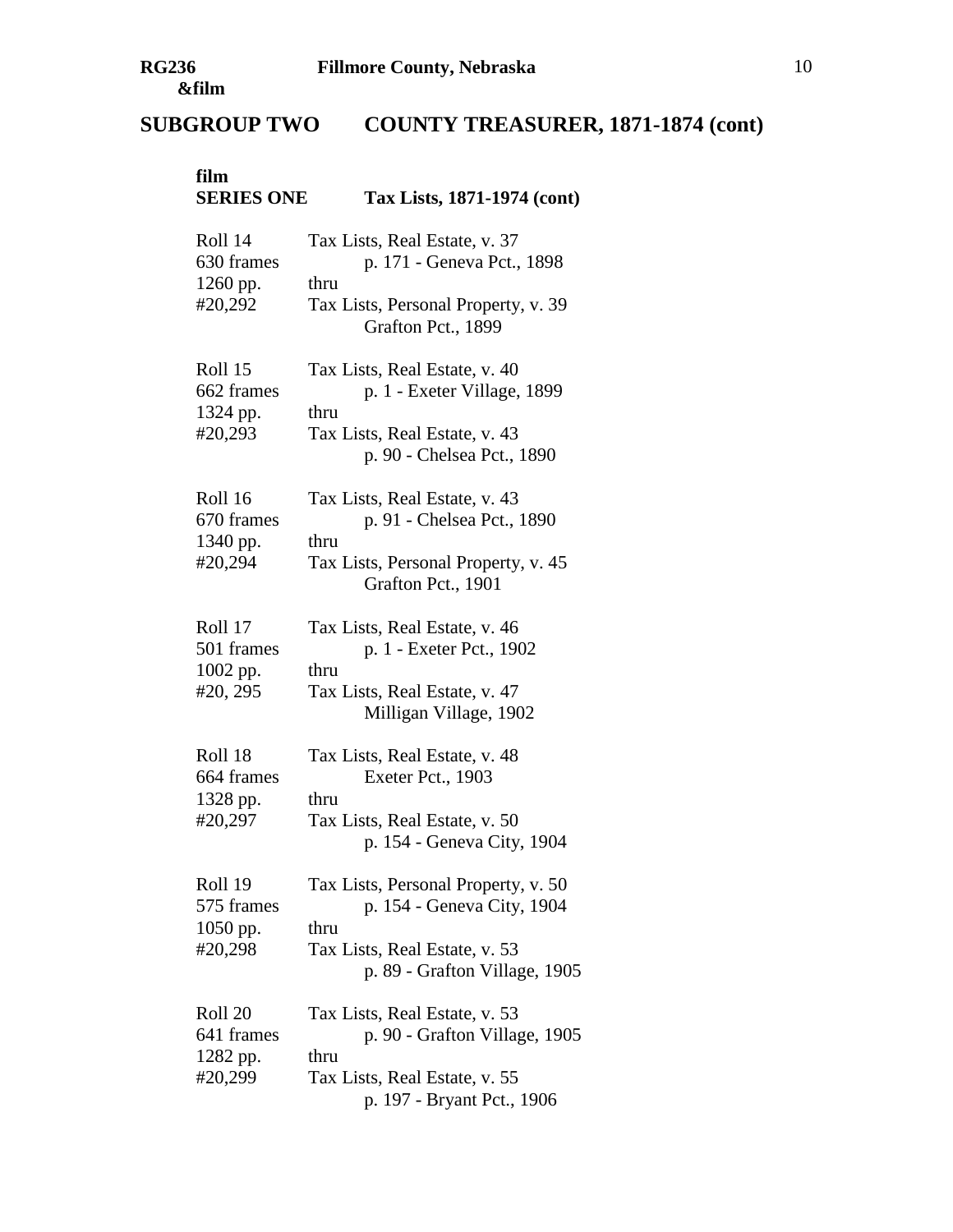**RG236 &film** **Fillmore County, Nebraska**

## SUBGROUP TWO COUNTY TREASURER, 1871-1874 (cont)

### film
### SERIES ONE Tax Lists, 1871-1974 (cont)

| | |
|---|---|
| Roll 14<br>630 frames<br>1260 pp.<br>#20,292 | Tax Lists, Real Estate, v. 37<br>p. 171 - Geneva Pct., 1898<br>thru<br>Tax Lists, Personal Property, v. 39<br>Grafton Pct., 1899 |
| Roll 15<br>662 frames<br>1324 pp.<br>#20,293 | Tax Lists, Real Estate, v. 40<br>p. 1 - Exeter Village, 1899<br>thru<br>Tax Lists, Real Estate, v. 43<br>p. 90 - Chelsea Pct., 1890 |
| Roll 16<br>670 frames<br>1340 pp.<br>#20,294 | Tax Lists, Real Estate, v. 43<br>p. 91 - Chelsea Pct., 1890<br>thru<br>Tax Lists, Personal Property, v. 45<br>Grafton Pct., 1901 |
| Roll 17<br>501 frames<br>1002 pp.<br>#20, 295 | Tax Lists, Real Estate, v. 46<br>p. 1 - Exeter Pct., 1902<br>thru<br>Tax Lists, Real Estate, v. 47<br>Milligan Village, 1902 |
| Roll 18<br>664 frames<br>1328 pp.<br>#20,297 | Tax Lists, Real Estate, v. 48<br>Exeter Pct., 1903<br>thru<br>Tax Lists, Real Estate, v. 50<br>p. 154 - Geneva City, 1904 |
| Roll 19<br>575 frames<br>1050 pp.<br>#20,298 | Tax Lists, Personal Property, v. 50<br>p. 154 - Geneva City, 1904<br>thru<br>Tax Lists, Real Estate, v. 53<br>p. 89 - Grafton Village, 1905 |
| Roll 20<br>641 frames<br>1282 pp.<br>#20,299 | Tax Lists, Real Estate, v. 53<br>p. 90 - Grafton Village, 1905<br>thru<br>Tax Lists, Real Estate, v. 55<br>p. 197 - Bryant Pct., 1906 |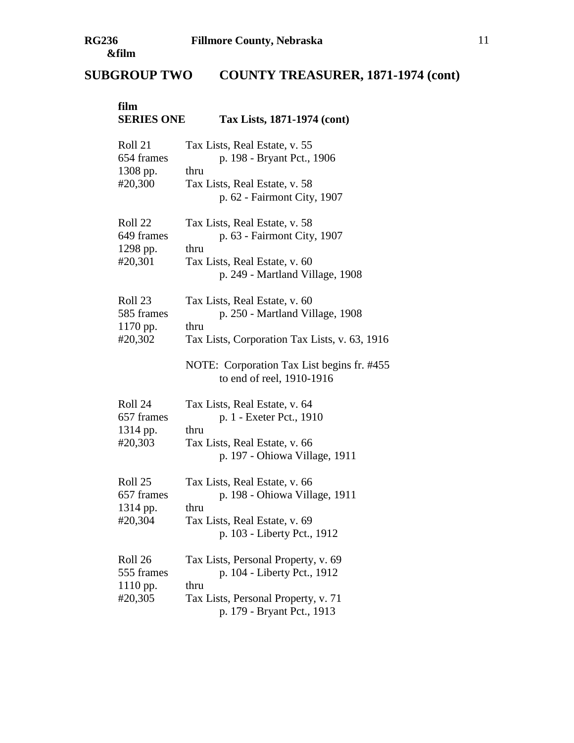## SUBGROUP TWO COUNTY TREASURER, 1871-1974 (cont)

film
### SERIES ONE Tax Lists, 1871-1974 (cont)

| | |
|---|---|
| Roll 21<br>654 frames<br>1308 pp.<br>#20,300 | Tax Lists, Real Estate, v. 55<br>p. 198 - Bryant Pct., 1906<br>thru<br>Tax Lists, Real Estate, v. 58<br>p. 62 - Fairmont City, 1907 |
| Roll 22<br>649 frames<br>1298 pp.<br>#20,301 | Tax Lists, Real Estate, v. 58<br>p. 63 - Fairmont City, 1907<br>thru<br>Tax Lists, Real Estate, v. 60<br>p. 249 - Martland Village, 1908 |
| Roll 23<br>585 frames<br>1170 pp.<br>#20,302 | Tax Lists, Real Estate, v. 60<br>p. 250 - Martland Village, 1908<br>thru<br>Tax Lists, Corporation Tax Lists, v. 63, 1916<br><br>NOTE: Corporation Tax List begins fr. #455 to end of reel, 1910-1916 |
| Roll 24<br>657 frames<br>1314 pp.<br>#20,303 | Tax Lists, Real Estate, v. 64<br>p. 1 - Exeter Pct., 1910<br>thru<br>Tax Lists, Real Estate, v. 66<br>p. 197 - Ohiowa Village, 1911 |
| Roll 25<br>657 frames<br>1314 pp.<br>#20,304 | Tax Lists, Real Estate, v. 66<br>p. 198 - Ohiowa Village, 1911<br>thru<br>Tax Lists, Real Estate, v. 69<br>p. 103 - Liberty Pct., 1912 |
| Roll 26<br>555 frames<br>1110 pp.<br>#20,305 | Tax Lists, Personal Property, v. 69<br>p. 104 - Liberty Pct., 1912<br>thru<br>Tax Lists, Personal Property, v. 71<br>p. 179 - Bryant Pct., 1913 |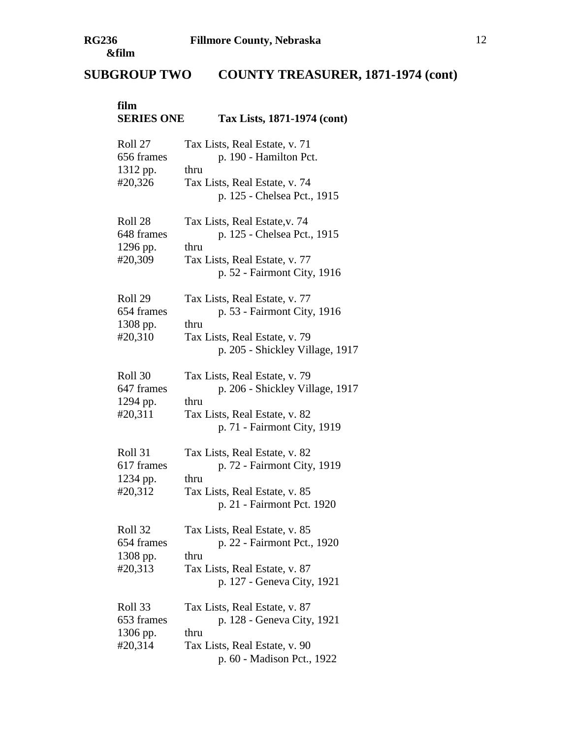## SUBGROUP TWO COUNTY TREASURER, 1871-1974 (cont)

**film**
**SERIES ONE Tax Lists, 1871-1974 (cont)**

| | |
|---|---|
| Roll 27<br>656 frames<br>1312 pp.<br>#20,326 | Tax Lists, Real Estate, v. 71<br>p. 190 - Hamilton Pct.<br>thru<br>Tax Lists, Real Estate, v. 74<br>p. 125 - Chelsea Pct., 1915 |
| Roll 28<br>648 frames<br>1296 pp.<br>#20,309 | Tax Lists, Real Estate,v. 74<br>p. 125 - Chelsea Pct., 1915<br>thru<br>Tax Lists, Real Estate, v. 77<br>p. 52 - Fairmont City, 1916 |
| Roll 29<br>654 frames<br>1308 pp.<br>#20,310 | Tax Lists, Real Estate, v. 77<br>p. 53 - Fairmont City, 1916<br>thru<br>Tax Lists, Real Estate, v. 79<br>p. 205 - Shickley Village, 1917 |
| Roll 30<br>647 frames<br>1294 pp.<br>#20,311 | Tax Lists, Real Estate, v. 79<br>p. 206 - Shickley Village, 1917<br>thru<br>Tax Lists, Real Estate, v. 82<br>p. 71 - Fairmont City, 1919 |
| Roll 31<br>617 frames<br>1234 pp.<br>#20,312 | Tax Lists, Real Estate, v. 82<br>p. 72 - Fairmont City, 1919<br>thru<br>Tax Lists, Real Estate, v. 85<br>p. 21 - Fairmont Pct. 1920 |
| Roll 32<br>654 frames<br>1308 pp.<br>#20,313 | Tax Lists, Real Estate, v. 85<br>p. 22 - Fairmont Pct., 1920<br>thru<br>Tax Lists, Real Estate, v. 87<br>p. 127 - Geneva City, 1921 |
| Roll 33<br>653 frames<br>1306 pp.<br>#20,314 | Tax Lists, Real Estate, v. 87<br>p. 128 - Geneva City, 1921<br>thru<br>Tax Lists, Real Estate, v. 90<br>p. 60 - Madison Pct., 1922 |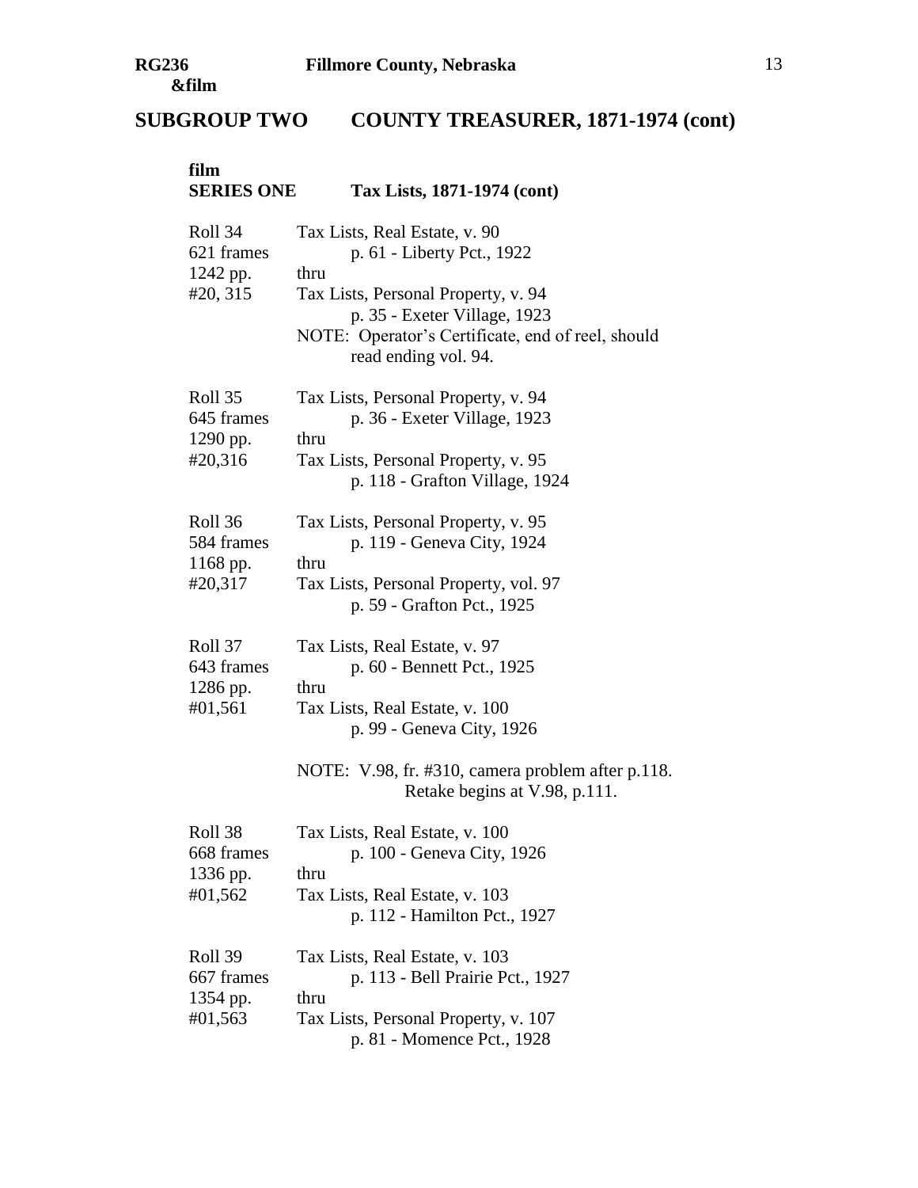**RG236 &film** **Fillmore County, Nebraska**

## SUBGROUP TWO COUNTY TREASURER, 1871-1974 (cont)

### film SERIES ONE Tax Lists, 1871-1974 (cont)

| | |
|---|---|
| Roll 34<br>621 frames<br>1242 pp.<br>#20, 315 | Tax Lists, Real Estate, v. 90<br>p. 61 - Liberty Pct., 1922<br>thru<br>Tax Lists, Personal Property, v. 94<br>p. 35 - Exeter Village, 1923<br>NOTE: Operator's Certificate, end of reel, should read ending vol. 94. |
| Roll 35<br>645 frames<br>1290 pp.<br>#20,316 | Tax Lists, Personal Property, v. 94<br>p. 36 - Exeter Village, 1923<br>thru<br>Tax Lists, Personal Property, v. 95<br>p. 118 - Grafton Village, 1924 |
| Roll 36<br>584 frames<br>1168 pp.<br>#20,317 | Tax Lists, Personal Property, v. 95<br>p. 119 - Geneva City, 1924<br>thru<br>Tax Lists, Personal Property, vol. 97<br>p. 59 - Grafton Pct., 1925 |
| Roll 37<br>643 frames<br>1286 pp.<br>#01,561 | Tax Lists, Real Estate, v. 97<br>p. 60 - Bennett Pct., 1925<br>thru<br>Tax Lists, Real Estate, v. 100<br>p. 99 - Geneva City, 1926<br>NOTE: V.98, fr. #310, camera problem after p.118. Retake begins at V.98, p.111. |
| Roll 38<br>668 frames<br>1336 pp.<br>#01,562 | Tax Lists, Real Estate, v. 100<br>p. 100 - Geneva City, 1926<br>thru<br>Tax Lists, Real Estate, v. 103<br>p. 112 - Hamilton Pct., 1927 |
| Roll 39<br>667 frames<br>1354 pp.<br>#01,563 | Tax Lists, Real Estate, v. 103<br>p. 113 - Bell Prairie Pct., 1927<br>thru<br>Tax Lists, Personal Property, v. 107<br>p. 81 - Momence Pct., 1928 |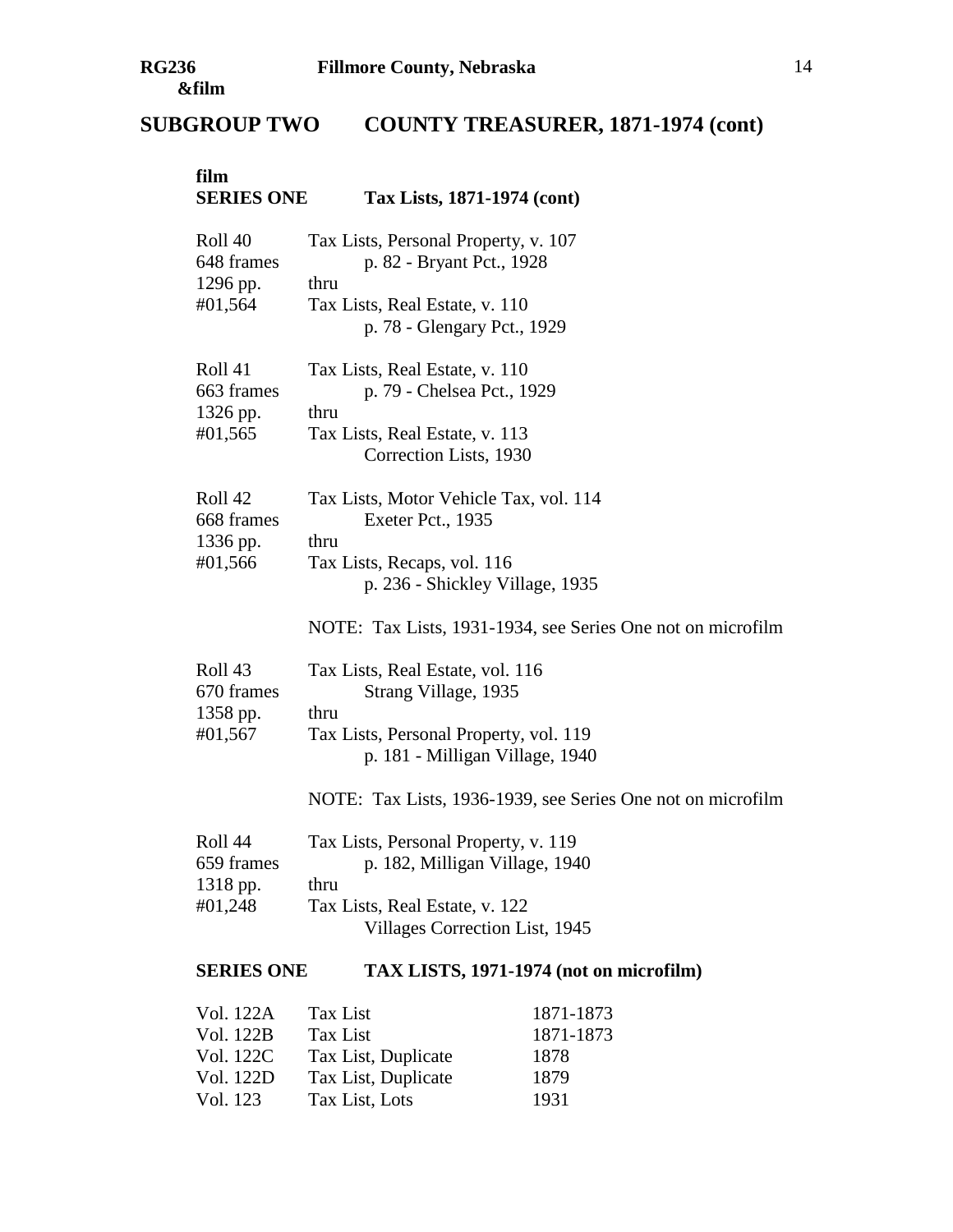## SUBGROUP TWO COUNTY TREASURER, 1871-1974 (cont)

**film**
### SERIES ONE Tax Lists, 1871-1974 (cont)

Roll 40
648 frames
1296 pp.
#01,564

Tax Lists, Personal Property, v. 107
p. 82 - Bryant Pct., 1928
thru
Tax Lists, Real Estate, v. 110
p. 78 - Glengary Pct., 1929

Roll 41
663 frames
1326 pp.
#01,565

Tax Lists, Real Estate, v. 110
p. 79 - Chelsea Pct., 1929
thru
Tax Lists, Real Estate, v. 113
Correction Lists, 1930

Roll 42
668 frames
1336 pp.
#01,566

Tax Lists, Motor Vehicle Tax, vol. 114
Exeter Pct., 1935
thru
Tax Lists, Recaps, vol. 116
p. 236 - Shickley Village, 1935

NOTE: Tax Lists, 1931-1934, see Series One not on microfilm

Roll 43
670 frames
1358 pp.
#01,567

Tax Lists, Real Estate, vol. 116
Strang Village, 1935
thru
Tax Lists, Personal Property, vol. 119
p. 181 - Milligan Village, 1940

NOTE: Tax Lists, 1936-1939, see Series One not on microfilm

Roll 44
659 frames
1318 pp.
#01,248

Tax Lists, Personal Property, v. 119
p. 182, Milligan Village, 1940
thru
Tax Lists, Real Estate, v. 122
Villages Correction List, 1945

### SERIES ONE TAX LISTS, 1971-1974 (not on microfilm)

| | | |
|---|---|---|
| Vol. 122A | Tax List | 1871-1873 |
| Vol. 122B | Tax List | 1871-1873 |
| Vol. 122C | Tax List, Duplicate | 1878 |
| Vol. 122D | Tax List, Duplicate | 1879 |
| Vol. 123 | Tax List, Lots | 1931 |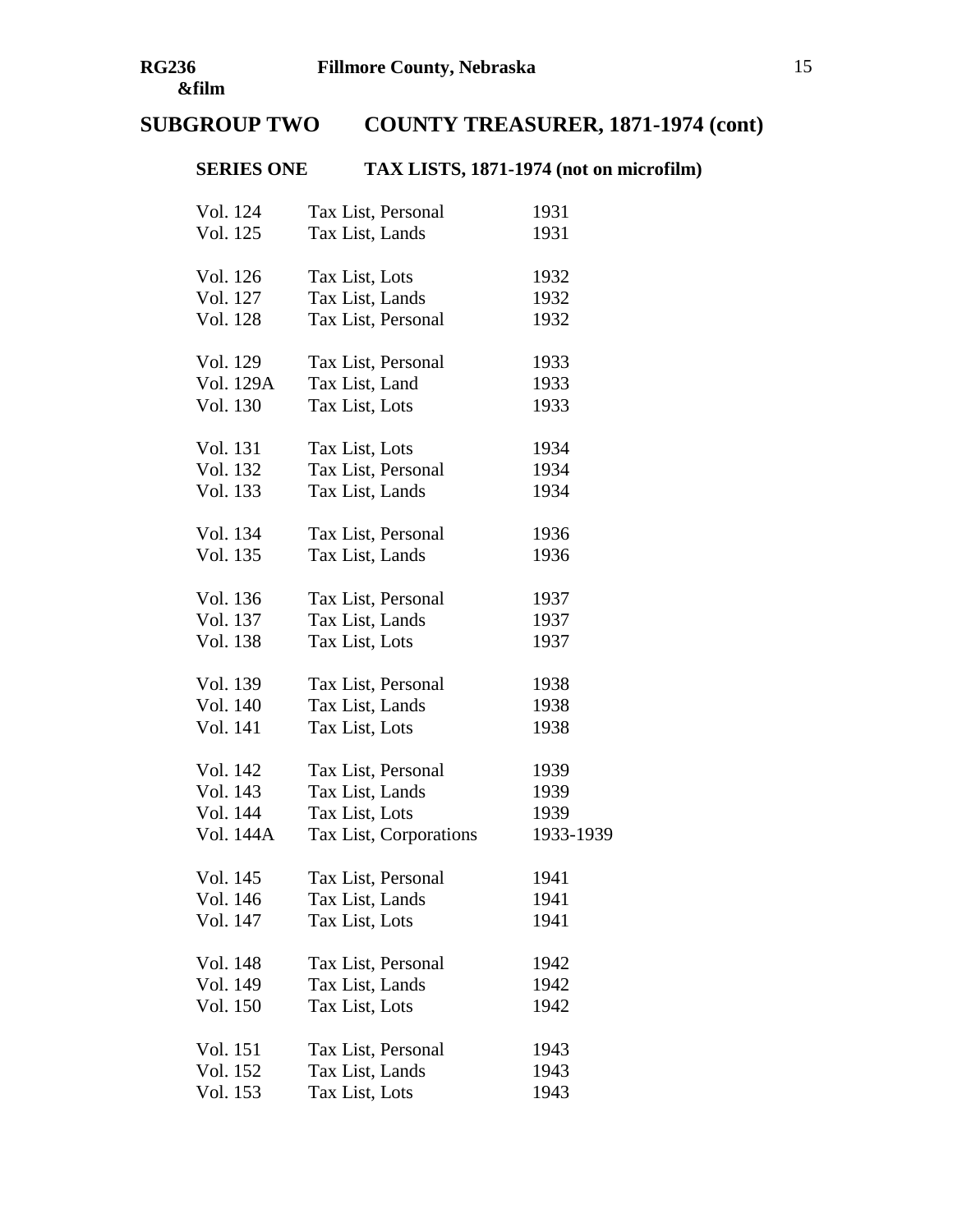## SUBGROUP TWO COUNTY TREASURER, 1871-1974 (cont)

### SERIES ONE TAX LISTS, 1871-1974 (not on microfilm)

| | | |
|---|---|---|
| Vol. 124 | Tax List, Personal | 1931 |
| Vol. 125 | Tax List, Lands | 1931 |
| | | |
| Vol. 126 | Tax List, Lots | 1932 |
| Vol. 127 | Tax List, Lands | 1932 |
| Vol. 128 | Tax List, Personal | 1932 |
| | | |
| Vol. 129 | Tax List, Personal | 1933 |
| Vol. 129A | Tax List, Land | 1933 |
| Vol. 130 | Tax List, Lots | 1933 |
| | | |
| Vol. 131 | Tax List, Lots | 1934 |
| Vol. 132 | Tax List, Personal | 1934 |
| Vol. 133 | Tax List, Lands | 1934 |
| | | |
| Vol. 134 | Tax List, Personal | 1936 |
| Vol. 135 | Tax List, Lands | 1936 |
| | | |
| Vol. 136 | Tax List, Personal | 1937 |
| Vol. 137 | Tax List, Lands | 1937 |
| Vol. 138 | Tax List, Lots | 1937 |
| | | |
| Vol. 139 | Tax List, Personal | 1938 |
| Vol. 140 | Tax List, Lands | 1938 |
| Vol. 141 | Tax List, Lots | 1938 |
| | | |
| Vol. 142 | Tax List, Personal | 1939 |
| Vol. 143 | Tax List, Lands | 1939 |
| Vol. 144 | Tax List, Lots | 1939 |
| Vol. 144A | Tax List, Corporations | 1933-1939 |
| | | |
| Vol. 145 | Tax List, Personal | 1941 |
| Vol. 146 | Tax List, Lands | 1941 |
| Vol. 147 | Tax List, Lots | 1941 |
| | | |
| Vol. 148 | Tax List, Personal | 1942 |
| Vol. 149 | Tax List, Lands | 1942 |
| Vol. 150 | Tax List, Lots | 1942 |
| | | |
| Vol. 151 | Tax List, Personal | 1943 |
| Vol. 152 | Tax List, Lands | 1943 |
| Vol. 153 | Tax List, Lots | 1943 |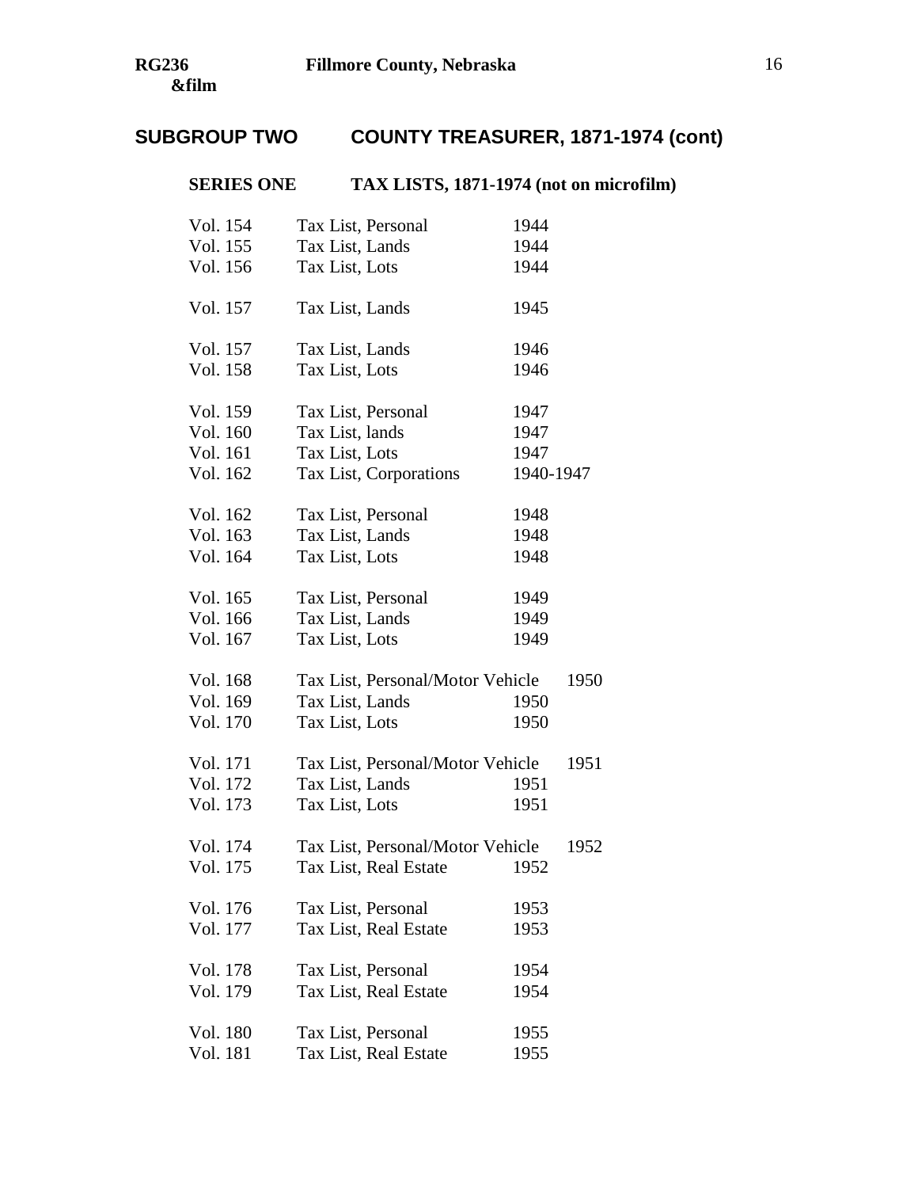## SUBGROUP TWO COUNTY TREASURER, 1871-1974 (cont)

### SERIES ONE TAX LISTS, 1871-1974 (not on microfilm)

| | | |
|---|---|---|
| Vol. 154 | Tax List, Personal | 1944 |
| Vol. 155 | Tax List, Lands | 1944 |
| Vol. 156 | Tax List, Lots | 1944 |
| | | |
| Vol. 157 | Tax List, Lands | 1945 |
| | | |
| Vol. 157 | Tax List, Lands | 1946 |
| Vol. 158 | Tax List, Lots | 1946 |
| | | |
| Vol. 159 | Tax List, Personal | 1947 |
| Vol. 160 | Tax List, lands | 1947 |
| Vol. 161 | Tax List, Lots | 1947 |
| Vol. 162 | Tax List, Corporations | 1940-1947 |
| | | |
| Vol. 162 | Tax List, Personal | 1948 |
| Vol. 163 | Tax List, Lands | 1948 |
| Vol. 164 | Tax List, Lots | 1948 |
| | | |
| Vol. 165 | Tax List, Personal | 1949 |
| Vol. 166 | Tax List, Lands | 1949 |
| Vol. 167 | Tax List, Lots | 1949 |
| | | |
| Vol. 168 | Tax List, Personal/Motor Vehicle | 1950 |
| Vol. 169 | Tax List, Lands | 1950 |
| Vol. 170 | Tax List, Lots | 1950 |
| | | |
| Vol. 171 | Tax List, Personal/Motor Vehicle | 1951 |
| Vol. 172 | Tax List, Lands | 1951 |
| Vol. 173 | Tax List, Lots | 1951 |
| | | |
| Vol. 174 | Tax List, Personal/Motor Vehicle | 1952 |
| Vol. 175 | Tax List, Real Estate | 1952 |
| | | |
| Vol. 176 | Tax List, Personal | 1953 |
| Vol. 177 | Tax List, Real Estate | 1953 |
| | | |
| Vol. 178 | Tax List, Personal | 1954 |
| Vol. 179 | Tax List, Real Estate | 1954 |
| | | |
| Vol. 180 | Tax List, Personal | 1955 |
| Vol. 181 | Tax List, Real Estate | 1955 |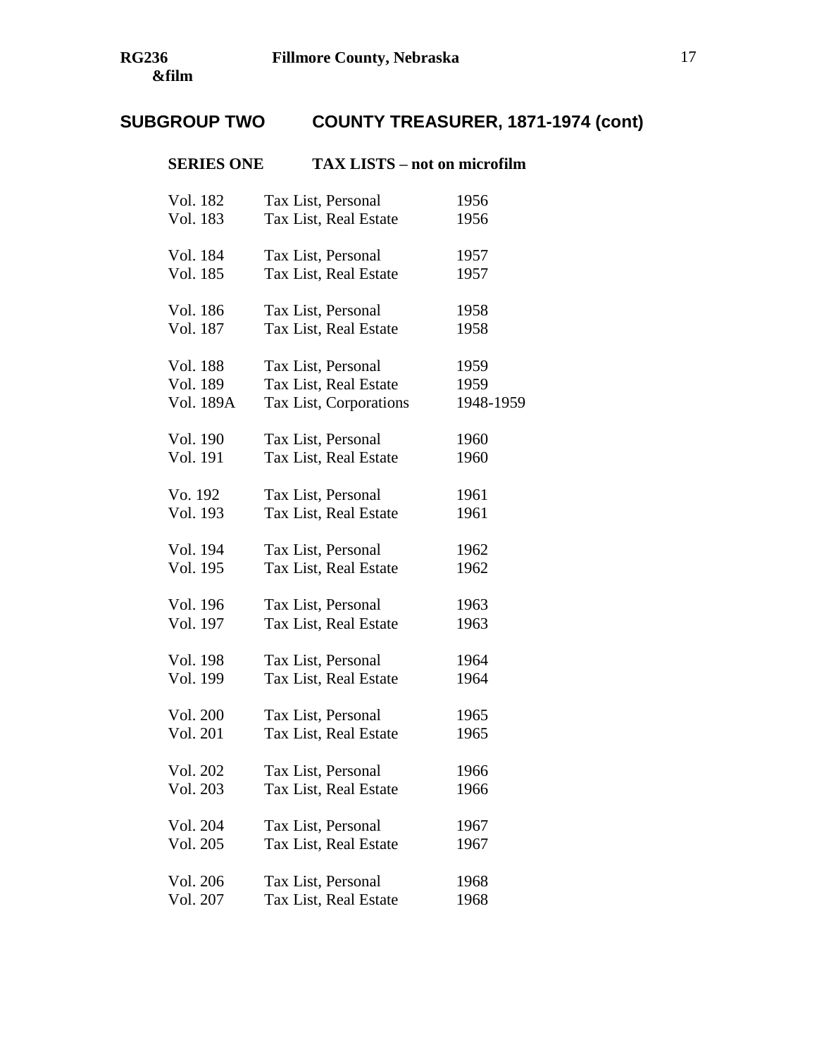## SUBGROUP TWO COUNTY TREASURER, 1871-1974 (cont)

### SERIES ONE TAX LISTS – not on microfilm

| | | |
|---|---|---|
| Vol. 182 | Tax List, Personal | 1956 |
| Vol. 183 | Tax List, Real Estate | 1956 |
| Vol. 184 | Tax List, Personal | 1957 |
| Vol. 185 | Tax List, Real Estate | 1957 |
| Vol. 186 | Tax List, Personal | 1958 |
| Vol. 187 | Tax List, Real Estate | 1958 |
| Vol. 188 | Tax List, Personal | 1959 |
| Vol. 189 | Tax List, Real Estate | 1959 |
| Vol. 189A | Tax List, Corporations | 1948-1959 |
| Vol. 190 | Tax List, Personal | 1960 |
| Vol. 191 | Tax List, Real Estate | 1960 |
| Vo. 192 | Tax List, Personal | 1961 |
| Vol. 193 | Tax List, Real Estate | 1961 |
| Vol. 194 | Tax List, Personal | 1962 |
| Vol. 195 | Tax List, Real Estate | 1962 |
| Vol. 196 | Tax List, Personal | 1963 |
| Vol. 197 | Tax List, Real Estate | 1963 |
| Vol. 198 | Tax List, Personal | 1964 |
| Vol. 199 | Tax List, Real Estate | 1964 |
| Vol. 200 | Tax List, Personal | 1965 |
| Vol. 201 | Tax List, Real Estate | 1965 |
| Vol. 202 | Tax List, Personal | 1966 |
| Vol. 203 | Tax List, Real Estate | 1966 |
| Vol. 204 | Tax List, Personal | 1967 |
| Vol. 205 | Tax List, Real Estate | 1967 |
| Vol. 206 | Tax List, Personal | 1968 |
| Vol. 207 | Tax List, Real Estate | 1968 |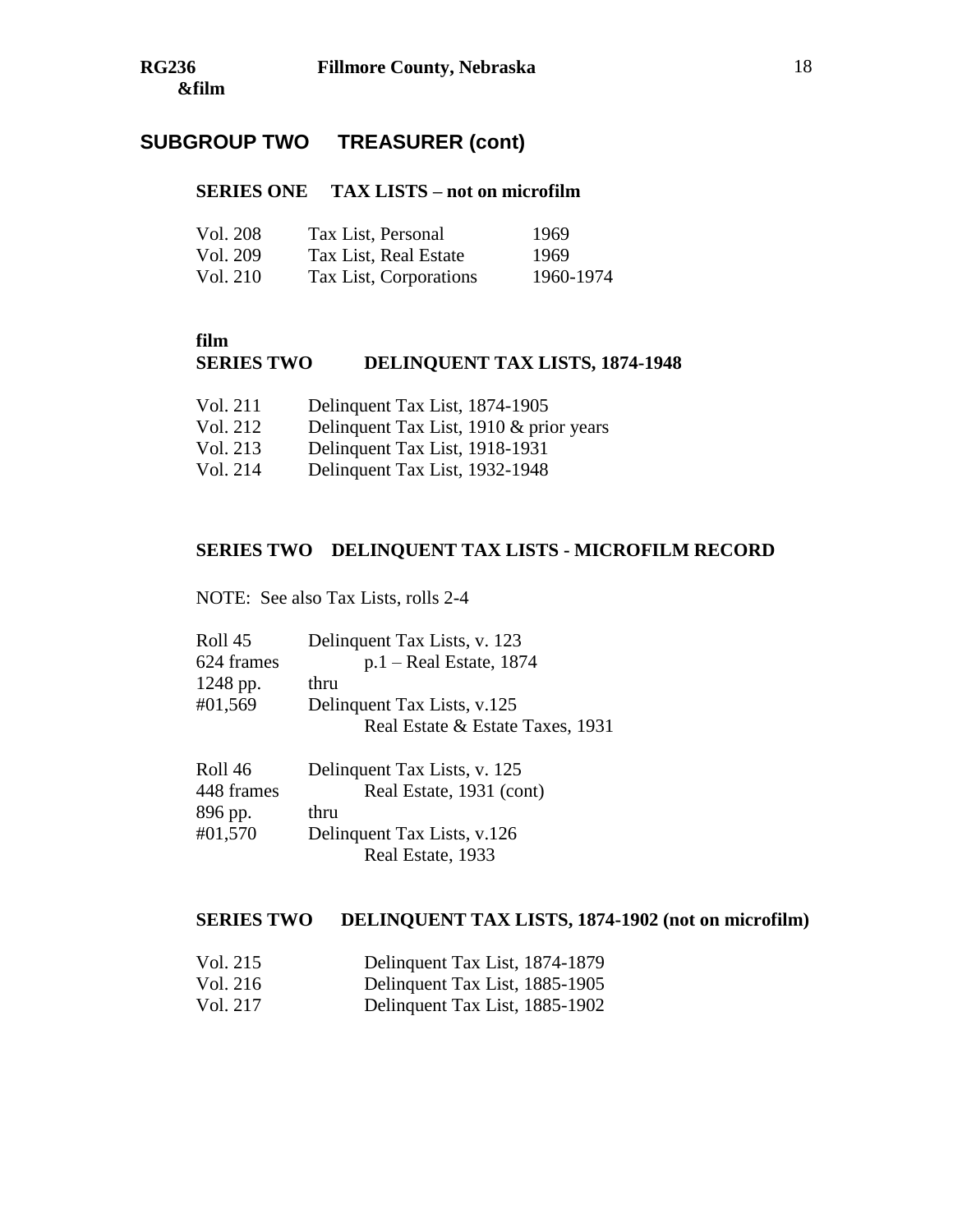## SUBGROUP TWO TREASURER (cont)

### SERIES ONE TAX LISTS – not on microfilm

| | | |
|---|---|---|
| Vol. 208 | Tax List, Personal | 1969 |
| Vol. 209 | Tax List, Real Estate | 1969 |
| Vol. 210 | Tax List, Corporations | 1960-1974 |

**film**

### SERIES TWO DELINQUENT TAX LISTS, 1874-1948

| | |
|---|---|
| Vol. 211 | Delinquent Tax List, 1874-1905 |
| Vol. 212 | Delinquent Tax List, 1910 & prior years |
| Vol. 213 | Delinquent Tax List, 1918-1931 |
| Vol. 214 | Delinquent Tax List, 1932-1948 |

### SERIES TWO DELINQUENT TAX LISTS - MICROFILM RECORD

NOTE: See also Tax Lists, rolls 2-4

Roll 45
624 frames
1248 pp.
#01,569

Delinquent Tax Lists, v. 123
p.1 – Real Estate, 1874
thru
Delinquent Tax Lists, v.125
Real Estate & Estate Taxes, 1931

Roll 46
448 frames
896 pp.
#01,570

Delinquent Tax Lists, v. 125
Real Estate, 1931 (cont)
thru
Delinquent Tax Lists, v.126
Real Estate, 1933

### SERIES TWO DELINQUENT TAX LISTS, 1874-1902 (not on microfilm)

| | |
|---|---|
| Vol. 215 | Delinquent Tax List, 1874-1879 |
| Vol. 216 | Delinquent Tax List, 1885-1905 |
| Vol. 217 | Delinquent Tax List, 1885-1902 |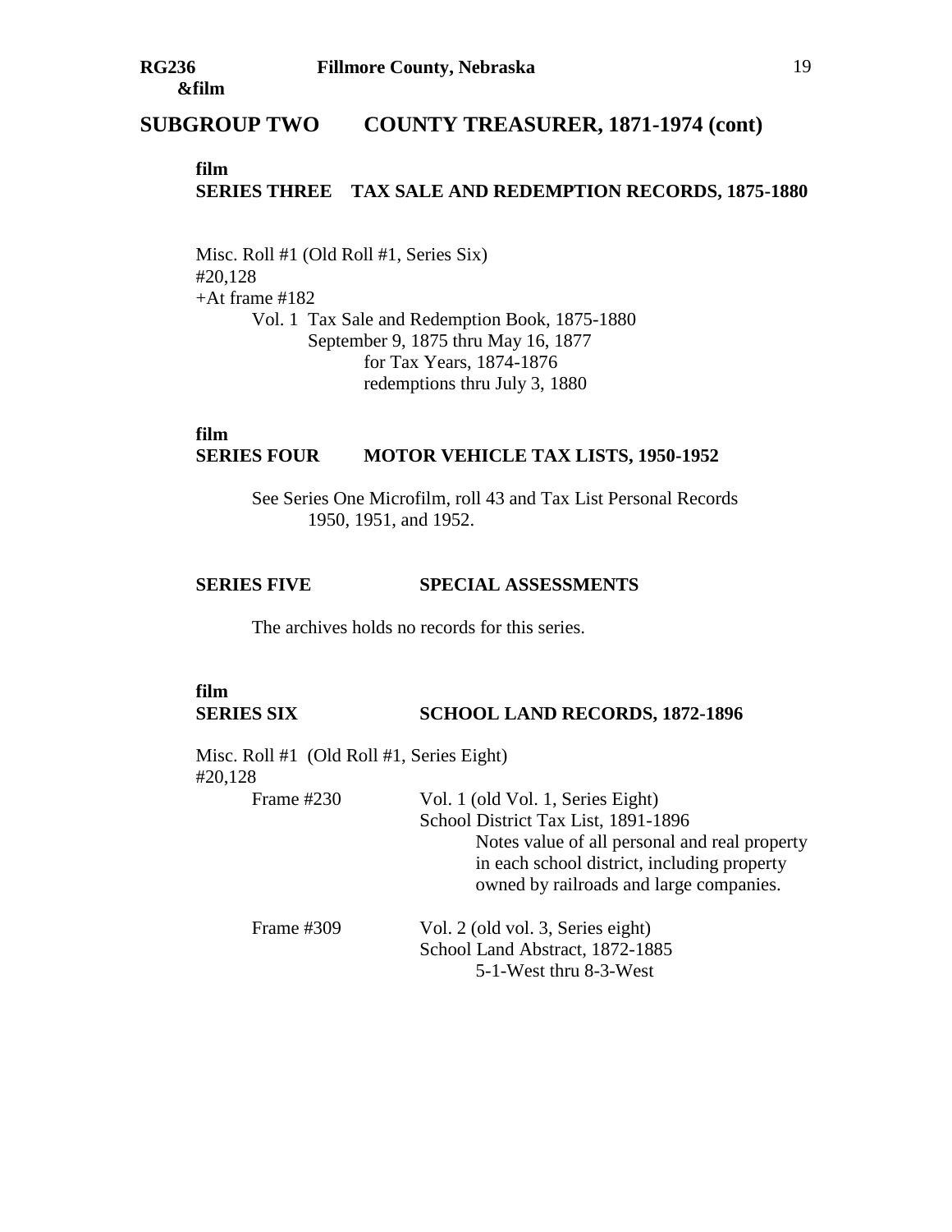## SUBGROUP TWO COUNTY TREASURER, 1871-1974 (cont)

**film**
### SERIES THREE TAX SALE AND REDEMPTION RECORDS, 1875-1880

Misc. Roll #1 (Old Roll #1, Series Six)
#20,128
+At frame #182

Vol. 1 Tax Sale and Redemption Book, 1875-1880
September 9, 1875 thru May 16, 1877
for Tax Years, 1874-1876
redemptions thru July 3, 1880

**film**
### SERIES FOUR MOTOR VEHICLE TAX LISTS, 1950-1952

See Series One Microfilm, roll 43 and Tax List Personal Records 1950, 1951, and 1952.

### SERIES FIVE SPECIAL ASSESSMENTS

The archives holds no records for this series.

**film**
### SERIES SIX SCHOOL LAND RECORDS, 1872-1896

Misc. Roll #1 (Old Roll #1, Series Eight)
#20,128

Frame #230 — Vol. 1 (old Vol. 1, Series Eight)
School District Tax List, 1891-1896
Notes value of all personal and real property in each school district, including property owned by railroads and large companies.

Frame #309 — Vol. 2 (old vol. 3, Series eight)
School Land Abstract, 1872-1885
5-1-West thru 8-3-West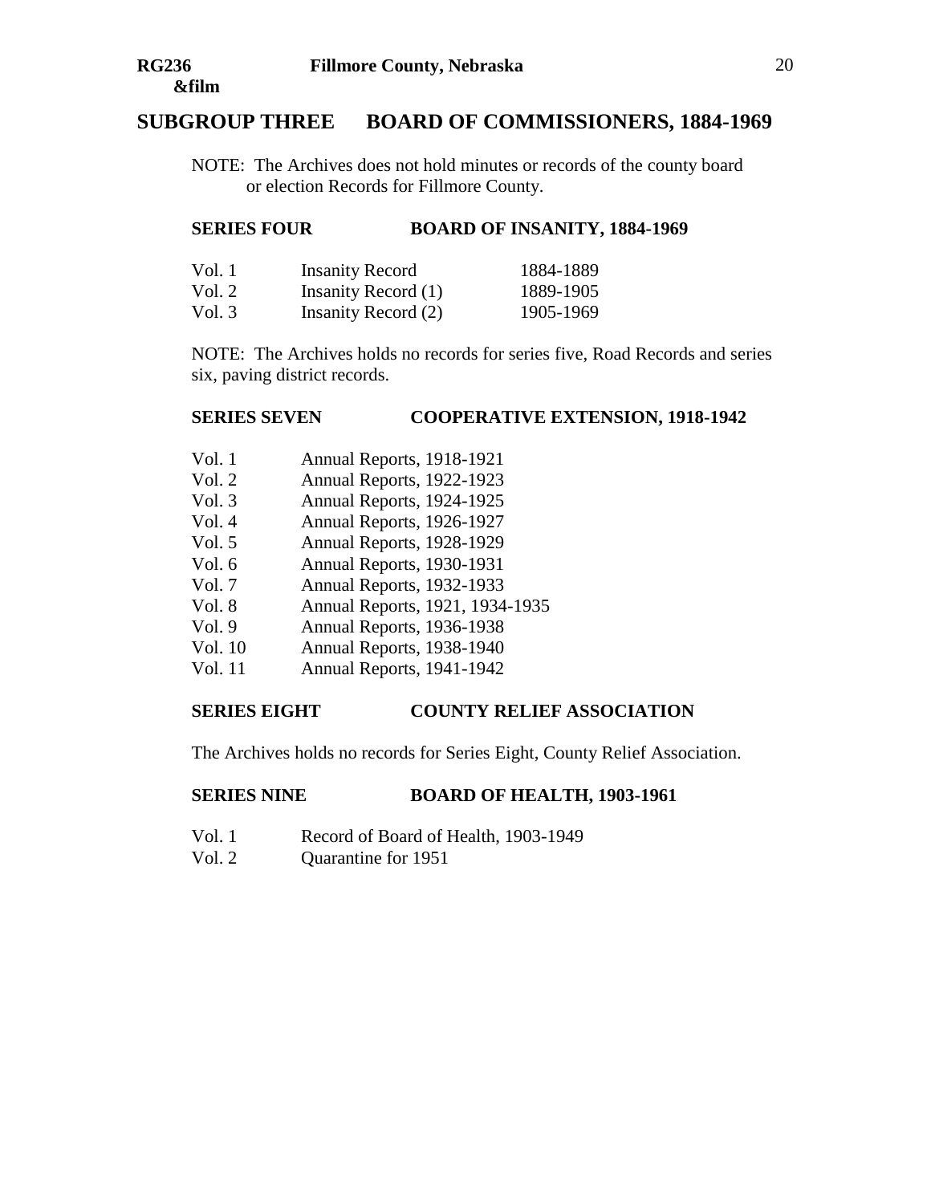## SUBGROUP THREE BOARD OF COMMISSIONERS, 1884-1969

NOTE: The Archives does not hold minutes or records of the county board or election Records for Fillmore County.

### SERIES FOUR BOARD OF INSANITY, 1884-1969

| | | |
|---|---|---|
| Vol. 1 | Insanity Record | 1884-1889 |
| Vol. 2 | Insanity Record (1) | 1889-1905 |
| Vol. 3 | Insanity Record (2) | 1905-1969 |

NOTE: The Archives holds no records for series five, Road Records and series six, paving district records.

### SERIES SEVEN COOPERATIVE EXTENSION, 1918-1942

| | |
|---|---|
| Vol. 1 | Annual Reports, 1918-1921 |
| Vol. 2 | Annual Reports, 1922-1923 |
| Vol. 3 | Annual Reports, 1924-1925 |
| Vol. 4 | Annual Reports, 1926-1927 |
| Vol. 5 | Annual Reports, 1928-1929 |
| Vol. 6 | Annual Reports, 1930-1931 |
| Vol. 7 | Annual Reports, 1932-1933 |
| Vol. 8 | Annual Reports, 1921, 1934-1935 |
| Vol. 9 | Annual Reports, 1936-1938 |
| Vol. 10 | Annual Reports, 1938-1940 |
| Vol. 11 | Annual Reports, 1941-1942 |

### SERIES EIGHT COUNTY RELIEF ASSOCIATION

The Archives holds no records for Series Eight, County Relief Association.

### SERIES NINE BOARD OF HEALTH, 1903-1961

| | |
|---|---|
| Vol. 1 | Record of Board of Health, 1903-1949 |
| Vol. 2 | Quarantine for 1951 |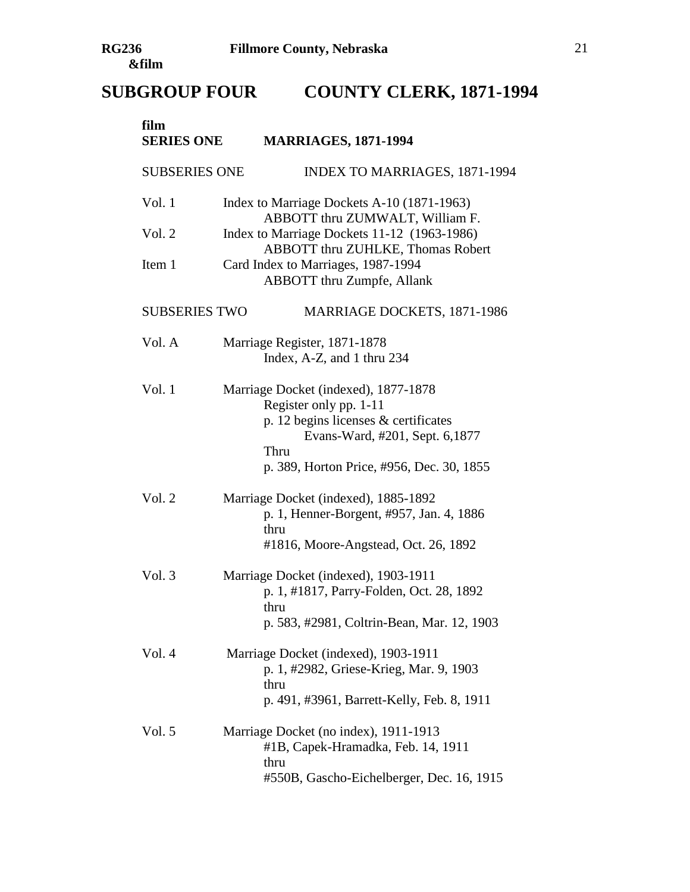# SUBGROUP FOUR COUNTY CLERK, 1871-1994

film

## SERIES ONE MARRIAGES, 1871-1994

### SUBSERIES ONE INDEX TO MARRIAGES, 1871-1994

Vol. 1 Index to Marriage Dockets A-10 (1871-1963)
ABBOTT thru ZUMWALT, William F.

Vol. 2 Index to Marriage Dockets 11-12 (1963-1986)
ABBOTT thru ZUHLKE, Thomas Robert

Item 1 Card Index to Marriages, 1987-1994
ABBOTT thru Zumpfe, Allank

### SUBSERIES TWO MARRIAGE DOCKETS, 1871-1986

Vol. A Marriage Register, 1871-1878
Index, A-Z, and 1 thru 234

Vol. 1 Marriage Docket (indexed), 1877-1878
Register only pp. 1-11
p. 12 begins licenses & certificates
Evans-Ward, #201, Sept. 6,1877
Thru
p. 389, Horton Price, #956, Dec. 30, 1855

Vol. 2 Marriage Docket (indexed), 1885-1892
p. 1, Henner-Borgent, #957, Jan. 4, 1886
thru
#1816, Moore-Angstead, Oct. 26, 1892

Vol. 3 Marriage Docket (indexed), 1903-1911
p. 1, #1817, Parry-Folden, Oct. 28, 1892
thru
p. 583, #2981, Coltrin-Bean, Mar. 12, 1903

Vol. 4 Marriage Docket (indexed), 1903-1911
p. 1, #2982, Griese-Krieg, Mar. 9, 1903
thru
p. 491, #3961, Barrett-Kelly, Feb. 8, 1911

Vol. 5 Marriage Docket (no index), 1911-1913
#1B, Capek-Hramadka, Feb. 14, 1911
thru
#550B, Gascho-Eichelberger, Dec. 16, 1915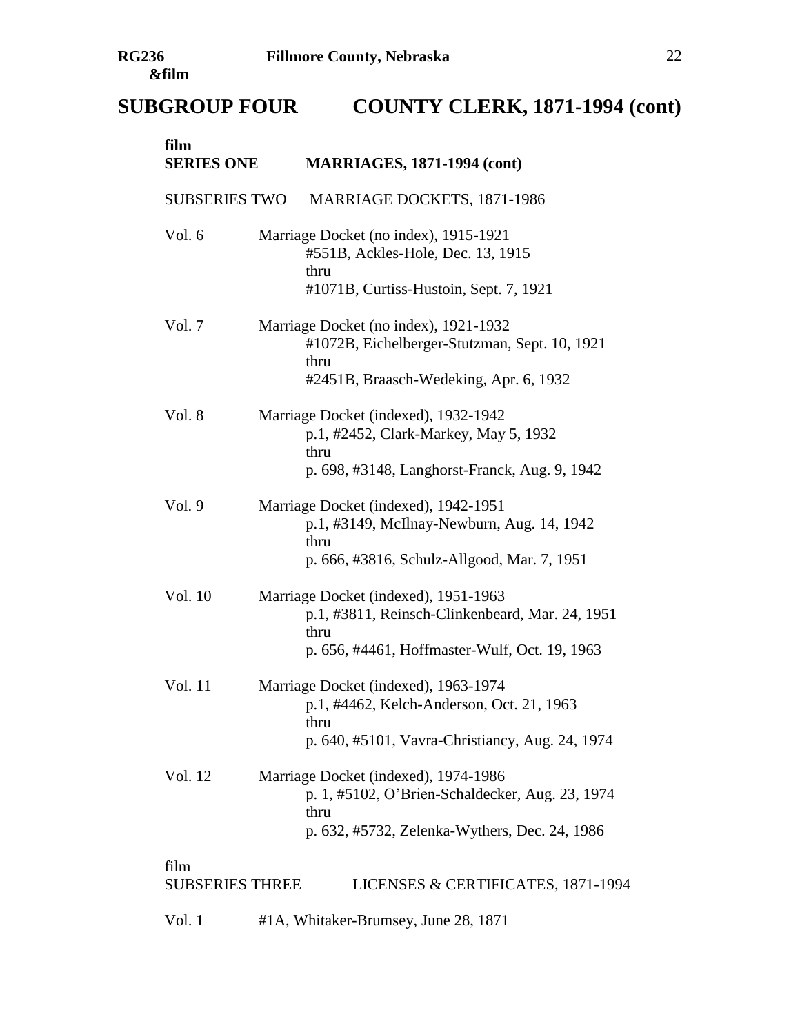## SUBGROUP FOUR COUNTY CLERK, 1871-1994 (cont)

**film**
**SERIES ONE MARRIAGES, 1871-1994 (cont)**

SUBSERIES TWO MARRIAGE DOCKETS, 1871-1986

Vol. 6 Marriage Docket (no index), 1915-1921
#551B, Ackles-Hole, Dec. 13, 1915
thru
#1071B, Curtiss-Hustoin, Sept. 7, 1921

Vol. 7 Marriage Docket (no index), 1921-1932
#1072B, Eichelberger-Stutzman, Sept. 10, 1921
thru
#2451B, Braasch-Wedeking, Apr. 6, 1932

Vol. 8 Marriage Docket (indexed), 1932-1942
p.1, #2452, Clark-Markey, May 5, 1932
thru
p. 698, #3148, Langhorst-Franck, Aug. 9, 1942

Vol. 9 Marriage Docket (indexed), 1942-1951
p.1, #3149, McIlnay-Newburn, Aug. 14, 1942
thru
p. 666, #3816, Schulz-Allgood, Mar. 7, 1951

Vol. 10 Marriage Docket (indexed), 1951-1963
p.1, #3811, Reinsch-Clinkenbeard, Mar. 24, 1951
thru
p. 656, #4461, Hoffmaster-Wulf, Oct. 19, 1963

Vol. 11 Marriage Docket (indexed), 1963-1974
p.1, #4462, Kelch-Anderson, Oct. 21, 1963
thru
p. 640, #5101, Vavra-Christiancy, Aug. 24, 1974

Vol. 12 Marriage Docket (indexed), 1974-1986
p. 1, #5102, O'Brien-Schaldecker, Aug. 23, 1974
thru
p. 632, #5732, Zelenka-Wythers, Dec. 24, 1986

film
SUBSERIES THREE LICENSES & CERTIFICATES, 1871-1994

Vol. 1 #1A, Whitaker-Brumsey, June 28, 1871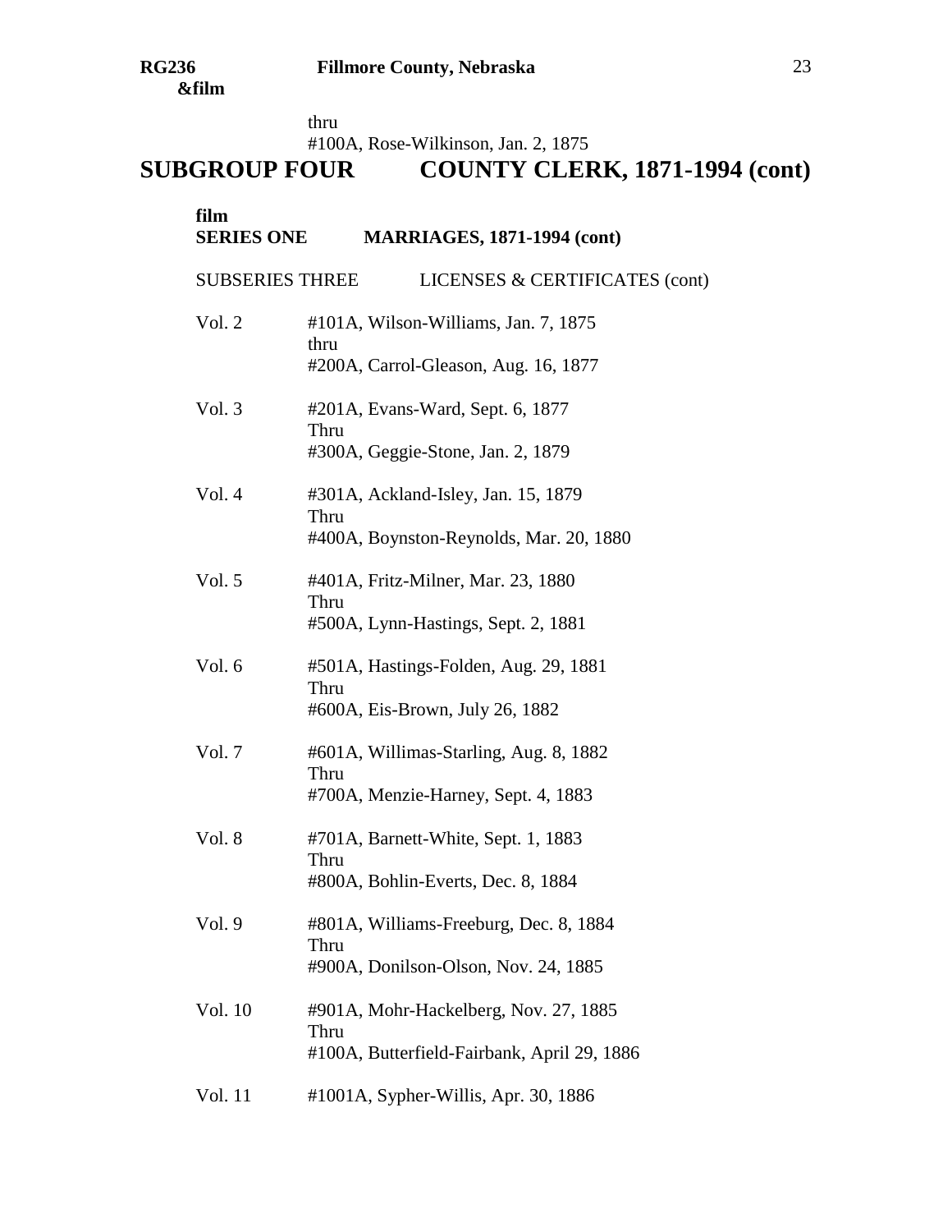thru
#100A, Rose-Wilkinson, Jan. 2, 1875

# SUBGROUP FOUR COUNTY CLERK, 1871-1994 (cont)

**film**
## SERIES ONE MARRIAGES, 1871-1994 (cont)

SUBSERIES THREE LICENSES & CERTIFICATES (cont)

Vol. 2 #101A, Wilson-Williams, Jan. 7, 1875
thru
#200A, Carrol-Gleason, Aug. 16, 1877

Vol. 3 #201A, Evans-Ward, Sept. 6, 1877
Thru
#300A, Geggie-Stone, Jan. 2, 1879

Vol. 4 #301A, Ackland-Isley, Jan. 15, 1879
Thru
#400A, Boynston-Reynolds, Mar. 20, 1880

Vol. 5 #401A, Fritz-Milner, Mar. 23, 1880
Thru
#500A, Lynn-Hastings, Sept. 2, 1881

Vol. 6 #501A, Hastings-Folden, Aug. 29, 1881
Thru
#600A, Eis-Brown, July 26, 1882

Vol. 7 #601A, Willimas-Starling, Aug. 8, 1882
Thru
#700A, Menzie-Harney, Sept. 4, 1883

Vol. 8 #701A, Barnett-White, Sept. 1, 1883
Thru
#800A, Bohlin-Everts, Dec. 8, 1884

Vol. 9 #801A, Williams-Freeburg, Dec. 8, 1884
Thru
#900A, Donilson-Olson, Nov. 24, 1885

Vol. 10 #901A, Mohr-Hackelberg, Nov. 27, 1885
Thru
#100A, Butterfield-Fairbank, April 29, 1886

Vol. 11 #1001A, Sypher-Willis, Apr. 30, 1886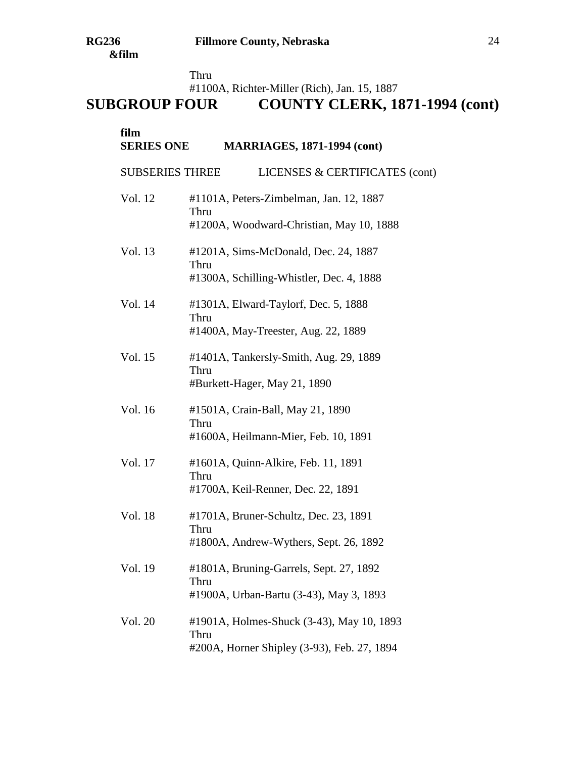Thru
#1100A, Richter-Miller (Rich), Jan. 15, 1887

# SUBGROUP FOUR COUNTY CLERK, 1871-1994 (cont)

**film**
## SERIES ONE MARRIAGES, 1871-1994 (cont)

SUBSERIES THREE LICENSES & CERTIFICATES (cont)

Vol. 12 #1101A, Peters-Zimbelman, Jan. 12, 1887
Thru
#1200A, Woodward-Christian, May 10, 1888

Vol. 13 #1201A, Sims-McDonald, Dec. 24, 1887
Thru
#1300A, Schilling-Whistler, Dec. 4, 1888

Vol. 14 #1301A, Elward-Taylorf, Dec. 5, 1888
Thru
#1400A, May-Treester, Aug. 22, 1889

Vol. 15 #1401A, Tankersly-Smith, Aug. 29, 1889
Thru
#Burkett-Hager, May 21, 1890

Vol. 16 #1501A, Crain-Ball, May 21, 1890
Thru
#1600A, Heilmann-Mier, Feb. 10, 1891

Vol. 17 #1601A, Quinn-Alkire, Feb. 11, 1891
Thru
#1700A, Keil-Renner, Dec. 22, 1891

Vol. 18 #1701A, Bruner-Schultz, Dec. 23, 1891
Thru
#1800A, Andrew-Wythers, Sept. 26, 1892

Vol. 19 #1801A, Bruning-Garrels, Sept. 27, 1892
Thru
#1900A, Urban-Bartu (3-43), May 3, 1893

Vol. 20 #1901A, Holmes-Shuck (3-43), May 10, 1893
Thru
#200A, Horner Shipley (3-93), Feb. 27, 1894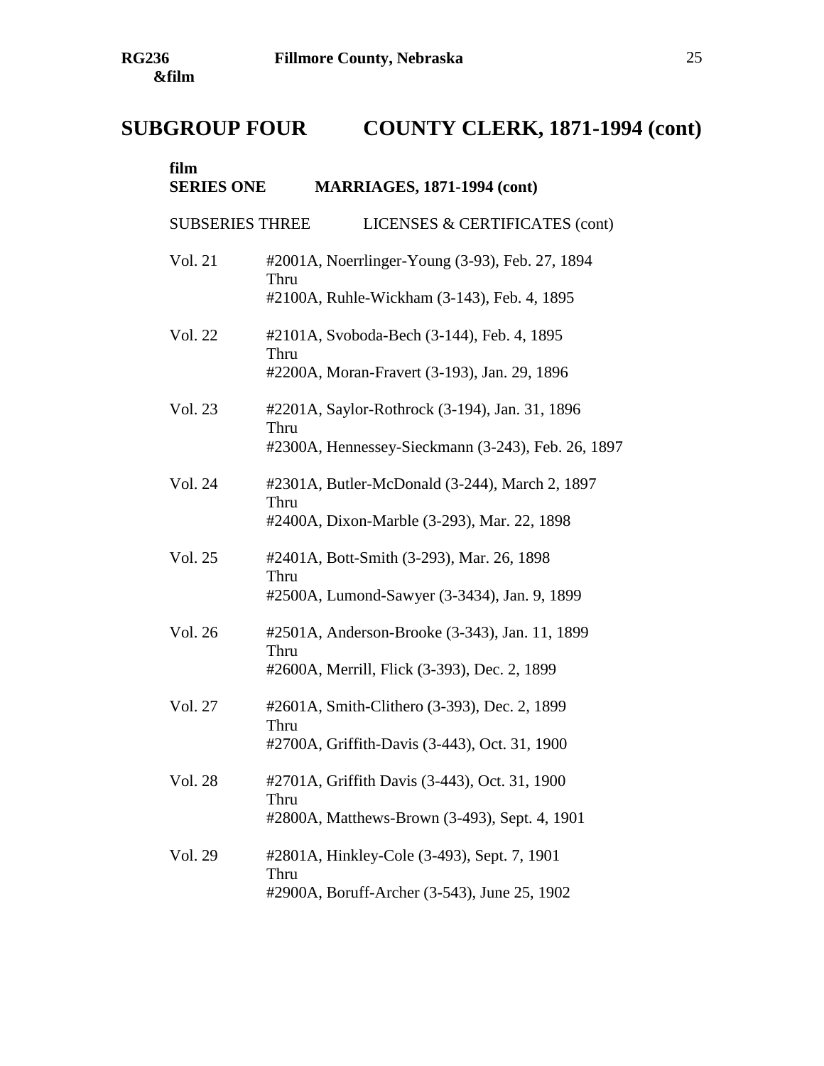# SUBGROUP FOUR COUNTY CLERK, 1871-1994 (cont)

film
## SERIES ONE MARRIAGES, 1871-1994 (cont)

SUBSERIES THREE LICENSES & CERTIFICATES (cont)

Vol. 21 #2001A, Noerrlinger-Young (3-93), Feb. 27, 1894
Thru
#2100A, Ruhle-Wickham (3-143), Feb. 4, 1895

Vol. 22 #2101A, Svoboda-Bech (3-144), Feb. 4, 1895
Thru
#2200A, Moran-Fravert (3-193), Jan. 29, 1896

Vol. 23 #2201A, Saylor-Rothrock (3-194), Jan. 31, 1896
Thru
#2300A, Hennessey-Sieckmann (3-243), Feb. 26, 1897

Vol. 24 #2301A, Butler-McDonald (3-244), March 2, 1897
Thru
#2400A, Dixon-Marble (3-293), Mar. 22, 1898

Vol. 25 #2401A, Bott-Smith (3-293), Mar. 26, 1898
Thru
#2500A, Lumond-Sawyer (3-3434), Jan. 9, 1899

Vol. 26 #2501A, Anderson-Brooke (3-343), Jan. 11, 1899
Thru
#2600A, Merrill, Flick (3-393), Dec. 2, 1899

Vol. 27 #2601A, Smith-Clithero (3-393), Dec. 2, 1899
Thru
#2700A, Griffith-Davis (3-443), Oct. 31, 1900

Vol. 28 #2701A, Griffith Davis (3-443), Oct. 31, 1900
Thru
#2800A, Matthews-Brown (3-493), Sept. 4, 1901

Vol. 29 #2801A, Hinkley-Cole (3-493), Sept. 7, 1901
Thru
#2900A, Boruff-Archer (3-543), June 25, 1902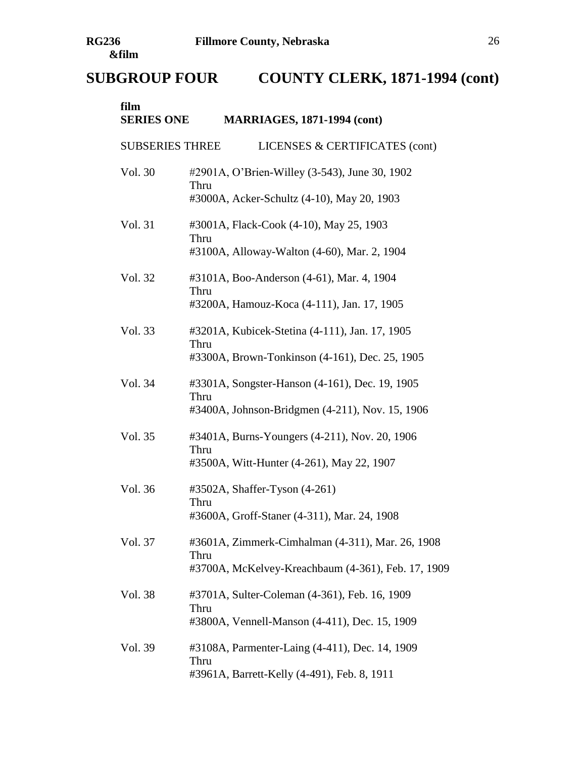**RG236 &film** **Fillmore County, Nebraska**

# SUBGROUP FOUR COUNTY CLERK, 1871-1994 (cont)

## film SERIES ONE MARRIAGES, 1871-1994 (cont)

### SUBSERIES THREE LICENSES & CERTIFICATES (cont)

Vol. 30 #2901A, O'Brien-Willey (3-543), June 30, 1902
Thru
#3000A, Acker-Schultz (4-10), May 20, 1903

Vol. 31 #3001A, Flack-Cook (4-10), May 25, 1903
Thru
#3100A, Alloway-Walton (4-60), Mar. 2, 1904

Vol. 32 #3101A, Boo-Anderson (4-61), Mar. 4, 1904
Thru
#3200A, Hamouz-Koca (4-111), Jan. 17, 1905

Vol. 33 #3201A, Kubicek-Stetina (4-111), Jan. 17, 1905
Thru
#3300A, Brown-Tonkinson (4-161), Dec. 25, 1905

Vol. 34 #3301A, Songster-Hanson (4-161), Dec. 19, 1905
Thru
#3400A, Johnson-Bridgmen (4-211), Nov. 15, 1906

Vol. 35 #3401A, Burns-Youngers (4-211), Nov. 20, 1906
Thru
#3500A, Witt-Hunter (4-261), May 22, 1907

Vol. 36 #3502A, Shaffer-Tyson (4-261)
Thru
#3600A, Groff-Staner (4-311), Mar. 24, 1908

Vol. 37 #3601A, Zimmerk-Cimhalman (4-311), Mar. 26, 1908
Thru
#3700A, McKelvey-Kreachbaum (4-361), Feb. 17, 1909

Vol. 38 #3701A, Sulter-Coleman (4-361), Feb. 16, 1909
Thru
#3800A, Vennell-Manson (4-411), Dec. 15, 1909

Vol. 39 #3108A, Parmenter-Laing (4-411), Dec. 14, 1909
Thru
#3961A, Barrett-Kelly (4-491), Feb. 8, 1911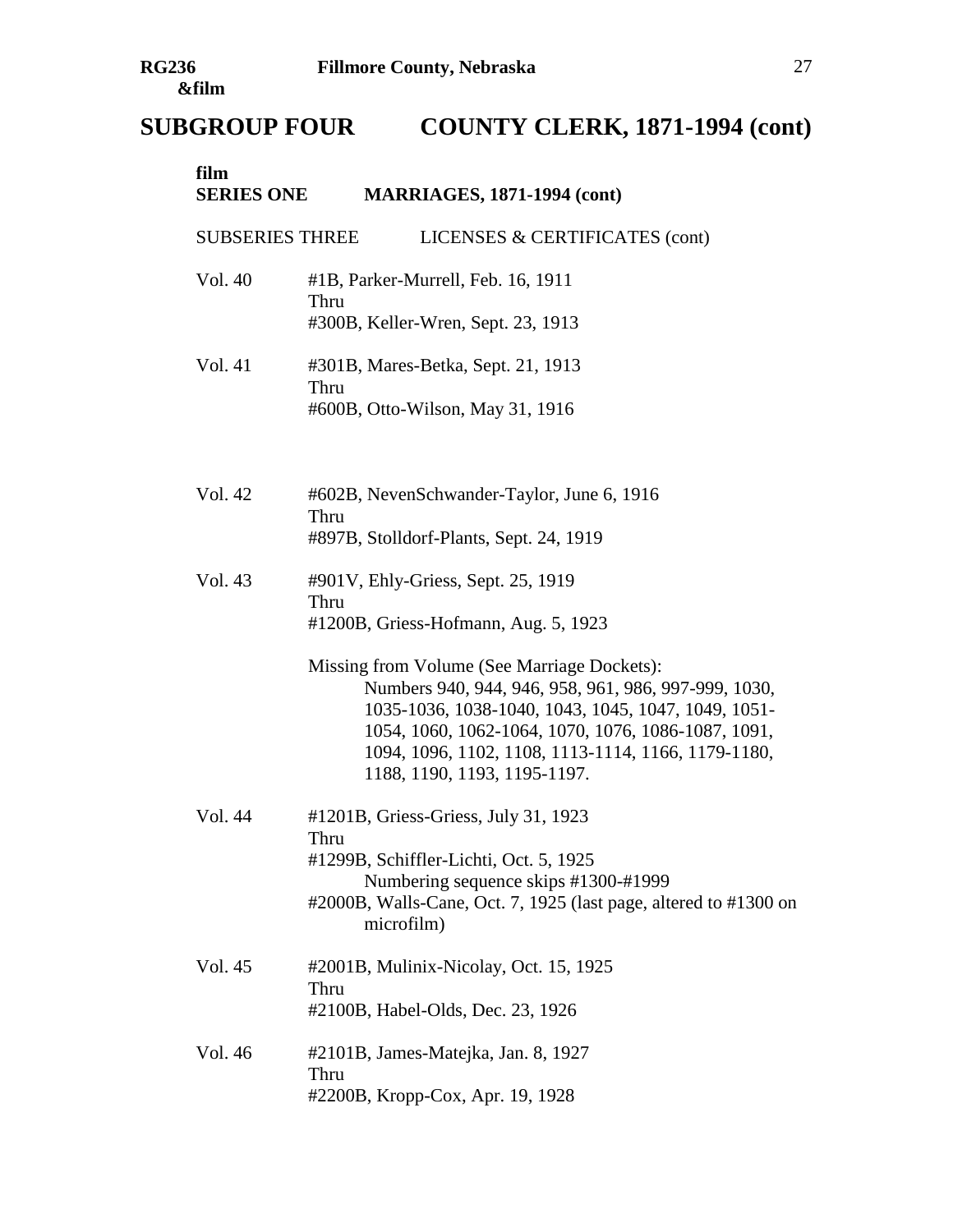**RG236 &film** **Fillmore County, Nebraska**

# SUBGROUP FOUR COUNTY CLERK, 1871-1994 (cont)

**film**
## SERIES ONE MARRIAGES, 1871-1994 (cont)

SUBSERIES THREE LICENSES & CERTIFICATES (cont)

Vol. 40 #1B, Parker-Murrell, Feb. 16, 1911
Thru
#300B, Keller-Wren, Sept. 23, 1913

Vol. 41 #301B, Mares-Betka, Sept. 21, 1913
Thru
#600B, Otto-Wilson, May 31, 1916

Vol. 42 #602B, NevenSchwander-Taylor, June 6, 1916
Thru
#897B, Stolldorf-Plants, Sept. 24, 1919

Vol. 43 #901V, Ehly-Griess, Sept. 25, 1919
Thru
#1200B, Griess-Hofmann, Aug. 5, 1923

Missing from Volume (See Marriage Dockets):
Numbers 940, 944, 946, 958, 961, 986, 997-999, 1030, 1035-1036, 1038-1040, 1043, 1045, 1047, 1049, 1051-1054, 1060, 1062-1064, 1070, 1076, 1086-1087, 1091, 1094, 1096, 1102, 1108, 1113-1114, 1166, 1179-1180, 1188, 1190, 1193, 1195-1197.

Vol. 44 #1201B, Griess-Griess, July 31, 1923
Thru
#1299B, Schiffler-Lichti, Oct. 5, 1925
Numbering sequence skips #1300-#1999
#2000B, Walls-Cane, Oct. 7, 1925 (last page, altered to #1300 on microfilm)

Vol. 45 #2001B, Mulinix-Nicolay, Oct. 15, 1925
Thru
#2100B, Habel-Olds, Dec. 23, 1926

Vol. 46 #2101B, James-Matejka, Jan. 8, 1927
Thru
#2200B, Kropp-Cox, Apr. 19, 1928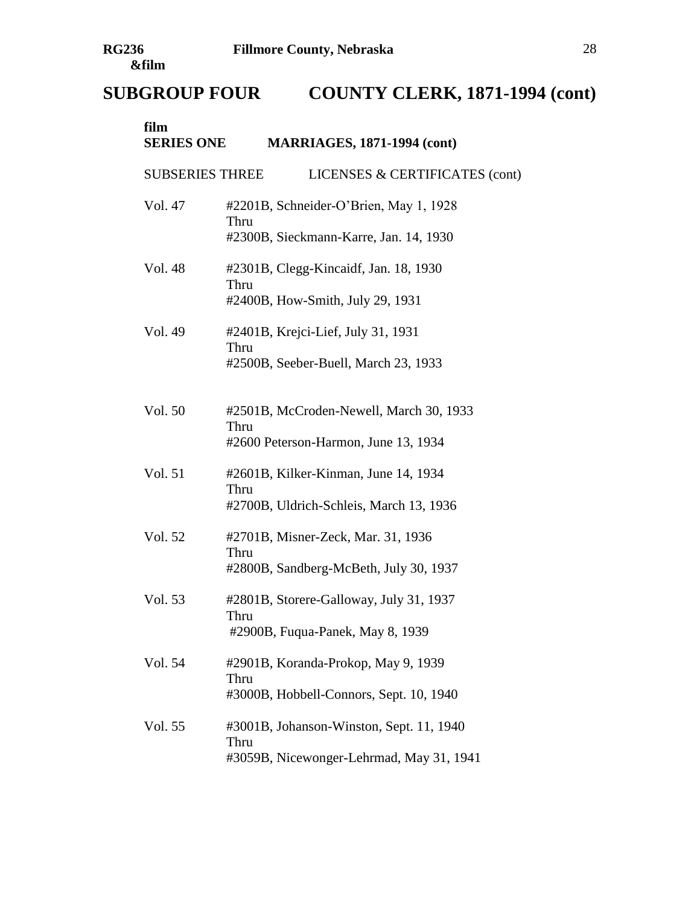**RG236 &film** **Fillmore County, Nebraska**

# SUBGROUP FOUR COUNTY CLERK, 1871-1994 (cont)

**film**
## SERIES ONE MARRIAGES, 1871-1994 (cont)

SUBSERIES THREE LICENSES & CERTIFICATES (cont)

Vol. 47 #2201B, Schneider-O'Brien, May 1, 1928
Thru
#2300B, Sieckmann-Karre, Jan. 14, 1930

Vol. 48 #2301B, Clegg-Kincaidf, Jan. 18, 1930
Thru
#2400B, How-Smith, July 29, 1931

Vol. 49 #2401B, Krejci-Lief, July 31, 1931
Thru
#2500B, Seeber-Buell, March 23, 1933

Vol. 50 #2501B, McCroden-Newell, March 30, 1933
Thru
#2600 Peterson-Harmon, June 13, 1934

Vol. 51 #2601B, Kilker-Kinman, June 14, 1934
Thru
#2700B, Uldrich-Schleis, March 13, 1936

Vol. 52 #2701B, Misner-Zeck, Mar. 31, 1936
Thru
#2800B, Sandberg-McBeth, July 30, 1937

Vol. 53 #2801B, Storere-Galloway, July 31, 1937
Thru
#2900B, Fuqua-Panek, May 8, 1939

Vol. 54 #2901B, Koranda-Prokop, May 9, 1939
Thru
#3000B, Hobbell-Connors, Sept. 10, 1940

Vol. 55 #3001B, Johanson-Winston, Sept. 11, 1940
Thru
#3059B, Nicewonger-Lehrmad, May 31, 1941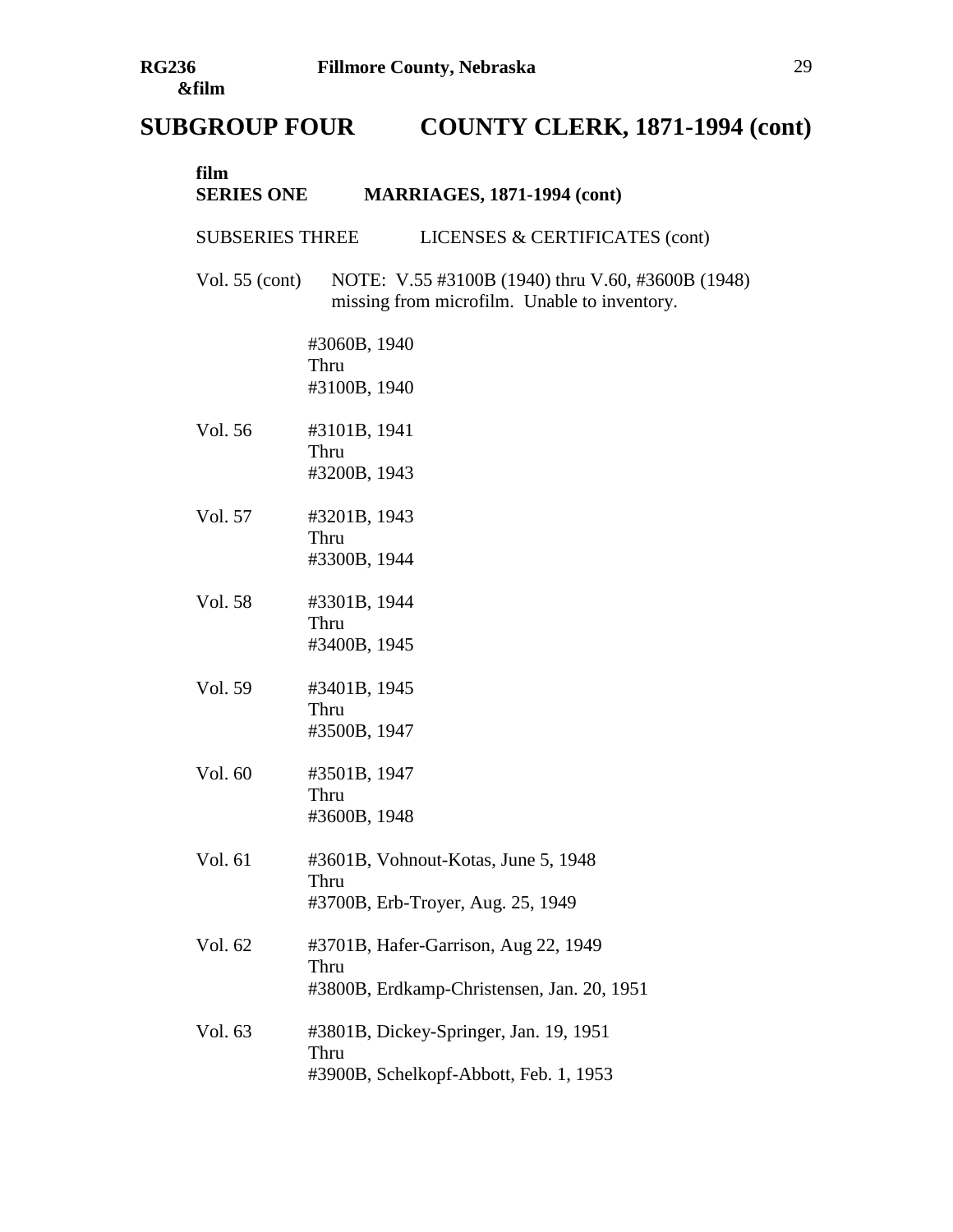## SUBGROUP FOUR COUNTY CLERK, 1871-1994 (cont)

**film**
**SERIES ONE MARRIAGES, 1871-1994 (cont)**

SUBSERIES THREE LICENSES & CERTIFICATES (cont)

Vol. 55 (cont) NOTE: V.55 #3100B (1940) thru V.60, #3600B (1948) missing from microfilm. Unable to inventory.

#3060B, 1940
Thru
#3100B, 1940

Vol. 56 #3101B, 1941
Thru
#3200B, 1943

Vol. 57 #3201B, 1943
Thru
#3300B, 1944

Vol. 58 #3301B, 1944
Thru
#3400B, 1945

Vol. 59 #3401B, 1945
Thru
#3500B, 1947

Vol. 60 #3501B, 1947
Thru
#3600B, 1948

Vol. 61 #3601B, Vohnout-Kotas, June 5, 1948
Thru
#3700B, Erb-Troyer, Aug. 25, 1949

Vol. 62 #3701B, Hafer-Garrison, Aug 22, 1949
Thru
#3800B, Erdkamp-Christensen, Jan. 20, 1951

Vol. 63 #3801B, Dickey-Springer, Jan. 19, 1951
Thru
#3900B, Schelkopf-Abbott, Feb. 1, 1953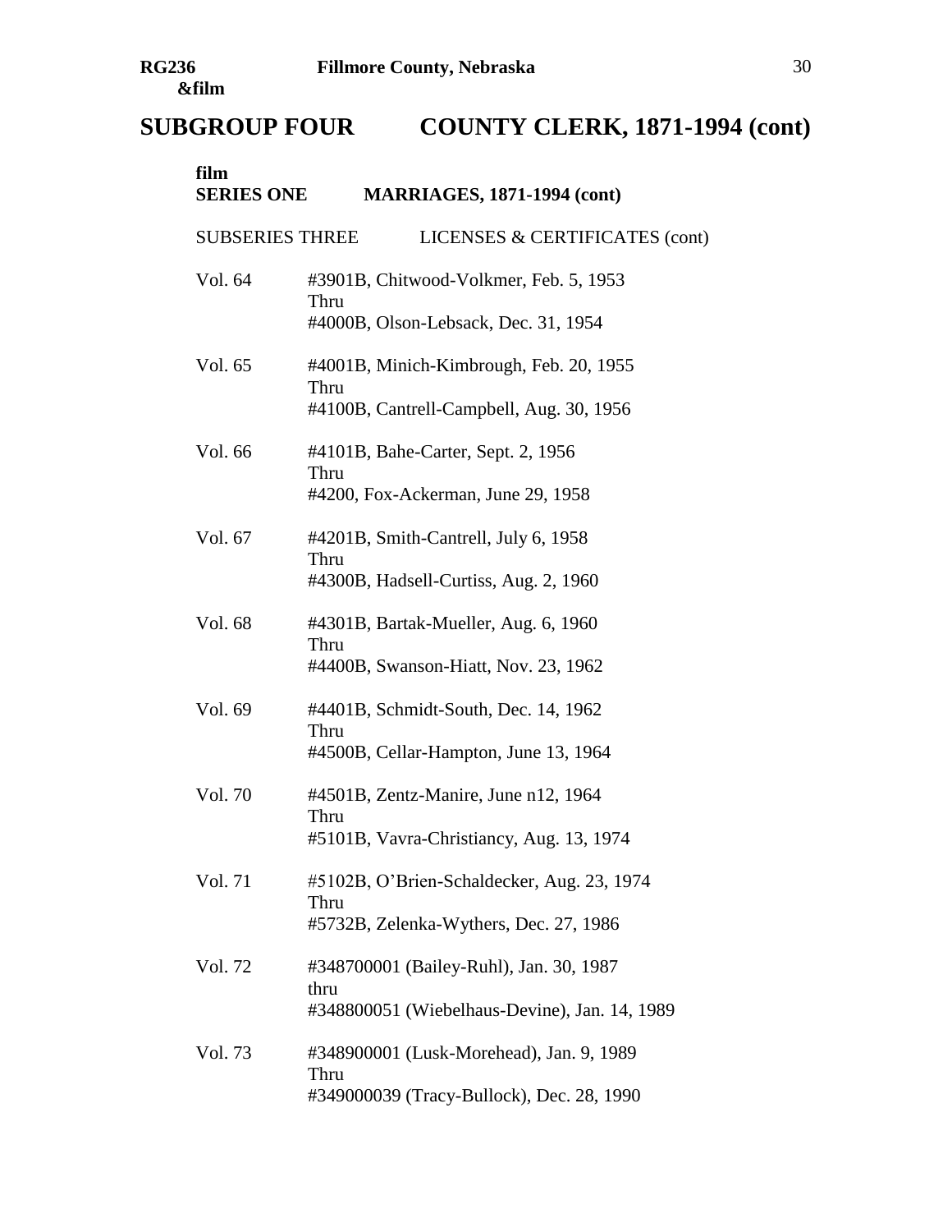## SUBGROUP FOUR COUNTY CLERK, 1871-1994 (cont)

film

### SERIES ONE MARRIAGES, 1871-1994 (cont)

SUBSERIES THREE LICENSES & CERTIFICATES (cont)

Vol. 64 #3901B, Chitwood-Volkmer, Feb. 5, 1953
Thru
#4000B, Olson-Lebsack, Dec. 31, 1954

Vol. 65 #4001B, Minich-Kimbrough, Feb. 20, 1955
Thru
#4100B, Cantrell-Campbell, Aug. 30, 1956

Vol. 66 #4101B, Bahe-Carter, Sept. 2, 1956
Thru
#4200, Fox-Ackerman, June 29, 1958

Vol. 67 #4201B, Smith-Cantrell, July 6, 1958
Thru
#4300B, Hadsell-Curtiss, Aug. 2, 1960

Vol. 68 #4301B, Bartak-Mueller, Aug. 6, 1960
Thru
#4400B, Swanson-Hiatt, Nov. 23, 1962

Vol. 69 #4401B, Schmidt-South, Dec. 14, 1962
Thru
#4500B, Cellar-Hampton, June 13, 1964

Vol. 70 #4501B, Zentz-Manire, June n12, 1964
Thru
#5101B, Vavra-Christiancy, Aug. 13, 1974

Vol. 71 #5102B, O'Brien-Schaldecker, Aug. 23, 1974
Thru
#5732B, Zelenka-Wythers, Dec. 27, 1986

Vol. 72 #348700001 (Bailey-Ruhl), Jan. 30, 1987
thru
#348800051 (Wiebelhaus-Devine), Jan. 14, 1989

Vol. 73 #348900001 (Lusk-Morehead), Jan. 9, 1989
Thru
#349000039 (Tracy-Bullock), Dec. 28, 1990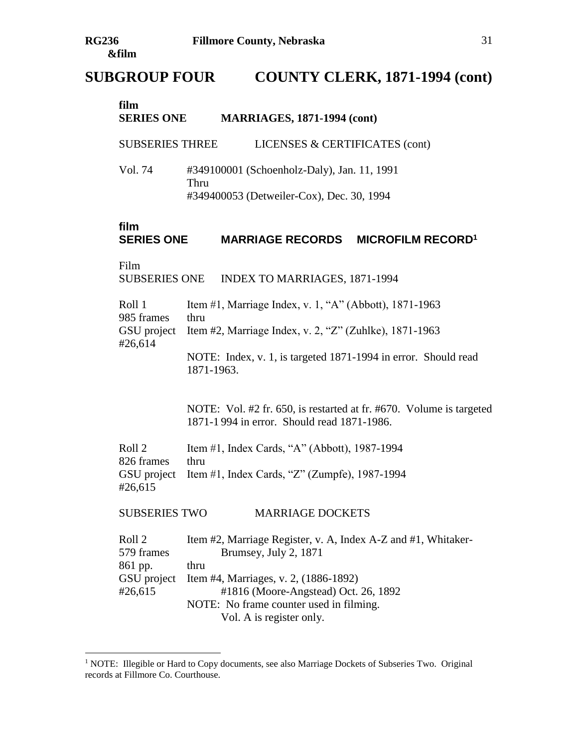# SUBGROUP FOUR COUNTY CLERK, 1871-1994 (cont)

**film**
**SERIES ONE MARRIAGES, 1871-1994 (cont)**

SUBSERIES THREE LICENSES & CERTIFICATES (cont)

Vol. 74 #349100001 (Schoenholz-Daly), Jan. 11, 1991
Thru
#349400053 (Detweiler-Cox), Dec. 30, 1994

**film**
**SERIES ONE MARRIAGE RECORDS MICROFILM RECORD[1]**

Film
SUBSERIES ONE INDEX TO MARRIAGES, 1871-1994

Roll 1
985 frames
GSU project #26,614

Item #1, Marriage Index, v. 1, "A" (Abbott), 1871-1963
thru
Item #2, Marriage Index, v. 2, "Z" (Zuhlke), 1871-1963

NOTE: Index, v. 1, is targeted 1871-1994 in error. Should read 1871-1963.

NOTE: Vol. #2 fr. 650, is restarted at fr. #670. Volume is targeted 1871-1 994 in error. Should read 1871-1986.

Roll 2
826 frames
GSU project #26,615

Item #1, Index Cards, "A" (Abbott), 1987-1994
thru
Item #1, Index Cards, "Z" (Zumpfe), 1987-1994

SUBSERIES TWO MARRIAGE DOCKETS

Roll 2
579 frames
861 pp.
GSU project #26,615

Item #2, Marriage Register, v. A, Index A-Z and #1, Whitaker-Brumsey, July 2, 1871
thru
Item #4, Marriages, v. 2, (1886-1892)
#1816 (Moore-Angstead) Oct. 26, 1892
NOTE: No frame counter used in filming.
Vol. A is register only.

---

[1] NOTE: Illegible or Hard to Copy documents, see also Marriage Dockets of Subseries Two. Original records at Fillmore Co. Courthouse.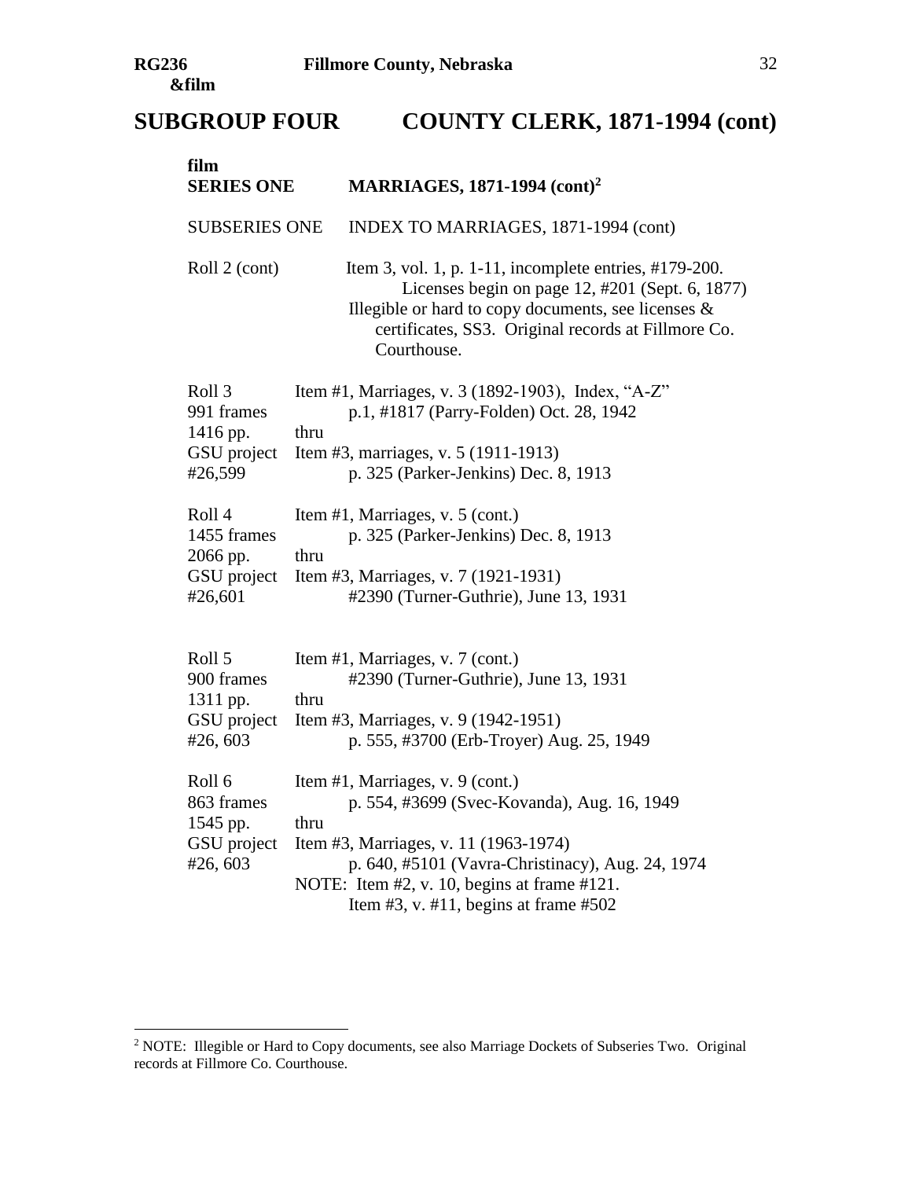## SUBGROUP FOUR COUNTY CLERK, 1871-1994 (cont)

**film**
**SERIES ONE MARRIAGES, 1871-1994 (cont)**[2]

SUBSERIES ONE INDEX TO MARRIAGES, 1871-1994 (cont)

Roll 2 (cont)
Item 3, vol. 1, p. 1-11, incomplete entries, #179-200. Licenses begin on page 12, #201 (Sept. 6, 1877)
Illegible or hard to copy documents, see licenses & certificates, SS3. Original records at Fillmore Co. Courthouse.

Roll 3
991 frames
1416 pp.
GSU project
#26,599
Item #1, Marriages, v. 3 (1892-1903), Index, "A-Z"
p.1, #1817 (Parry-Folden) Oct. 28, 1942
thru
Item #3, marriages, v. 5 (1911-1913)
p. 325 (Parker-Jenkins) Dec. 8, 1913

Roll 4
1455 frames
2066 pp.
GSU project
#26,601
Item #1, Marriages, v. 5 (cont.)
p. 325 (Parker-Jenkins) Dec. 8, 1913
thru
Item #3, Marriages, v. 7 (1921-1931)
#2390 (Turner-Guthrie), June 13, 1931

Roll 5
900 frames
1311 pp.
GSU project
#26, 603
Item #1, Marriages, v. 7 (cont.)
#2390 (Turner-Guthrie), June 13, 1931
thru
Item #3, Marriages, v. 9 (1942-1951)
p. 555, #3700 (Erb-Troyer) Aug. 25, 1949

Roll 6
863 frames
1545 pp.
GSU project
#26, 603
Item #1, Marriages, v. 9 (cont.)
p. 554, #3699 (Svec-Kovanda), Aug. 16, 1949
thru
Item #3, Marriages, v. 11 (1963-1974)
p. 640, #5101 (Vavra-Christinacy), Aug. 24, 1974
NOTE: Item #2, v. 10, begins at frame #121.
Item #3, v. #11, begins at frame #502

[2] NOTE: Illegible or Hard to Copy documents, see also Marriage Dockets of Subseries Two. Original records at Fillmore Co. Courthouse.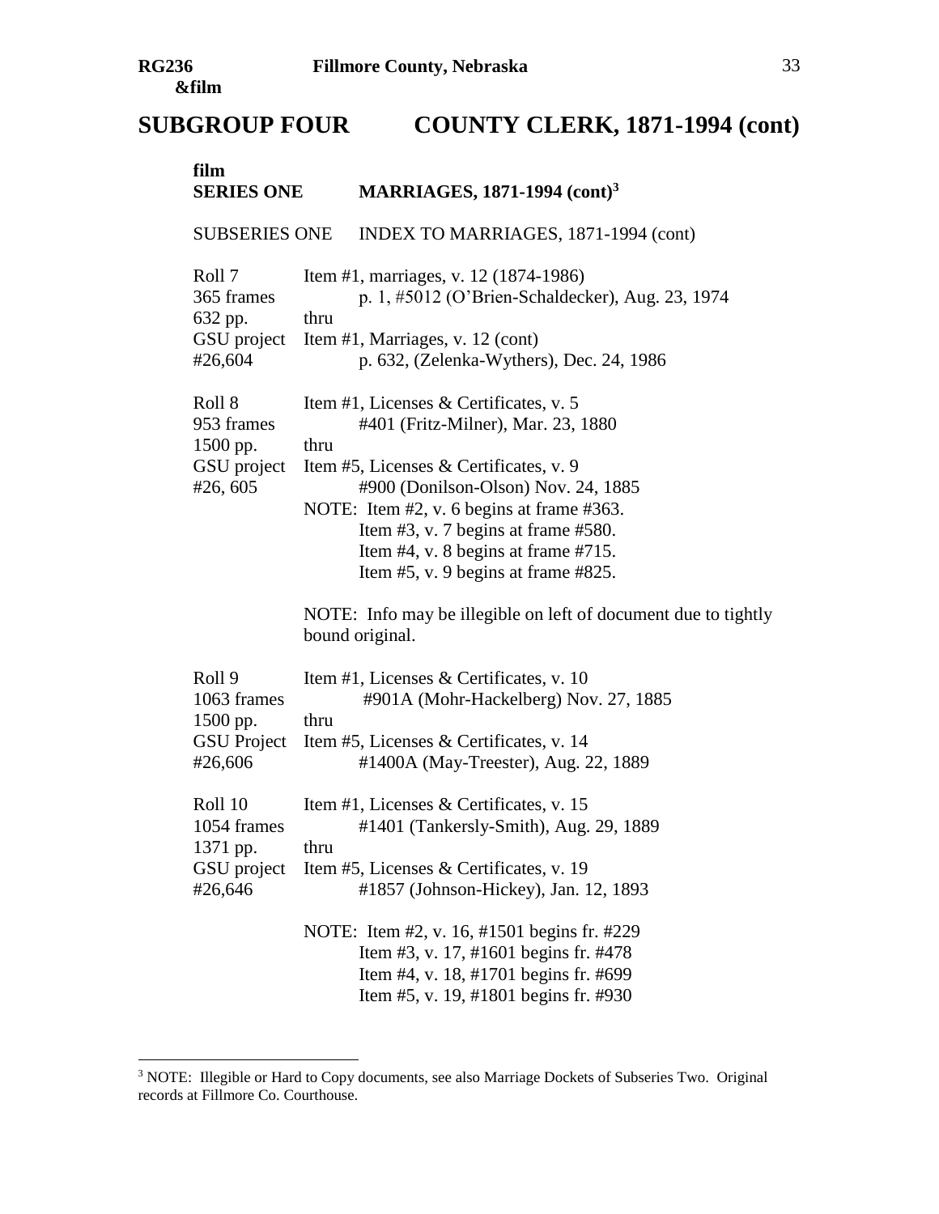# SUBGROUP FOUR COUNTY CLERK, 1871-1994 (cont)

film
## SERIES ONE MARRIAGES, 1871-1994 (cont)[3]

### SUBSERIES ONE INDEX TO MARRIAGES, 1871-1994 (cont)

| | |
|---|---|
| Roll 7<br>365 frames<br>632 pp.<br>GSU project<br>#26,604 | Item #1, marriages, v. 12 (1874-1986)<br>p. 1, #5012 (O'Brien-Schaldecker), Aug. 23, 1974<br>thru<br>Item #1, Marriages, v. 12 (cont)<br>p. 632, (Zelenka-Wythers), Dec. 24, 1986 |
| Roll 8<br>953 frames<br>1500 pp.<br>GSU project<br>#26, 605 | Item #1, Licenses & Certificates, v. 5<br>#401 (Fritz-Milner), Mar. 23, 1880<br>thru<br>Item #5, Licenses & Certificates, v. 9<br>#900 (Donilson-Olson) Nov. 24, 1885<br>NOTE: Item #2, v. 6 begins at frame #363.<br>Item #3, v. 7 begins at frame #580.<br>Item #4, v. 8 begins at frame #715.<br>Item #5, v. 9 begins at frame #825.<br><br>NOTE: Info may be illegible on left of document due to tightly bound original. |
| Roll 9<br>1063 frames<br>1500 pp.<br>GSU Project<br>#26,606 | Item #1, Licenses & Certificates, v. 10<br>#901A (Mohr-Hackelberg) Nov. 27, 1885<br>thru<br>Item #5, Licenses & Certificates, v. 14<br>#1400A (May-Treester), Aug. 22, 1889 |
| Roll 10<br>1054 frames<br>1371 pp.<br>GSU project<br>#26,646 | Item #1, Licenses & Certificates, v. 15<br>#1401 (Tankersly-Smith), Aug. 29, 1889<br>thru<br>Item #5, Licenses & Certificates, v. 19<br>#1857 (Johnson-Hickey), Jan. 12, 1893<br><br>NOTE: Item #2, v. 16, #1501 begins fr. #229<br>Item #3, v. 17, #1601 begins fr. #478<br>Item #4, v. 18, #1701 begins fr. #699<br>Item #5, v. 19, #1801 begins fr. #930 |

[3] NOTE: Illegible or Hard to Copy documents, see also Marriage Dockets of Subseries Two. Original records at Fillmore Co. Courthouse.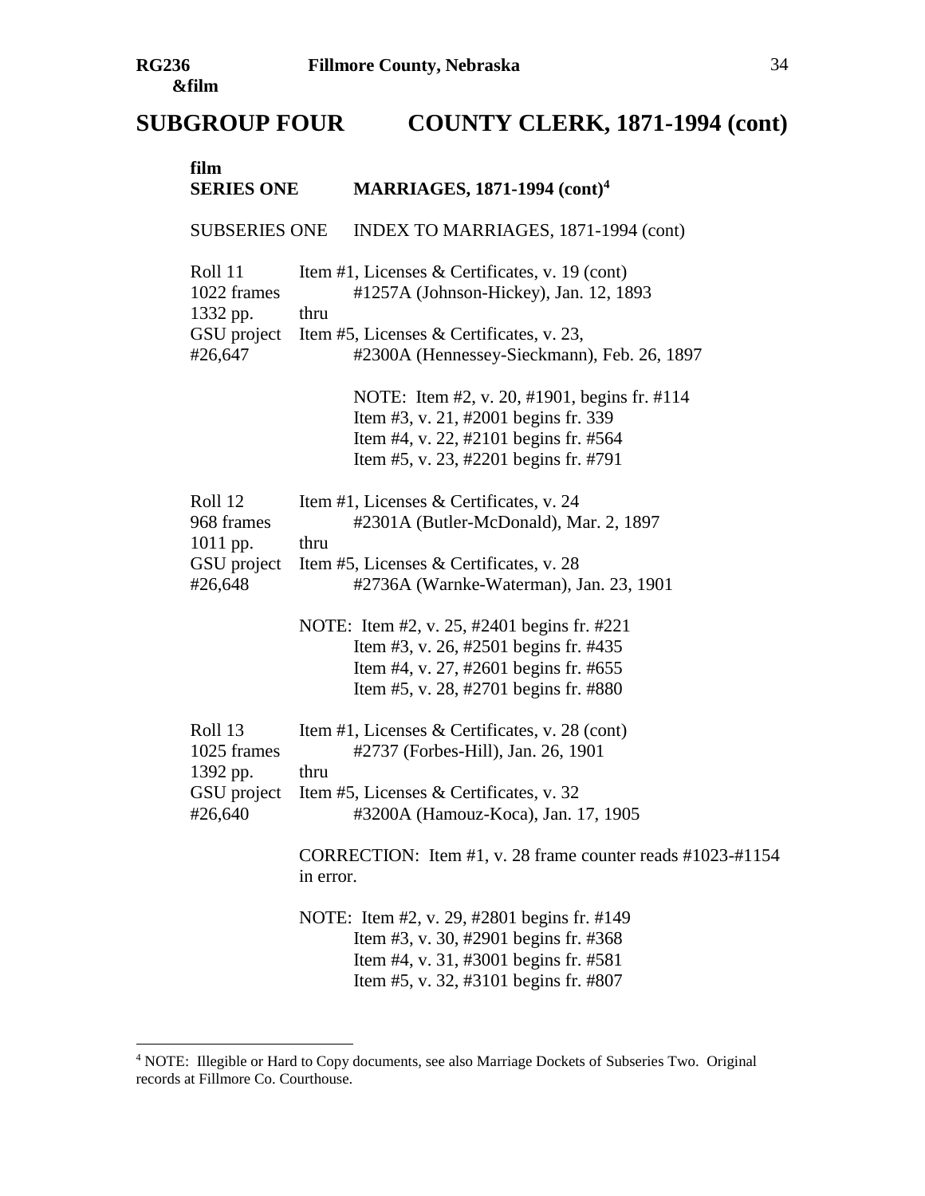## SUBGROUP FOUR COUNTY CLERK, 1871-1994 (cont)

film
### SERIES ONE MARRIAGES, 1871-1994 (cont)[4]

SUBSERIES ONE INDEX TO MARRIAGES, 1871-1994 (cont)

Roll 11
1022 frames
1332 pp.
GSU project
#26,647

Item #1, Licenses & Certificates, v. 19 (cont)
#1257A (Johnson-Hickey), Jan. 12, 1893
thru
Item #5, Licenses & Certificates, v. 23,
#2300A (Hennessey-Sieckmann), Feb. 26, 1897

NOTE: Item #2, v. 20, #1901, begins fr. #114
Item #3, v. 21, #2001 begins fr. 339
Item #4, v. 22, #2101 begins fr. #564
Item #5, v. 23, #2201 begins fr. #791

Roll 12
968 frames
1011 pp.
GSU project
#26,648

Item #1, Licenses & Certificates, v. 24
#2301A (Butler-McDonald), Mar. 2, 1897
thru
Item #5, Licenses & Certificates, v. 28
#2736A (Warnke-Waterman), Jan. 23, 1901

NOTE: Item #2, v. 25, #2401 begins fr. #221
Item #3, v. 26, #2501 begins fr. #435
Item #4, v. 27, #2601 begins fr. #655
Item #5, v. 28, #2701 begins fr. #880

Roll 13
1025 frames
1392 pp.
GSU project
#26,640

Item #1, Licenses & Certificates, v. 28 (cont)
#2737 (Forbes-Hill), Jan. 26, 1901
thru
Item #5, Licenses & Certificates, v. 32
#3200A (Hamouz-Koca), Jan. 17, 1905

CORRECTION: Item #1, v. 28 frame counter reads #1023-#1154 in error.

NOTE: Item #2, v. 29, #2801 begins fr. #149
Item #3, v. 30, #2901 begins fr. #368
Item #4, v. 31, #3001 begins fr. #581
Item #5, v. 32, #3101 begins fr. #807

[4] NOTE: Illegible or Hard to Copy documents, see also Marriage Dockets of Subseries Two. Original records at Fillmore Co. Courthouse.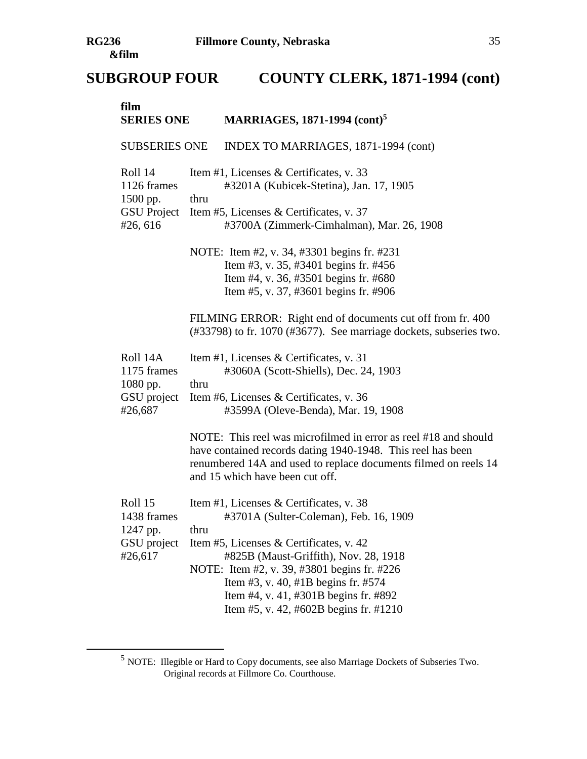## SUBGROUP FOUR COUNTY CLERK, 1871-1994 (cont)

film
### SERIES ONE MARRIAGES, 1871-1994 (cont)[5]

SUBSERIES ONE INDEX TO MARRIAGES, 1871-1994 (cont)

Roll 14
1126 frames
1500 pp.
GSU Project #26, 616

Item #1, Licenses & Certificates, v. 33
#3201A (Kubicek-Stetina), Jan. 17, 1905
thru
Item #5, Licenses & Certificates, v. 37
#3700A (Zimmerk-Cimhalman), Mar. 26, 1908

NOTE: Item #2, v. 34, #3301 begins fr. #231
Item #3, v. 35, #3401 begins fr. #456
Item #4, v. 36, #3501 begins fr. #680
Item #5, v. 37, #3601 begins fr. #906

FILMING ERROR: Right end of documents cut off from fr. 400 (#33798) to fr. 1070 (#3677). See marriage dockets, subseries two.

Roll 14A
1175 frames
1080 pp.
GSU project #26,687

Item #1, Licenses & Certificates, v. 31
#3060A (Scott-Shiells), Dec. 24, 1903
thru
Item #6, Licenses & Certificates, v. 36
#3599A (Oleve-Benda), Mar. 19, 1908

NOTE: This reel was microfilmed in error as reel #18 and should have contained records dating 1940-1948. This reel has been renumbered 14A and used to replace documents filmed on reels 14 and 15 which have been cut off.

Roll 15
1438 frames
1247 pp.
GSU project #26,617

Item #1, Licenses & Certificates, v. 38
#3701A (Sulter-Coleman), Feb. 16, 1909
thru
Item #5, Licenses & Certificates, v. 42
#825B (Maust-Griffith), Nov. 28, 1918
NOTE: Item #2, v. 39, #3801 begins fr. #226
Item #3, v. 40, #1B begins fr. #574
Item #4, v. 41, #301B begins fr. #892
Item #5, v. 42, #602B begins fr. #1210

---

[5] NOTE: Illegible or Hard to Copy documents, see also Marriage Dockets of Subseries Two. Original records at Fillmore Co. Courthouse.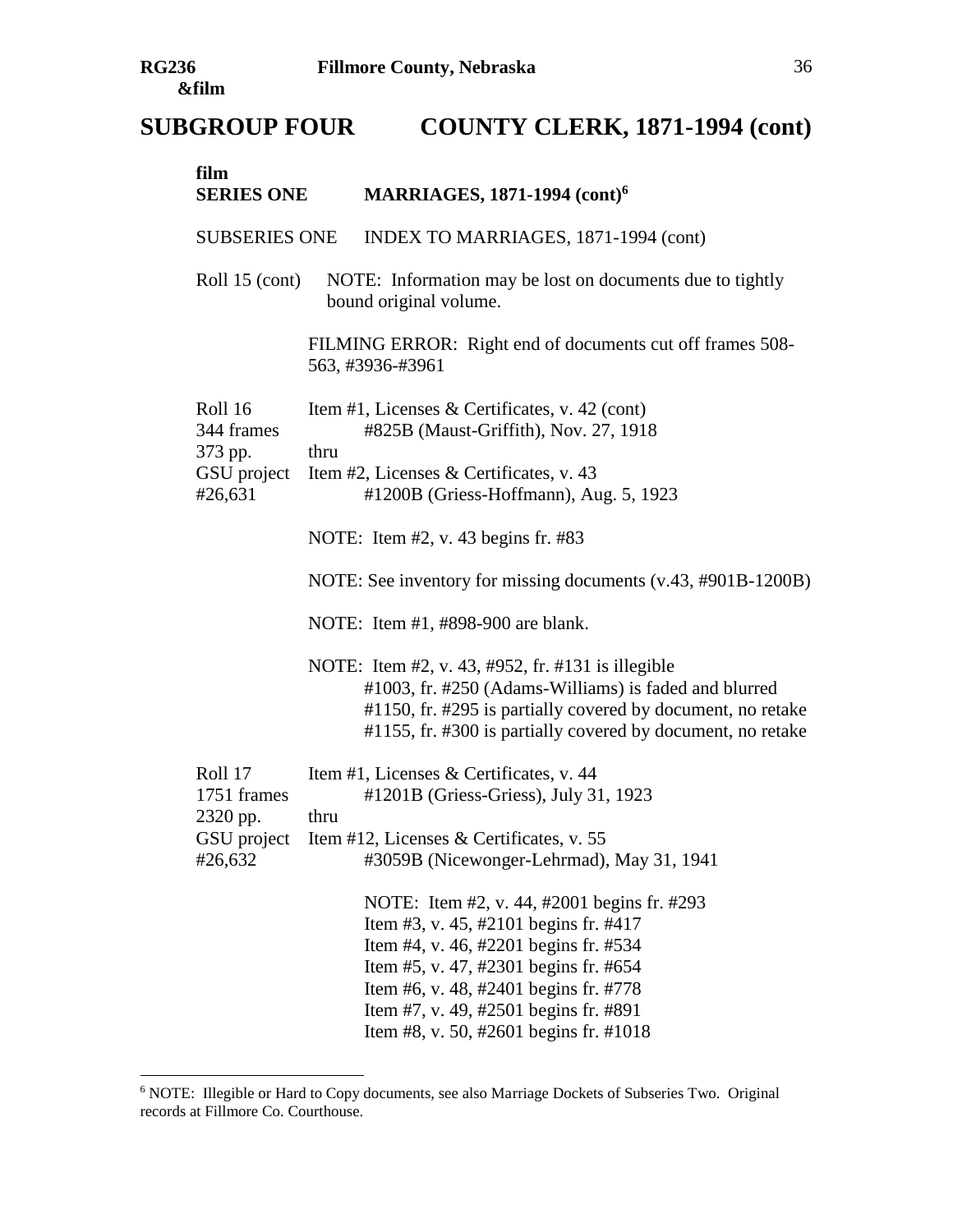## SUBGROUP FOUR COUNTY CLERK, 1871-1994 (cont)

**film**
**SERIES ONE MARRIAGES, 1871-1994 (cont)[6]**

SUBSERIES ONE INDEX TO MARRIAGES, 1871-1994 (cont)

Roll 15 (cont) NOTE: Information may be lost on documents due to tightly bound original volume.

FILMING ERROR: Right end of documents cut off frames 508-563, #3936-#3961

Roll 16
344 frames
373 pp.
GSU project
#26,631

Item #1, Licenses & Certificates, v. 42 (cont)
#825B (Maust-Griffith), Nov. 27, 1918
thru
Item #2, Licenses & Certificates, v. 43
#1200B (Griess-Hoffmann), Aug. 5, 1923

NOTE: Item #2, v. 43 begins fr. #83

NOTE: See inventory for missing documents (v.43, #901B-1200B)

NOTE: Item #1, #898-900 are blank.

NOTE: Item #2, v. 43, #952, fr. #131 is illegible
#1003, fr. #250 (Adams-Williams) is faded and blurred
#1150, fr. #295 is partially covered by document, no retake
#1155, fr. #300 is partially covered by document, no retake

Roll 17
1751 frames
2320 pp.
GSU project
#26,632

Item #1, Licenses & Certificates, v. 44
#1201B (Griess-Griess), July 31, 1923
thru
Item #12, Licenses & Certificates, v. 55
#3059B (Nicewonger-Lehrmad), May 31, 1941

NOTE: Item #2, v. 44, #2001 begins fr. #293
Item #3, v. 45, #2101 begins fr. #417
Item #4, v. 46, #2201 begins fr. #534
Item #5, v. 47, #2301 begins fr. #654
Item #6, v. 48, #2401 begins fr. #778
Item #7, v. 49, #2501 begins fr. #891
Item #8, v. 50, #2601 begins fr. #1018

---

[6] NOTE: Illegible or Hard to Copy documents, see also Marriage Dockets of Subseries Two. Original records at Fillmore Co. Courthouse.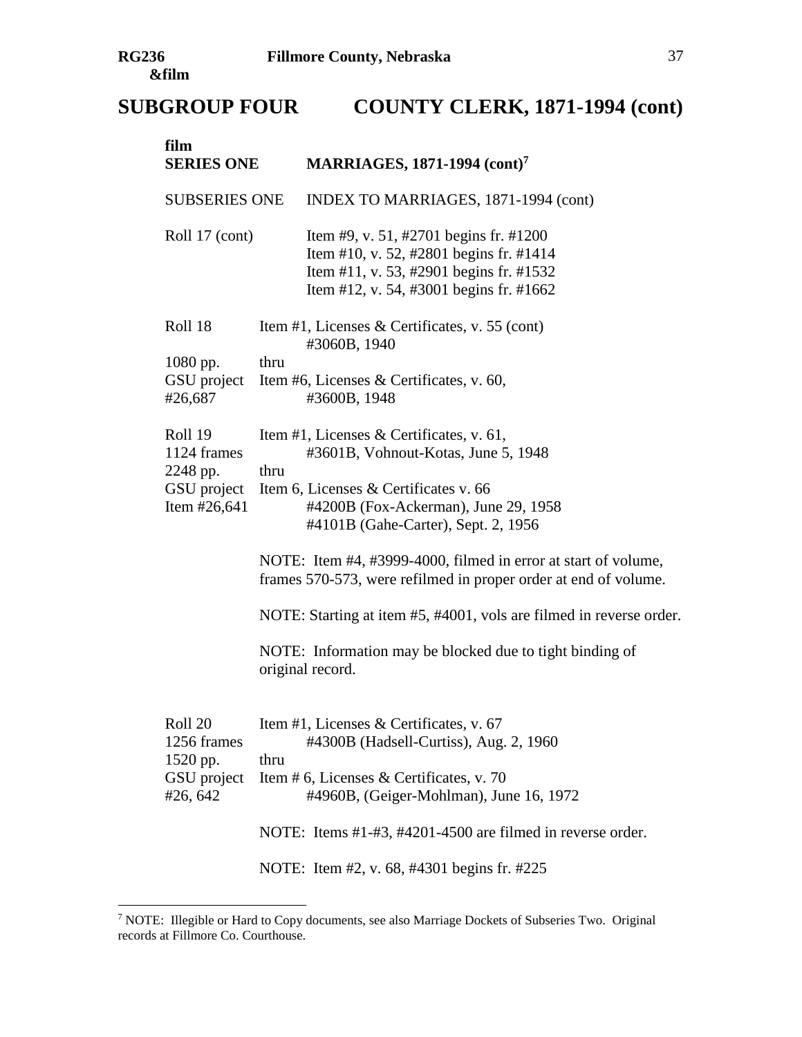# SUBGROUP FOUR COUNTY CLERK, 1871-1994 (cont)

film

## SERIES ONE MARRIAGES, 1871-1994 (cont)[7]

SUBSERIES ONE INDEX TO MARRIAGES, 1871-1994 (cont)

Roll 17 (cont)
Item #9, v. 51, #2701 begins fr. #1200
Item #10, v. 52, #2801 begins fr. #1414
Item #11, v. 53, #2901 begins fr. #1532
Item #12, v. 54, #3001 begins fr. #1662

Roll 18
1080 pp.
GSU project
#26,687

Item #1, Licenses & Certificates, v. 55 (cont)
#3060B, 1940
thru
Item #6, Licenses & Certificates, v. 60,
#3600B, 1948

Roll 19
1124 frames
2248 pp.
GSU project
Item #26,641

Item #1, Licenses & Certificates, v. 61,
#3601B, Vohnout-Kotas, June 5, 1948
thru
Item 6, Licenses & Certificates v. 66
#4200B (Fox-Ackerman), June 29, 1958
#4101B (Gahe-Carter), Sept. 2, 1956

NOTE: Item #4, #3999-4000, filmed in error at start of volume, frames 570-573, were refilmed in proper order at end of volume.

NOTE: Starting at item #5, #4001, vols are filmed in reverse order.

NOTE: Information may be blocked due to tight binding of original record.

Roll 20
1256 frames
1520 pp.
GSU project
#26, 642

Item #1, Licenses & Certificates, v. 67
#4300B (Hadsell-Curtiss), Aug. 2, 1960
thru
Item # 6, Licenses & Certificates, v. 70
#4960B, (Geiger-Mohlman), June 16, 1972

NOTE: Items #1-#3, #4201-4500 are filmed in reverse order.

NOTE: Item #2, v. 68, #4301 begins fr. #225

---

[7] NOTE: Illegible or Hard to Copy documents, see also Marriage Dockets of Subseries Two. Original records at Fillmore Co. Courthouse.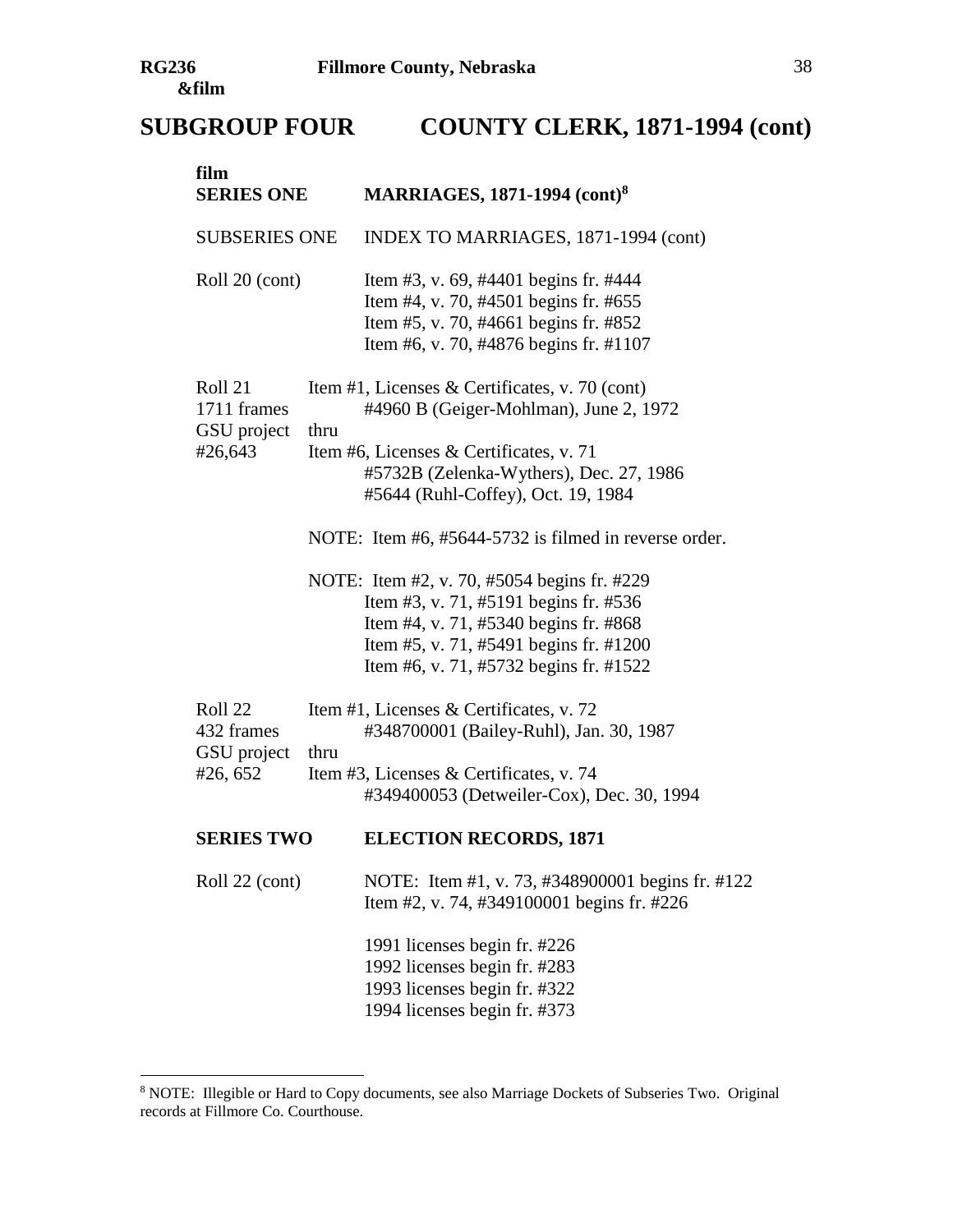## SUBGROUP FOUR COUNTY CLERK, 1871-1994 (cont)

**film**
**SERIES ONE** **MARRIAGES, 1871-1994 (cont)**[8]

SUBSERIES ONE INDEX TO MARRIAGES, 1871-1994 (cont)

Roll 20 (cont)
Item #3, v. 69, #4401 begins fr. #444
Item #4, v. 70, #4501 begins fr. #655
Item #5, v. 70, #4661 begins fr. #852
Item #6, v. 70, #4876 begins fr. #1107

Roll 21
1711 frames
GSU project
#26,643

Item #1, Licenses & Certificates, v. 70 (cont)
#4960 B (Geiger-Mohlman), June 2, 1972
thru
Item #6, Licenses & Certificates, v. 71
#5732B (Zelenka-Wythers), Dec. 27, 1986
#5644 (Ruhl-Coffey), Oct. 19, 1984

NOTE: Item #6, #5644-5732 is filmed in reverse order.

NOTE: Item #2, v. 70, #5054 begins fr. #229
Item #3, v. 71, #5191 begins fr. #536
Item #4, v. 71, #5340 begins fr. #868
Item #5, v. 71, #5491 begins fr. #1200
Item #6, v. 71, #5732 begins fr. #1522

Roll 22
432 frames
GSU project
#26, 652

Item #1, Licenses & Certificates, v. 72
#348700001 (Bailey-Ruhl), Jan. 30, 1987
thru
Item #3, Licenses & Certificates, v. 74
#349400053 (Detweiler-Cox), Dec. 30, 1994

**SERIES TWO** **ELECTION RECORDS, 1871**

Roll 22 (cont)
NOTE: Item #1, v. 73, #348900001 begins fr. #122
Item #2, v. 74, #349100001 begins fr. #226

1991 licenses begin fr. #226
1992 licenses begin fr. #283
1993 licenses begin fr. #322
1994 licenses begin fr. #373

---

[8] NOTE: Illegible or Hard to Copy documents, see also Marriage Dockets of Subseries Two. Original records at Fillmore Co. Courthouse.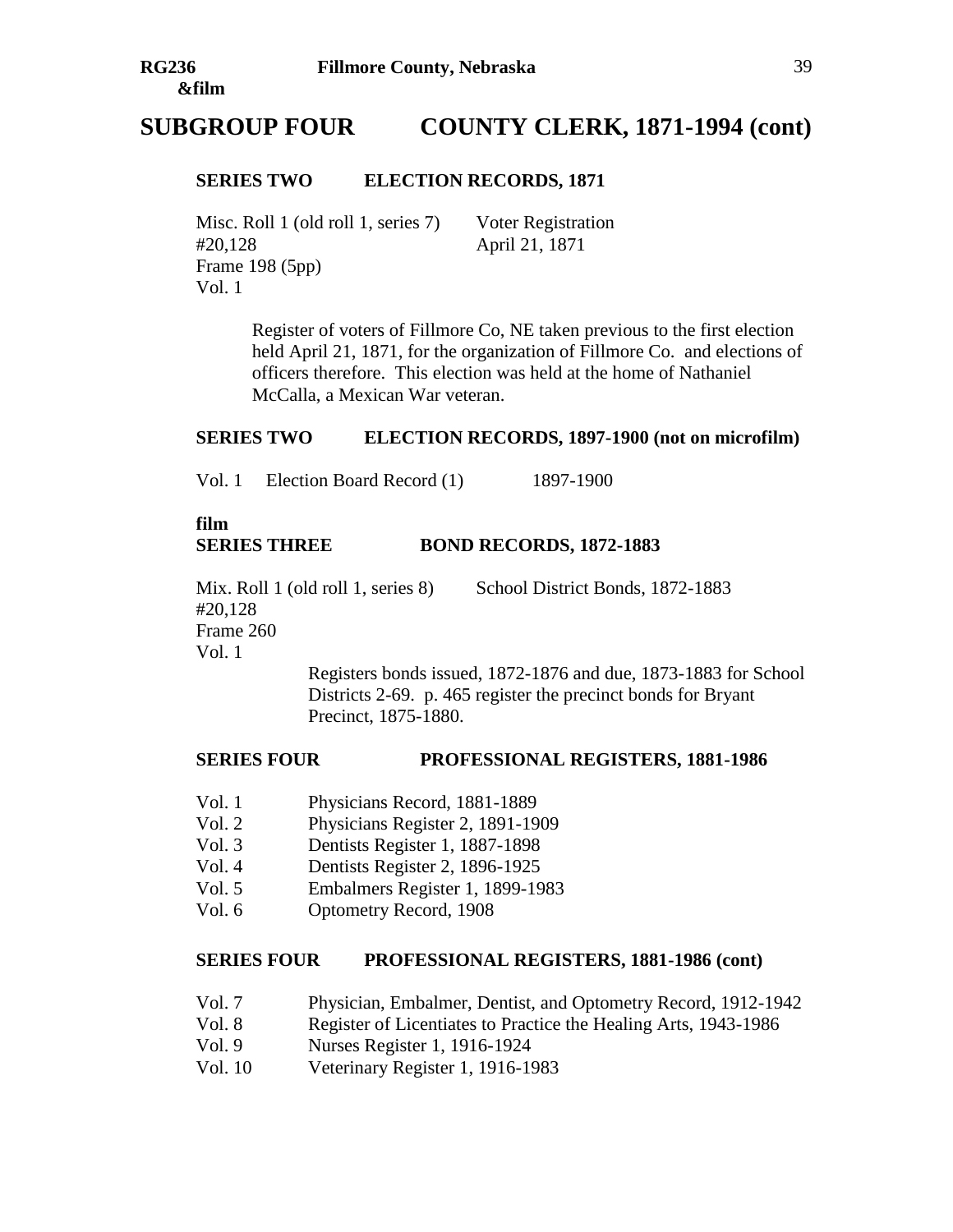# SUBGROUP FOUR COUNTY CLERK, 1871-1994 (cont)

## SERIES TWO ELECTION RECORDS, 1871

Misc. Roll 1 (old roll 1, series 7) Voter Registration
#20,128 April 21, 1871
Frame 198 (5pp)
Vol. 1

Register of voters of Fillmore Co, NE taken previous to the first election held April 21, 1871, for the organization of Fillmore Co. and elections of officers therefore. This election was held at the home of Nathaniel McCalla, a Mexican War veteran.

## SERIES TWO ELECTION RECORDS, 1897-1900 (not on microfilm)

Vol. 1 Election Board Record (1) 1897-1900

**film**

## SERIES THREE BOND RECORDS, 1872-1883

Mix. Roll 1 (old roll 1, series 8) School District Bonds, 1872-1883
#20,128
Frame 260
Vol. 1

Registers bonds issued, 1872-1876 and due, 1873-1883 for School Districts 2-69. p. 465 register the precinct bonds for Bryant Precinct, 1875-1880.

## SERIES FOUR PROFESSIONAL REGISTERS, 1881-1986

- Vol. 1 Physicians Record, 1881-1889
- Vol. 2 Physicians Register 2, 1891-1909
- Vol. 3 Dentists Register 1, 1887-1898
- Vol. 4 Dentists Register 2, 1896-1925
- Vol. 5 Embalmers Register 1, 1899-1983
- Vol. 6 Optometry Record, 1908

## SERIES FOUR PROFESSIONAL REGISTERS, 1881-1986 (cont)

- Vol. 7 Physician, Embalmer, Dentist, and Optometry Record, 1912-1942
- Vol. 8 Register of Licentiates to Practice the Healing Arts, 1943-1986
- Vol. 9 Nurses Register 1, 1916-1924
- Vol. 10 Veterinary Register 1, 1916-1983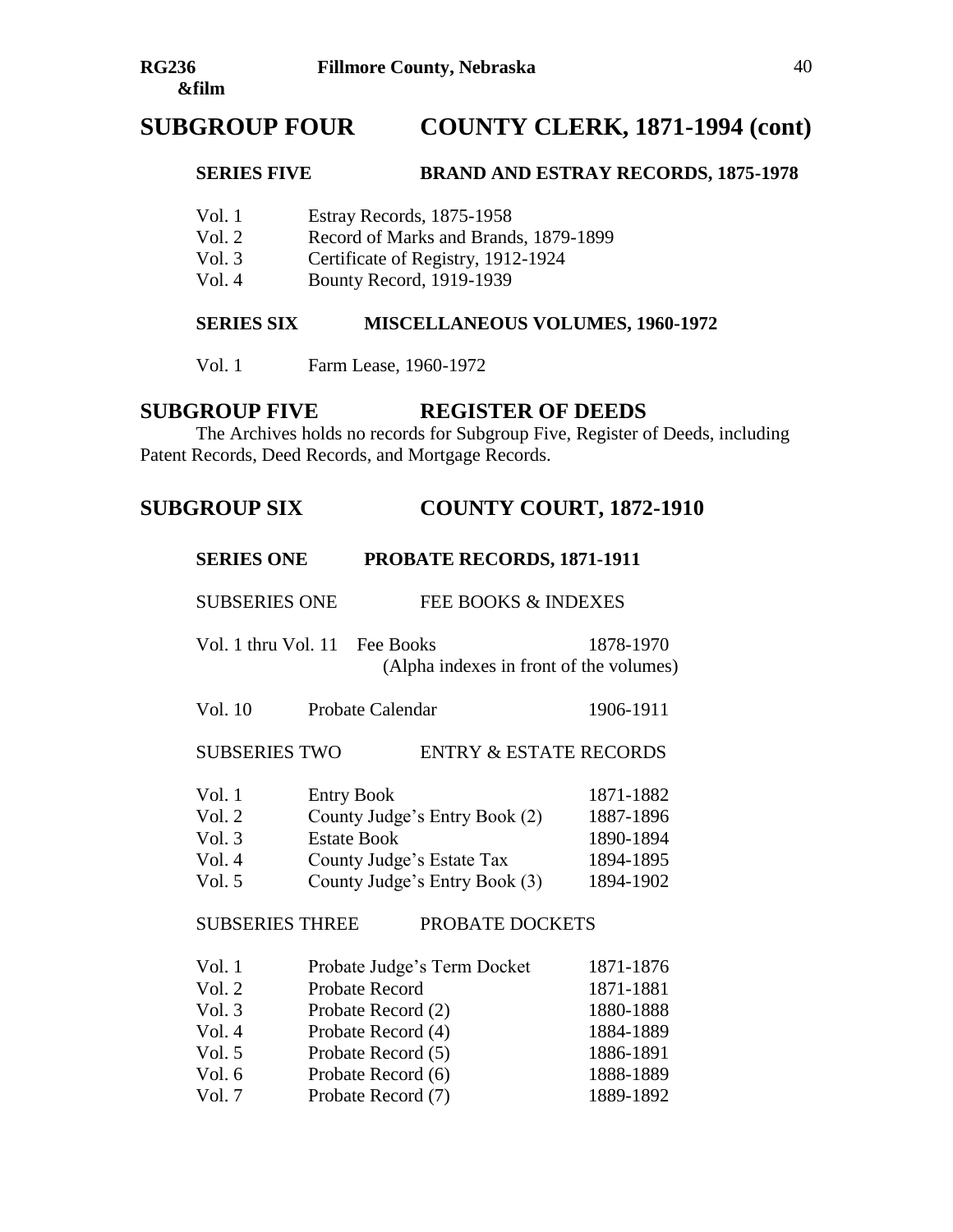# SUBGROUP FOUR COUNTY CLERK, 1871-1994 (cont)

### SERIES FIVE BRAND AND ESTRAY RECORDS, 1875-1978

| | |
|---|---|
| Vol. 1 | Estray Records, 1875-1958 |
| Vol. 2 | Record of Marks and Brands, 1879-1899 |
| Vol. 3 | Certificate of Registry, 1912-1924 |
| Vol. 4 | Bounty Record, 1919-1939 |

### SERIES SIX MISCELLANEOUS VOLUMES, 1960-1972

| | |
|---|---|
| Vol. 1 | Farm Lease, 1960-1972 |

# SUBGROUP FIVE REGISTER OF DEEDS

The Archives holds no records for Subgroup Five, Register of Deeds, including Patent Records, Deed Records, and Mortgage Records.

# SUBGROUP SIX COUNTY COURT, 1872-1910

### SERIES ONE PROBATE RECORDS, 1871-1911

SUBSERIES ONE FEE BOOKS & INDEXES

| | | |
|---|---|---|
| Vol. 1 thru Vol. 11 | Fee Books (Alpha indexes in front of the volumes) | 1878-1970 |
| Vol. 10 | Probate Calendar | 1906-1911 |

SUBSERIES TWO ENTRY & ESTATE RECORDS

| | | |
|---|---|---|
| Vol. 1 | Entry Book | 1871-1882 |
| Vol. 2 | County Judge's Entry Book (2) | 1887-1896 |
| Vol. 3 | Estate Book | 1890-1894 |
| Vol. 4 | County Judge's Estate Tax | 1894-1895 |
| Vol. 5 | County Judge's Entry Book (3) | 1894-1902 |

SUBSERIES THREE PROBATE DOCKETS

| | | |
|---|---|---|
| Vol. 1 | Probate Judge's Term Docket | 1871-1876 |
| Vol. 2 | Probate Record | 1871-1881 |
| Vol. 3 | Probate Record (2) | 1880-1888 |
| Vol. 4 | Probate Record (4) | 1884-1889 |
| Vol. 5 | Probate Record (5) | 1886-1891 |
| Vol. 6 | Probate Record (6) | 1888-1889 |
| Vol. 7 | Probate Record (7) | 1889-1892 |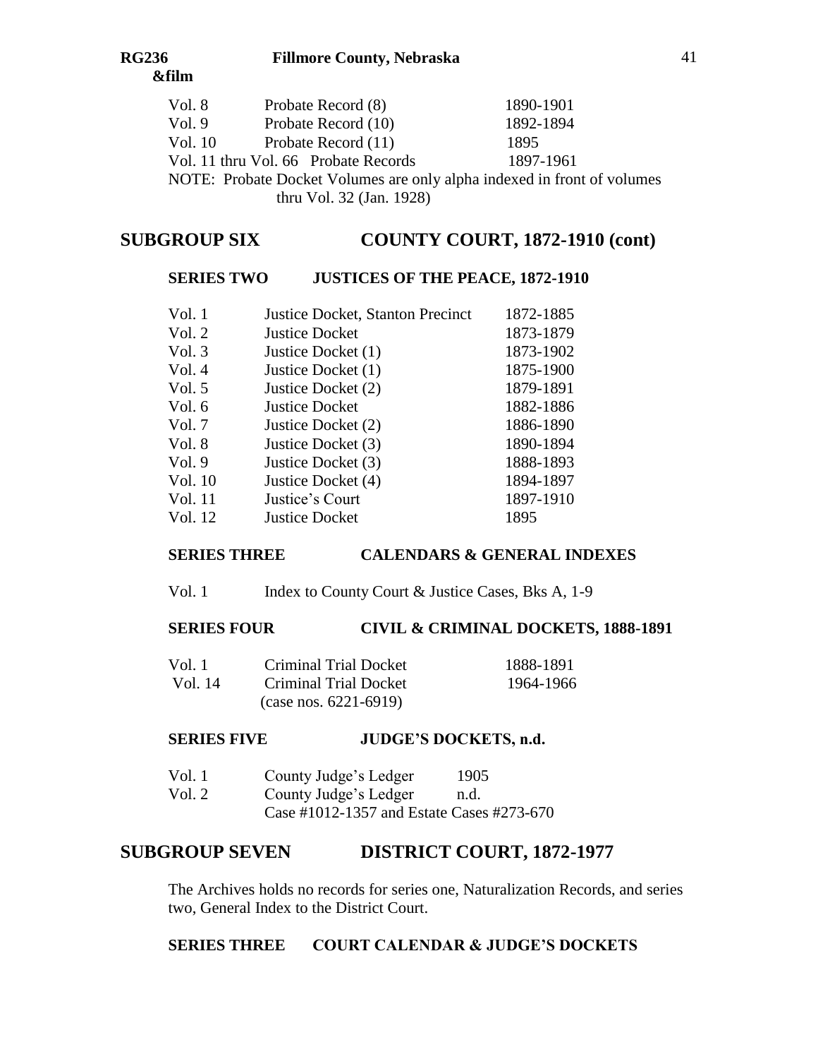| | | |
|---|---|---|
| Vol. 8 | Probate Record (8) | 1890-1901 |
| Vol. 9 | Probate Record (10) | 1892-1894 |
| Vol. 10 | Probate Record (11) | 1895 |
| Vol. 11 thru Vol. 66 | Probate Records | 1897-1961 |

NOTE: Probate Docket Volumes are only alpha indexed in front of volumes thru Vol. 32 (Jan. 1928)

## SUBGROUP SIX COUNTY COURT, 1872-1910 (cont)

### SERIES TWO JUSTICES OF THE PEACE, 1872-1910

| | | |
|---|---|---|
| Vol. 1 | Justice Docket, Stanton Precinct | 1872-1885 |
| Vol. 2 | Justice Docket | 1873-1879 |
| Vol. 3 | Justice Docket (1) | 1873-1902 |
| Vol. 4 | Justice Docket (1) | 1875-1900 |
| Vol. 5 | Justice Docket (2) | 1879-1891 |
| Vol. 6 | Justice Docket | 1882-1886 |
| Vol. 7 | Justice Docket (2) | 1886-1890 |
| Vol. 8 | Justice Docket (3) | 1890-1894 |
| Vol. 9 | Justice Docket (3) | 1888-1893 |
| Vol. 10 | Justice Docket (4) | 1894-1897 |
| Vol. 11 | Justice's Court | 1897-1910 |
| Vol. 12 | Justice Docket | 1895 |

### SERIES THREE CALENDARS & GENERAL INDEXES

Vol. 1 Index to County Court & Justice Cases, Bks A, 1-9

### SERIES FOUR CIVIL & CRIMINAL DOCKETS, 1888-1891

| | | |
|---|---|---|
| Vol. 1 | Criminal Trial Docket | 1888-1891 |
| Vol. 14 | Criminal Trial Docket (case nos. 6221-6919) | 1964-1966 |

### SERIES FIVE JUDGE'S DOCKETS, n.d.

| | | |
|---|---|---|
| Vol. 1 | County Judge's Ledger | 1905 |
| Vol. 2 | County Judge's Ledger Case #1012-1357 and Estate Cases #273-670 | n.d. |

## SUBGROUP SEVEN DISTRICT COURT, 1872-1977

The Archives holds no records for series one, Naturalization Records, and series two, General Index to the District Court.

### SERIES THREE COURT CALENDAR & JUDGE'S DOCKETS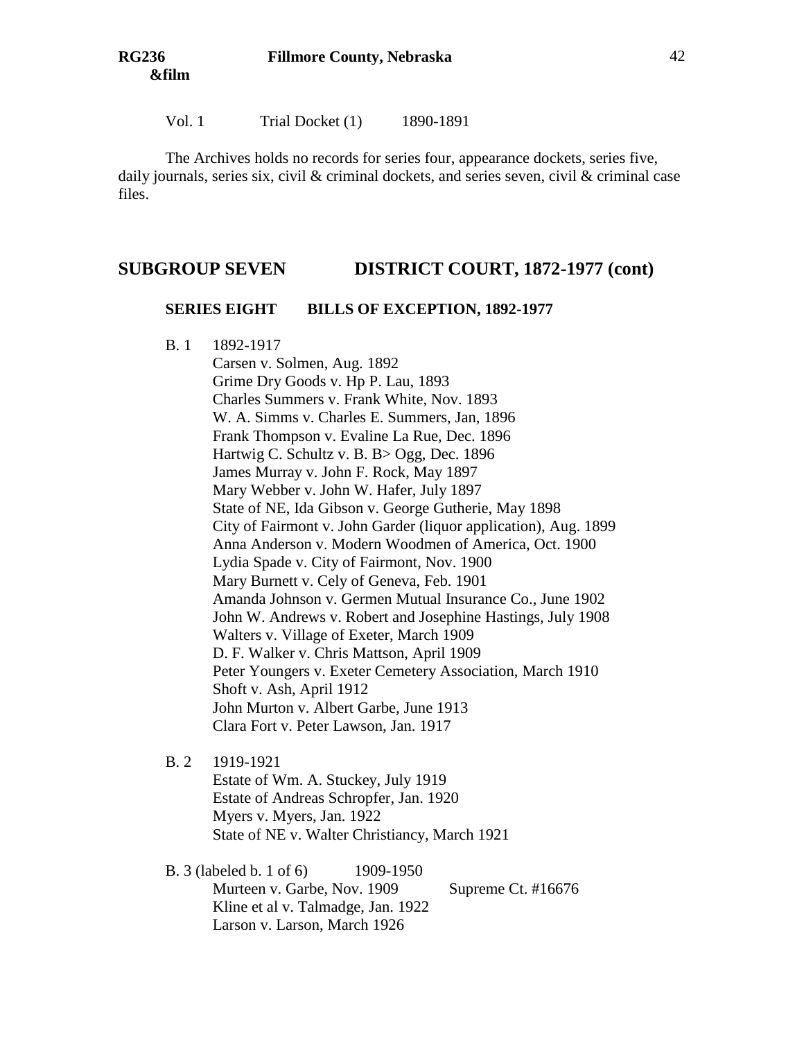Vol. 1 Trial Docket (1) 1890-1891

The Archives holds no records for series four, appearance dockets, series five, daily journals, series six, civil & criminal dockets, and series seven, civil & criminal case files.

## SUBGROUP SEVEN DISTRICT COURT, 1872-1977 (cont)

### SERIES EIGHT BILLS OF EXCEPTION, 1892-1977

B. 1 1892-1917
- Carsen v. Solmen, Aug. 1892
- Grime Dry Goods v. Hp P. Lau, 1893
- Charles Summers v. Frank White, Nov. 1893
- W. A. Simms v. Charles E. Summers, Jan, 1896
- Frank Thompson v. Evaline La Rue, Dec. 1896
- Hartwig C. Schultz v. B. B> Ogg, Dec. 1896
- James Murray v. John F. Rock, May 1897
- Mary Webber v. John W. Hafer, July 1897
- State of NE, Ida Gibson v. George Gutherie, May 1898
- City of Fairmont v. John Garder (liquor application), Aug. 1899
- Anna Anderson v. Modern Woodmen of America, Oct. 1900
- Lydia Spade v. City of Fairmont, Nov. 1900
- Mary Burnett v. Cely of Geneva, Feb. 1901
- Amanda Johnson v. Germen Mutual Insurance Co., June 1902
- John W. Andrews v. Robert and Josephine Hastings, July 1908
- Walters v. Village of Exeter, March 1909
- D. F. Walker v. Chris Mattson, April 1909
- Peter Youngers v. Exeter Cemetery Association, March 1910
- Shoft v. Ash, April 1912
- John Murton v. Albert Garbe, June 1913
- Clara Fort v. Peter Lawson, Jan. 1917

B. 2 1919-1921
- Estate of Wm. A. Stuckey, July 1919
- Estate of Andreas Schropfer, Jan. 1920
- Myers v. Myers, Jan. 1922
- State of NE v. Walter Christiancy, March 1921

B. 3 (labeled b. 1 of 6) 1909-1950
- Murteen v. Garbe, Nov. 1909 Supreme Ct. #16676
- Kline et al v. Talmadge, Jan. 1922
- Larson v. Larson, March 1926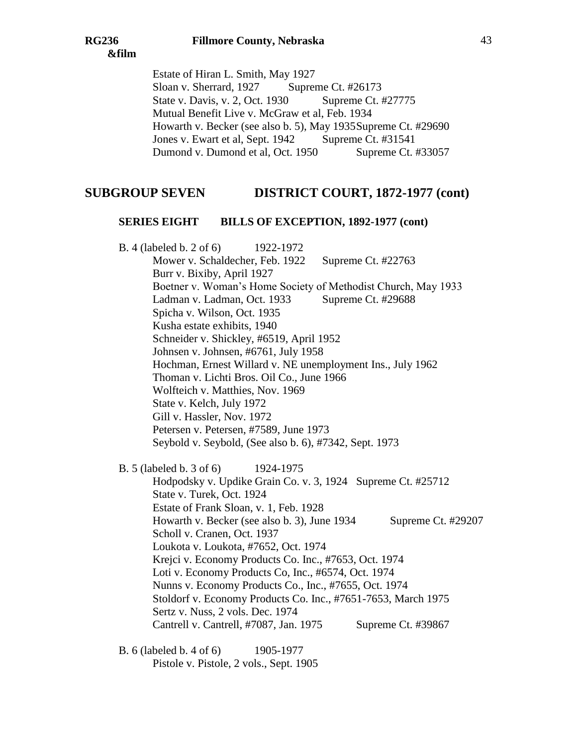Estate of Hiran L. Smith, May 1927
Sloan v. Sherrard, 1927 Supreme Ct. #26173
State v. Davis, v. 2, Oct. 1930 Supreme Ct. #27775
Mutual Benefit Live v. McGraw et al, Feb. 1934
Howarth v. Becker (see also b. 5), May 1935 Supreme Ct. #29690
Jones v. Ewart et al, Sept. 1942 Supreme Ct. #31541
Dumond v. Dumond et al, Oct. 1950 Supreme Ct. #33057

## SUBGROUP SEVEN DISTRICT COURT, 1872-1977 (cont)

### SERIES EIGHT BILLS OF EXCEPTION, 1892-1977 (cont)

B. 4 (labeled b. 2 of 6) 1922-1972

Mower v. Schaldecher, Feb. 1922 Supreme Ct. #22763
Burr v. Bixiby, April 1927
Boetner v. Woman's Home Society of Methodist Church, May 1933
Ladman v. Ladman, Oct. 1933 Supreme Ct. #29688
Spicha v. Wilson, Oct. 1935
Kusha estate exhibits, 1940
Schneider v. Shickley, #6519, April 1952
Johnsen v. Johnsen, #6761, July 1958
Hochman, Ernest Willard v. NE unemployment Ins., July 1962
Thoman v. Lichti Bros. Oil Co., June 1966
Wolfteich v. Matthies, Nov. 1969
State v. Kelch, July 1972
Gill v. Hassler, Nov. 1972
Petersen v. Petersen, #7589, June 1973
Seybold v. Seybold, (See also b. 6), #7342, Sept. 1973

B. 5 (labeled b. 3 of 6) 1924-1975

Hodpodsky v. Updike Grain Co. v. 3, 1924 Supreme Ct. #25712
State v. Turek, Oct. 1924
Estate of Frank Sloan, v. 1, Feb. 1928
Howarth v. Becker (see also b. 3), June 1934 Supreme Ct. #29207
Scholl v. Cranen, Oct. 1937
Loukota v. Loukota, #7652, Oct. 1974
Krejci v. Economy Products Co. Inc., #7653, Oct. 1974
Loti v. Economy Products Co, Inc., #6574, Oct. 1974
Nunns v. Economy Products Co., Inc., #7655, Oct. 1974
Stoldorf v. Economy Products Co. Inc., #7651-7653, March 1975
Sertz v. Nuss, 2 vols. Dec. 1974
Cantrell v. Cantrell, #7087, Jan. 1975 Supreme Ct. #39867

B. 6 (labeled b. 4 of 6) 1905-1977

Pistole v. Pistole, 2 vols., Sept. 1905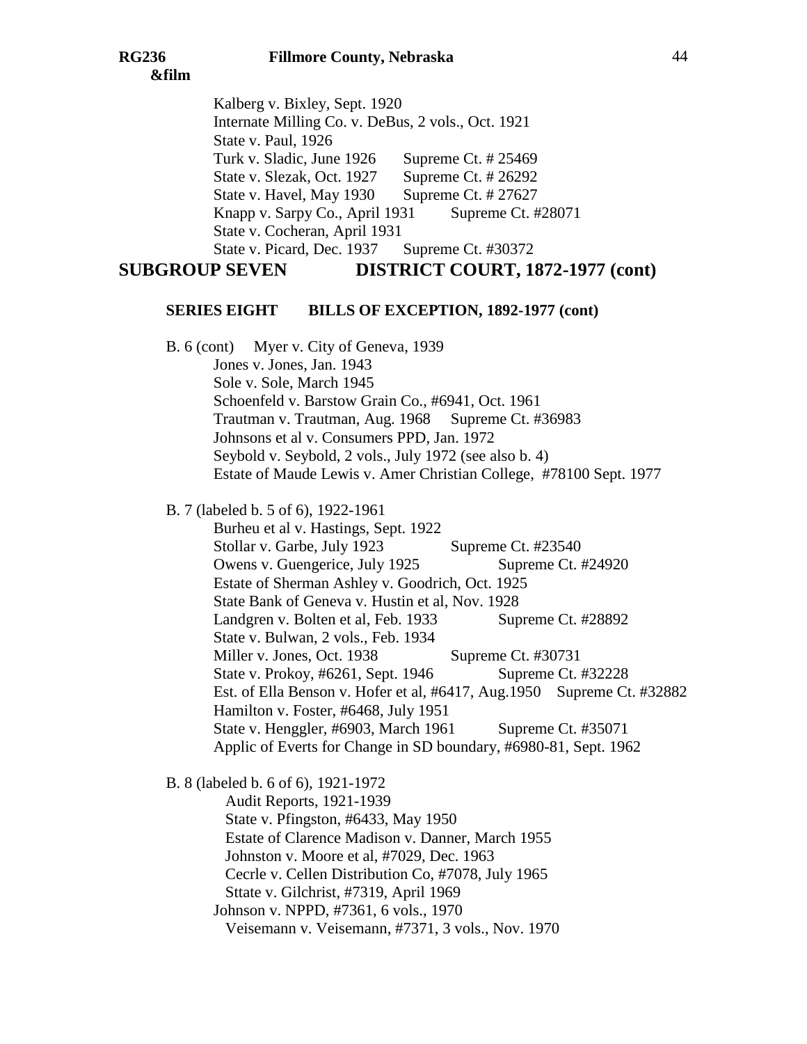Kalberg v. Bixley, Sept. 1920
Internate Milling Co. v. DeBus, 2 vols., Oct. 1921
State v. Paul, 1926
Turk v. Sladic, June 1926 Supreme Ct. # 25469
State v. Slezak, Oct. 1927 Supreme Ct. # 26292
State v. Havel, May 1930 Supreme Ct. # 27627
Knapp v. Sarpy Co., April 1931 Supreme Ct. #28071
State v. Cocheran, April 1931
State v. Picard, Dec. 1937 Supreme Ct. #30372

# SUBGROUP SEVEN DISTRICT COURT, 1872-1977 (cont)

## SERIES EIGHT BILLS OF EXCEPTION, 1892-1977 (cont)

B. 6 (cont) Myer v. City of Geneva, 1939
Jones v. Jones, Jan. 1943
Sole v. Sole, March 1945
Schoenfeld v. Barstow Grain Co., #6941, Oct. 1961
Trautman v. Trautman, Aug. 1968 Supreme Ct. #36983
Johnsons et al v. Consumers PPD, Jan. 1972
Seybold v. Seybold, 2 vols., July 1972 (see also b. 4)
Estate of Maude Lewis v. Amer Christian College, #78100 Sept. 1977

B. 7 (labeled b. 5 of 6), 1922-1961
Burheu et al v. Hastings, Sept. 1922
Stollar v. Garbe, July 1923 Supreme Ct. #23540
Owens v. Guengerice, July 1925 Supreme Ct. #24920
Estate of Sherman Ashley v. Goodrich, Oct. 1925
State Bank of Geneva v. Hustin et al, Nov. 1928
Landgren v. Bolten et al, Feb. 1933 Supreme Ct. #28892
State v. Bulwan, 2 vols., Feb. 1934
Miller v. Jones, Oct. 1938 Supreme Ct. #30731
State v. Prokoy, #6261, Sept. 1946 Supreme Ct. #32228
Est. of Ella Benson v. Hofer et al, #6417, Aug.1950 Supreme Ct. #32882
Hamilton v. Foster, #6468, July 1951
State v. Henggler, #6903, March 1961 Supreme Ct. #35071
Applic of Everts for Change in SD boundary, #6980-81, Sept. 1962

B. 8 (labeled b. 6 of 6), 1921-1972
Audit Reports, 1921-1939
State v. Pfingston, #6433, May 1950
Estate of Clarence Madison v. Danner, March 1955
Johnston v. Moore et al, #7029, Dec. 1963
Cecrle v. Cellen Distribution Co, #7078, July 1965
Sttate v. Gilchrist, #7319, April 1969
Johnson v. NPPD, #7361, 6 vols., 1970
Veisemann v. Veisemann, #7371, 3 vols., Nov. 1970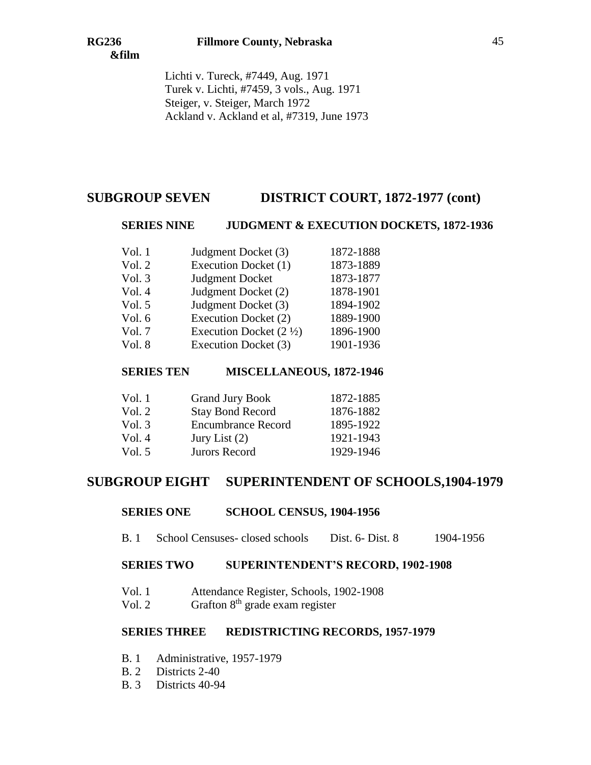Lichti v. Tureck, #7449, Aug. 1971
Turek v. Lichti, #7459, 3 vols., Aug. 1971
Steiger, v. Steiger, March 1972
Ackland v. Ackland et al, #7319, June 1973

## SUBGROUP SEVEN DISTRICT COURT, 1872-1977 (cont)

### SERIES NINE JUDGMENT & EXECUTION DOCKETS, 1872-1936

| | | |
|---|---|---|
| Vol. 1 | Judgment Docket (3) | 1872-1888 |
| Vol. 2 | Execution Docket (1) | 1873-1889 |
| Vol. 3 | Judgment Docket | 1873-1877 |
| Vol. 4 | Judgment Docket (2) | 1878-1901 |
| Vol. 5 | Judgment Docket (3) | 1894-1902 |
| Vol. 6 | Execution Docket (2) | 1889-1900 |
| Vol. 7 | Execution Docket (2 ½) | 1896-1900 |
| Vol. 8 | Execution Docket (3) | 1901-1936 |

### SERIES TEN MISCELLANEOUS, 1872-1946

| | | |
|---|---|---|
| Vol. 1 | Grand Jury Book | 1872-1885 |
| Vol. 2 | Stay Bond Record | 1876-1882 |
| Vol. 3 | Encumbrance Record | 1895-1922 |
| Vol. 4 | Jury List (2) | 1921-1943 |
| Vol. 5 | Jurors Record | 1929-1946 |

## SUBGROUP EIGHT SUPERINTENDENT OF SCHOOLS,1904-1979

### SERIES ONE SCHOOL CENSUS, 1904-1956

| | | | |
|---|---|---|---|
| B. 1 | School Censuses- closed schools | Dist. 6- Dist. 8 | 1904-1956 |

### SERIES TWO SUPERINTENDENT'S RECORD, 1902-1908

Vol. 1 Attendance Register, Schools, 1902-1908
Vol. 2 Grafton 8th grade exam register

### SERIES THREE REDISTRICTING RECORDS, 1957-1979

B. 1 Administrative, 1957-1979
B. 2 Districts 2-40
B. 3 Districts 40-94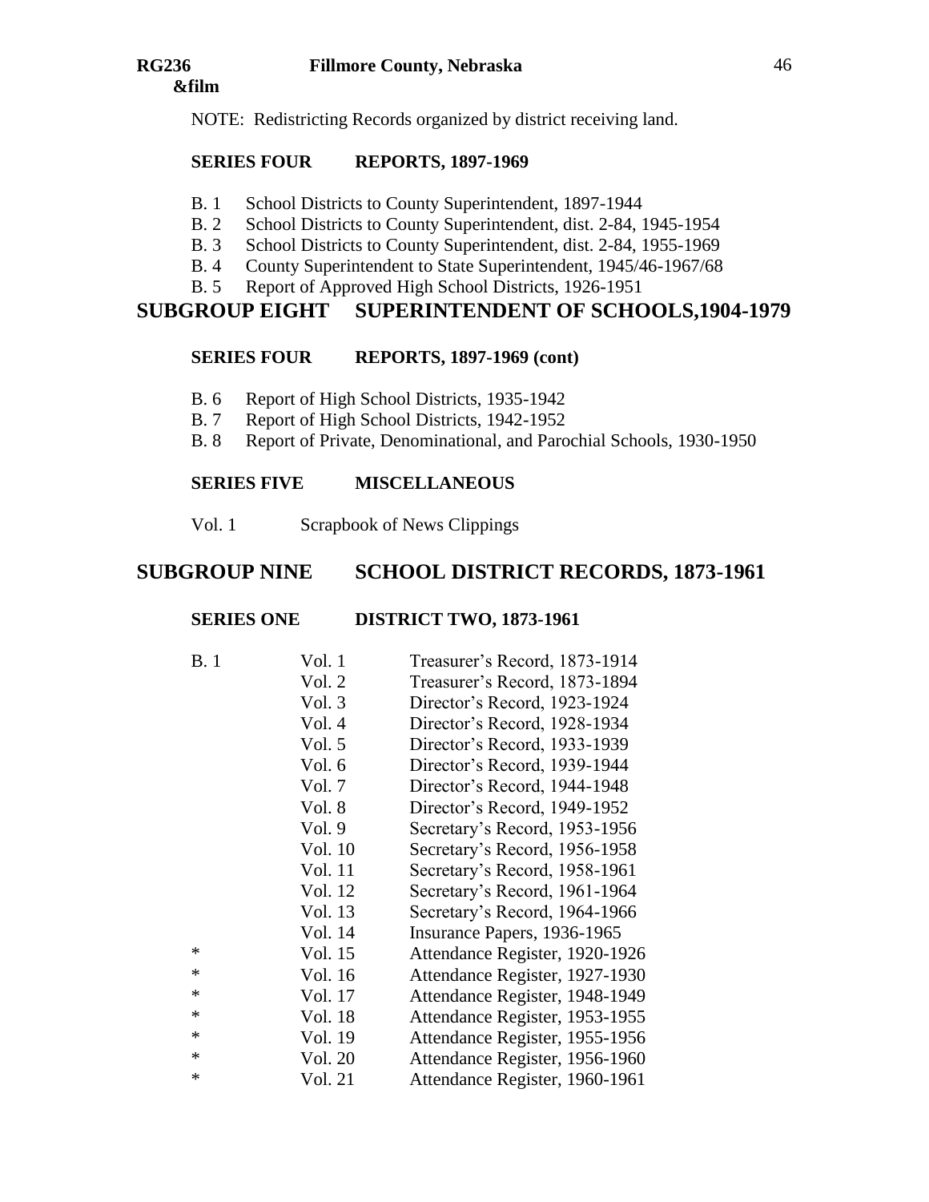NOTE: Redistricting Records organized by district receiving land.

### SERIES FOUR REPORTS, 1897-1969

- B. 1 School Districts to County Superintendent, 1897-1944
- B. 2 School Districts to County Superintendent, dist. 2-84, 1945-1954
- B. 3 School Districts to County Superintendent, dist. 2-84, 1955-1969
- B. 4 County Superintendent to State Superintendent, 1945/46-1967/68
- B. 5 Report of Approved High School Districts, 1926-1951

## SUBGROUP EIGHT SUPERINTENDENT OF SCHOOLS,1904-1979

### SERIES FOUR REPORTS, 1897-1969 (cont)

- B. 6 Report of High School Districts, 1935-1942
- B. 7 Report of High School Districts, 1942-1952
- B. 8 Report of Private, Denominational, and Parochial Schools, 1930-1950

### SERIES FIVE MISCELLANEOUS

Vol. 1 Scrapbook of News Clippings

## SUBGROUP NINE SCHOOL DISTRICT RECORDS, 1873-1961

### SERIES ONE DISTRICT TWO, 1873-1961

| | | |
|---|---|---|
| B. 1 | Vol. 1 | Treasurer's Record, 1873-1914 |
| | Vol. 2 | Treasurer's Record, 1873-1894 |
| | Vol. 3 | Director's Record, 1923-1924 |
| | Vol. 4 | Director's Record, 1928-1934 |
| | Vol. 5 | Director's Record, 1933-1939 |
| | Vol. 6 | Director's Record, 1939-1944 |
| | Vol. 7 | Director's Record, 1944-1948 |
| | Vol. 8 | Director's Record, 1949-1952 |
| | Vol. 9 | Secretary's Record, 1953-1956 |
| | Vol. 10 | Secretary's Record, 1956-1958 |
| | Vol. 11 | Secretary's Record, 1958-1961 |
| | Vol. 12 | Secretary's Record, 1961-1964 |
| | Vol. 13 | Secretary's Record, 1964-1966 |
| | Vol. 14 | Insurance Papers, 1936-1965 |
| * | Vol. 15 | Attendance Register, 1920-1926 |
| * | Vol. 16 | Attendance Register, 1927-1930 |
| * | Vol. 17 | Attendance Register, 1948-1949 |
| * | Vol. 18 | Attendance Register, 1953-1955 |
| * | Vol. 19 | Attendance Register, 1955-1956 |
| * | Vol. 20 | Attendance Register, 1956-1960 |
| * | Vol. 21 | Attendance Register, 1960-1961 |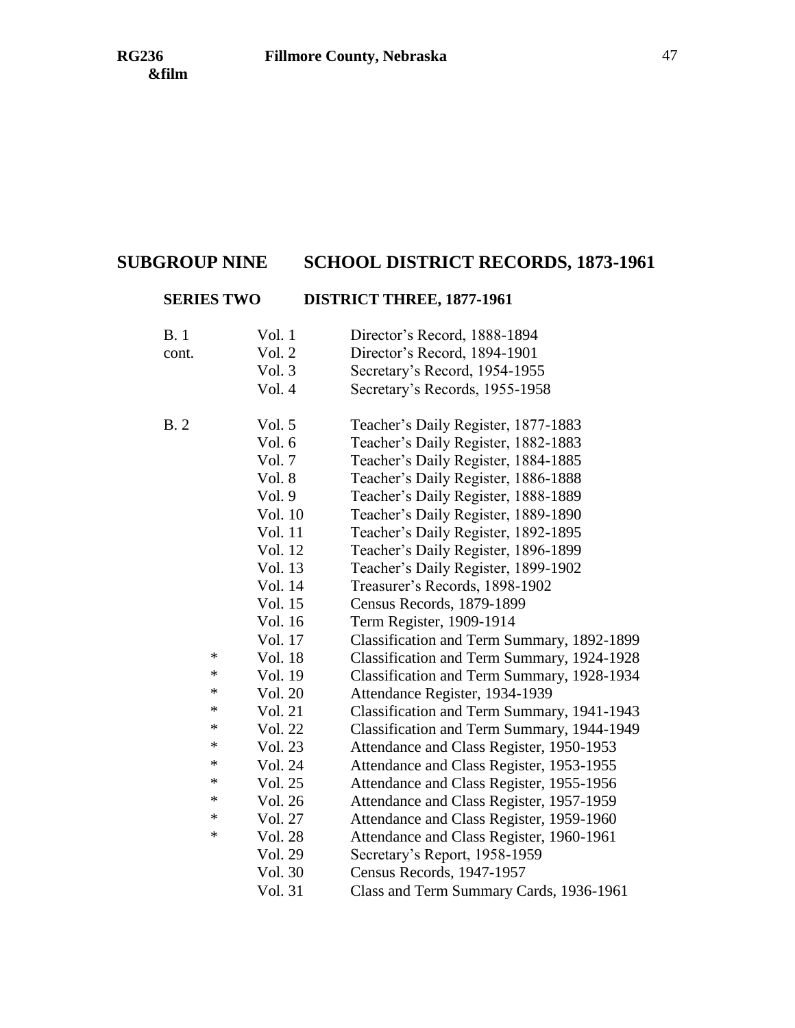## SUBGROUP NINE SCHOOL DISTRICT RECORDS, 1873-1961

### SERIES TWO DISTRICT THREE, 1877-1961

| Box | | Volume | Description |
|---|---|---|---|
| B. 1 cont. | | Vol. 1 | Director's Record, 1888-1894 |
| | | Vol. 2 | Director's Record, 1894-1901 |
| | | Vol. 3 | Secretary's Record, 1954-1955 |
| | | Vol. 4 | Secretary's Records, 1955-1958 |
| B. 2 | | Vol. 5 | Teacher's Daily Register, 1877-1883 |
| | | Vol. 6 | Teacher's Daily Register, 1882-1883 |
| | | Vol. 7 | Teacher's Daily Register, 1884-1885 |
| | | Vol. 8 | Teacher's Daily Register, 1886-1888 |
| | | Vol. 9 | Teacher's Daily Register, 1888-1889 |
| | | Vol. 10 | Teacher's Daily Register, 1889-1890 |
| | | Vol. 11 | Teacher's Daily Register, 1892-1895 |
| | | Vol. 12 | Teacher's Daily Register, 1896-1899 |
| | | Vol. 13 | Teacher's Daily Register, 1899-1902 |
| | | Vol. 14 | Treasurer's Records, 1898-1902 |
| | | Vol. 15 | Census Records, 1879-1899 |
| | | Vol. 16 | Term Register, 1909-1914 |
| | | Vol. 17 | Classification and Term Summary, 1892-1899 |
| | * | Vol. 18 | Classification and Term Summary, 1924-1928 |
| | * | Vol. 19 | Classification and Term Summary, 1928-1934 |
| | * | Vol. 20 | Attendance Register, 1934-1939 |
| | * | Vol. 21 | Classification and Term Summary, 1941-1943 |
| | * | Vol. 22 | Classification and Term Summary, 1944-1949 |
| | * | Vol. 23 | Attendance and Class Register, 1950-1953 |
| | * | Vol. 24 | Attendance and Class Register, 1953-1955 |
| | * | Vol. 25 | Attendance and Class Register, 1955-1956 |
| | * | Vol. 26 | Attendance and Class Register, 1957-1959 |
| | * | Vol. 27 | Attendance and Class Register, 1959-1960 |
| | * | Vol. 28 | Attendance and Class Register, 1960-1961 |
| | | Vol. 29 | Secretary's Report, 1958-1959 |
| | | Vol. 30 | Census Records, 1947-1957 |
| | | Vol. 31 | Class and Term Summary Cards, 1936-1961 |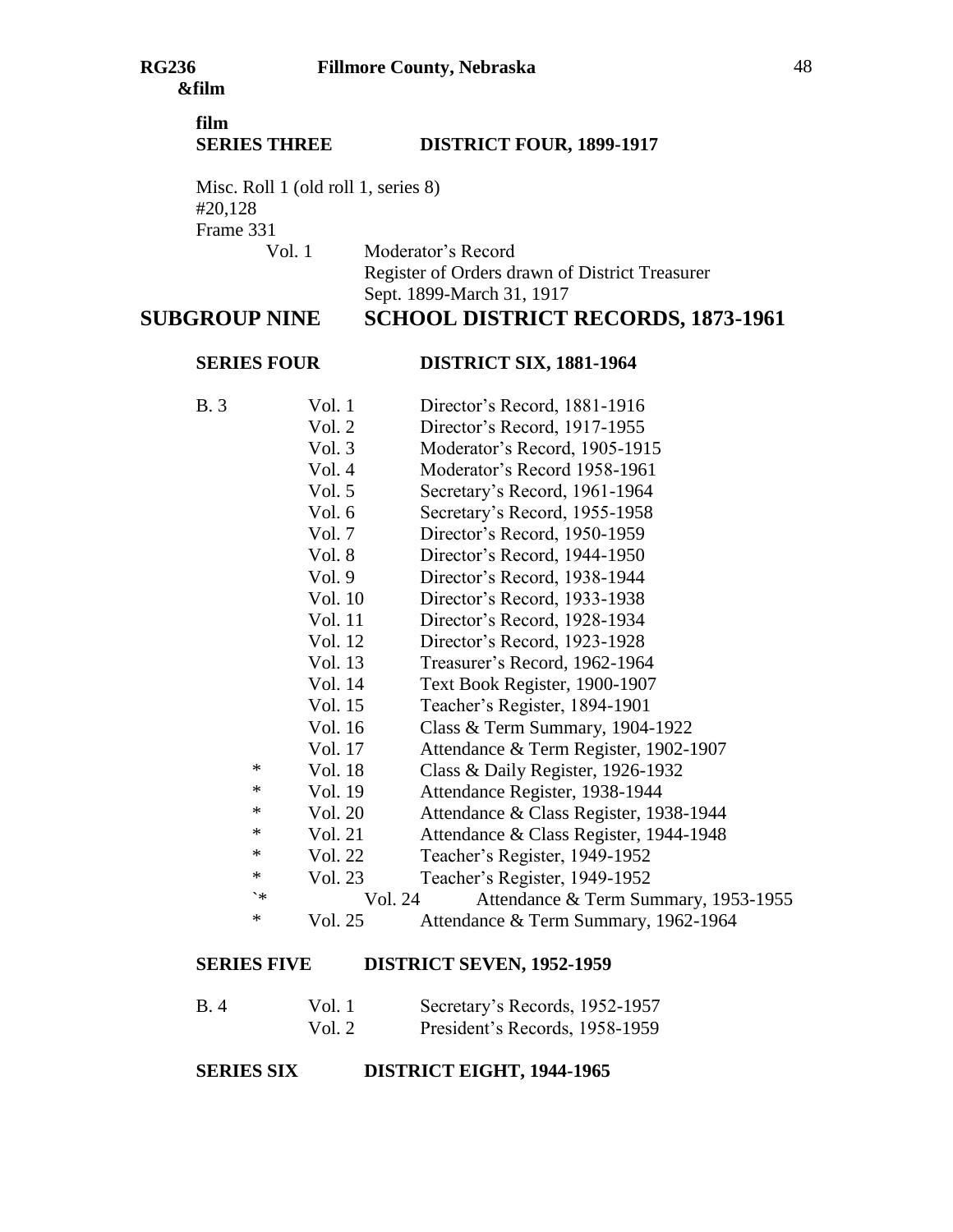**film**

**SERIES THREE DISTRICT FOUR, 1899-1917**

Misc. Roll 1 (old roll 1, series 8)
#20,128
Frame 331

| | | |
|---|---|---|
| | Vol. 1 | Moderator's Record<br>Register of Orders drawn of District Treasurer<br>Sept. 1899-March 31, 1917 |

# SUBGROUP NINE SCHOOL DISTRICT RECORDS, 1873-1961

**SERIES FOUR DISTRICT SIX, 1881-1964**

| | | |
|---|---|---|
| B. 3 | Vol. 1 | Director's Record, 1881-1916 |
| | Vol. 2 | Director's Record, 1917-1955 |
| | Vol. 3 | Moderator's Record, 1905-1915 |
| | Vol. 4 | Moderator's Record 1958-1961 |
| | Vol. 5 | Secretary's Record, 1961-1964 |
| | Vol. 6 | Secretary's Record, 1955-1958 |
| | Vol. 7 | Director's Record, 1950-1959 |
| | Vol. 8 | Director's Record, 1944-1950 |
| | Vol. 9 | Director's Record, 1938-1944 |
| | Vol. 10 | Director's Record, 1933-1938 |
| | Vol. 11 | Director's Record, 1928-1934 |
| | Vol. 12 | Director's Record, 1923-1928 |
| | Vol. 13 | Treasurer's Record, 1962-1964 |
| | Vol. 14 | Text Book Register, 1900-1907 |
| | Vol. 15 | Teacher's Register, 1894-1901 |
| | Vol. 16 | Class & Term Summary, 1904-1922 |
| | Vol. 17 | Attendance & Term Register, 1902-1907 |
| * | Vol. 18 | Class & Daily Register, 1926-1932 |
| * | Vol. 19 | Attendance Register, 1938-1944 |
| * | Vol. 20 | Attendance & Class Register, 1938-1944 |
| * | Vol. 21 | Attendance & Class Register, 1944-1948 |
| * | Vol. 22 | Teacher's Register, 1949-1952 |
| * | Vol. 23 | Teacher's Register, 1949-1952 |
| `* | Vol. 24 | Attendance & Term Summary, 1953-1955 |
| * | Vol. 25 | Attendance & Term Summary, 1962-1964 |

**SERIES FIVE DISTRICT SEVEN, 1952-1959**

| | | |
|---|---|---|
| B. 4 | Vol. 1 | Secretary's Records, 1952-1957 |
| | Vol. 2 | President's Records, 1958-1959 |

**SERIES SIX DISTRICT EIGHT, 1944-1965**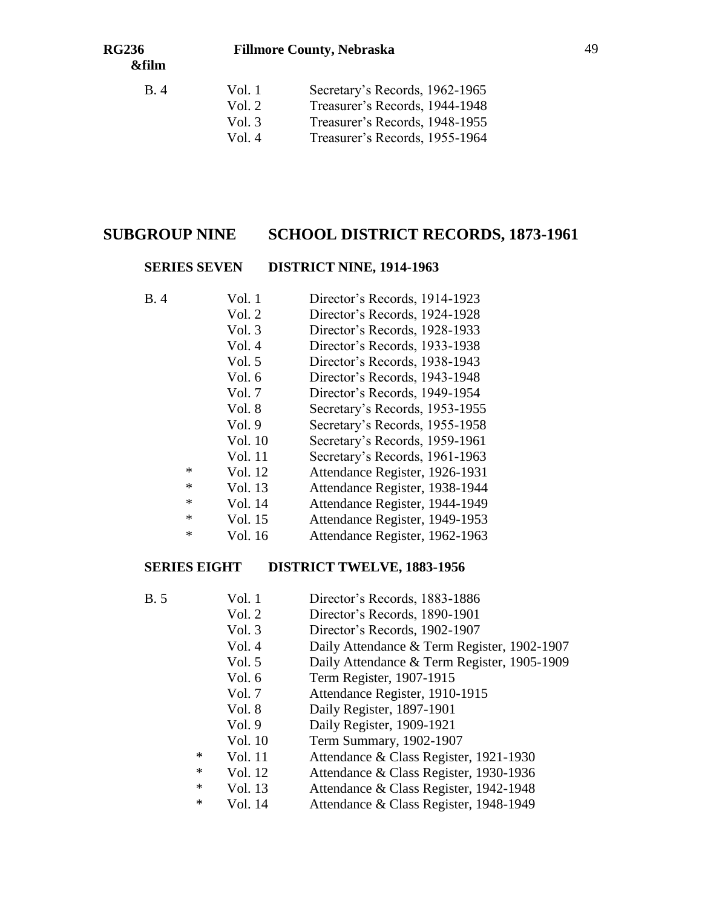| | | |
|---|---|---|
| B. 4 | Vol. 1 | Secretary's Records, 1962-1965 |
| | Vol. 2 | Treasurer's Records, 1944-1948 |
| | Vol. 3 | Treasurer's Records, 1948-1955 |
| | Vol. 4 | Treasurer's Records, 1955-1964 |

## SUBGROUP NINE SCHOOL DISTRICT RECORDS, 1873-1961

### SERIES SEVEN DISTRICT NINE, 1914-1963

| | | |
|---|---|---|
| B. 4 | Vol. 1 | Director's Records, 1914-1923 |
| | Vol. 2 | Director's Records, 1924-1928 |
| | Vol. 3 | Director's Records, 1928-1933 |
| | Vol. 4 | Director's Records, 1933-1938 |
| | Vol. 5 | Director's Records, 1938-1943 |
| | Vol. 6 | Director's Records, 1943-1948 |
| | Vol. 7 | Director's Records, 1949-1954 |
| | Vol. 8 | Secretary's Records, 1953-1955 |
| | Vol. 9 | Secretary's Records, 1955-1958 |
| | Vol. 10 | Secretary's Records, 1959-1961 |
| | Vol. 11 | Secretary's Records, 1961-1963 |
| * | Vol. 12 | Attendance Register, 1926-1931 |
| * | Vol. 13 | Attendance Register, 1938-1944 |
| * | Vol. 14 | Attendance Register, 1944-1949 |
| * | Vol. 15 | Attendance Register, 1949-1953 |
| * | Vol. 16 | Attendance Register, 1962-1963 |

### SERIES EIGHT DISTRICT TWELVE, 1883-1956

| | | |
|---|---|---|
| B. 5 | Vol. 1 | Director's Records, 1883-1886 |
| | Vol. 2 | Director's Records, 1890-1901 |
| | Vol. 3 | Director's Records, 1902-1907 |
| | Vol. 4 | Daily Attendance & Term Register, 1902-1907 |
| | Vol. 5 | Daily Attendance & Term Register, 1905-1909 |
| | Vol. 6 | Term Register, 1907-1915 |
| | Vol. 7 | Attendance Register, 1910-1915 |
| | Vol. 8 | Daily Register, 1897-1901 |
| | Vol. 9 | Daily Register, 1909-1921 |
| | Vol. 10 | Term Summary, 1902-1907 |
| * | Vol. 11 | Attendance & Class Register, 1921-1930 |
| * | Vol. 12 | Attendance & Class Register, 1930-1936 |
| * | Vol. 13 | Attendance & Class Register, 1942-1948 |
| * | Vol. 14 | Attendance & Class Register, 1948-1949 |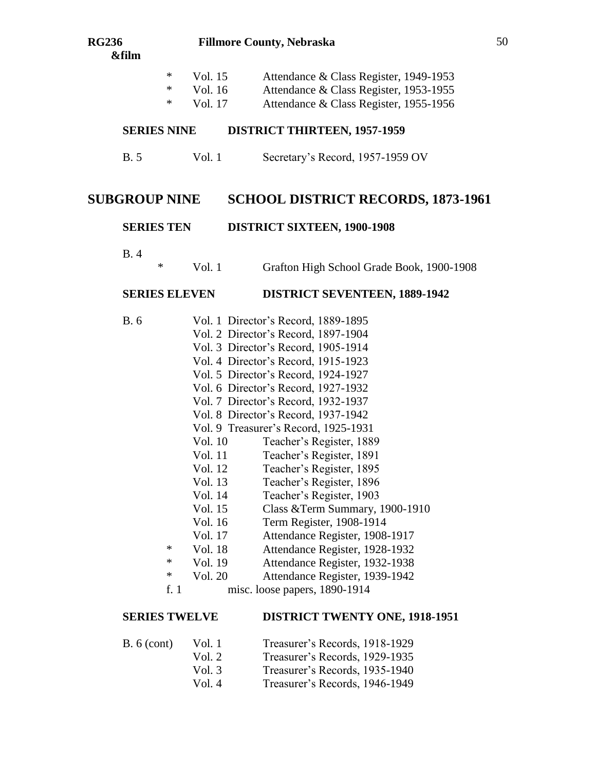| | | | |
|---|---|---|---|
| | * | Vol. 15 | Attendance & Class Register, 1949-1953 |
| | * | Vol. 16 | Attendance & Class Register, 1953-1955 |
| | * | Vol. 17 | Attendance & Class Register, 1955-1956 |

### SERIES NINE DISTRICT THIRTEEN, 1957-1959

| | | |
|---|---|---|
| B. 5 | Vol. 1 | Secretary's Record, 1957-1959 OV |

## SUBGROUP NINE SCHOOL DISTRICT RECORDS, 1873-1961

### SERIES TEN DISTRICT SIXTEEN, 1900-1908

| | | | |
|---|---|---|---|
| B. 4 | | | |
| | * | Vol. 1 | Grafton High School Grade Book, 1900-1908 |

### SERIES ELEVEN DISTRICT SEVENTEEN, 1889-1942

| | | | |
|---|---|---|---|
| B. 6 | | Vol. 1 | Director's Record, 1889-1895 |
| | | Vol. 2 | Director's Record, 1897-1904 |
| | | Vol. 3 | Director's Record, 1905-1914 |
| | | Vol. 4 | Director's Record, 1915-1923 |
| | | Vol. 5 | Director's Record, 1924-1927 |
| | | Vol. 6 | Director's Record, 1927-1932 |
| | | Vol. 7 | Director's Record, 1932-1937 |
| | | Vol. 8 | Director's Record, 1937-1942 |
| | | Vol. 9 | Treasurer's Record, 1925-1931 |
| | | Vol. 10 | Teacher's Register, 1889 |
| | | Vol. 11 | Teacher's Register, 1891 |
| | | Vol. 12 | Teacher's Register, 1895 |
| | | Vol. 13 | Teacher's Register, 1896 |
| | | Vol. 14 | Teacher's Register, 1903 |
| | | Vol. 15 | Class &Term Summary, 1900-1910 |
| | | Vol. 16 | Term Register, 1908-1914 |
| | | Vol. 17 | Attendance Register, 1908-1917 |
| | * | Vol. 18 | Attendance Register, 1928-1932 |
| | * | Vol. 19 | Attendance Register, 1932-1938 |
| | * | Vol. 20 | Attendance Register, 1939-1942 |
| | | f. 1 | misc. loose papers, 1890-1914 |

### SERIES TWELVE DISTRICT TWENTY ONE, 1918-1951

| | | |
|---|---|---|
| B. 6 (cont) | Vol. 1 | Treasurer's Records, 1918-1929 |
| | Vol. 2 | Treasurer's Records, 1929-1935 |
| | Vol. 3 | Treasurer's Records, 1935-1940 |
| | Vol. 4 | Treasurer's Records, 1946-1949 |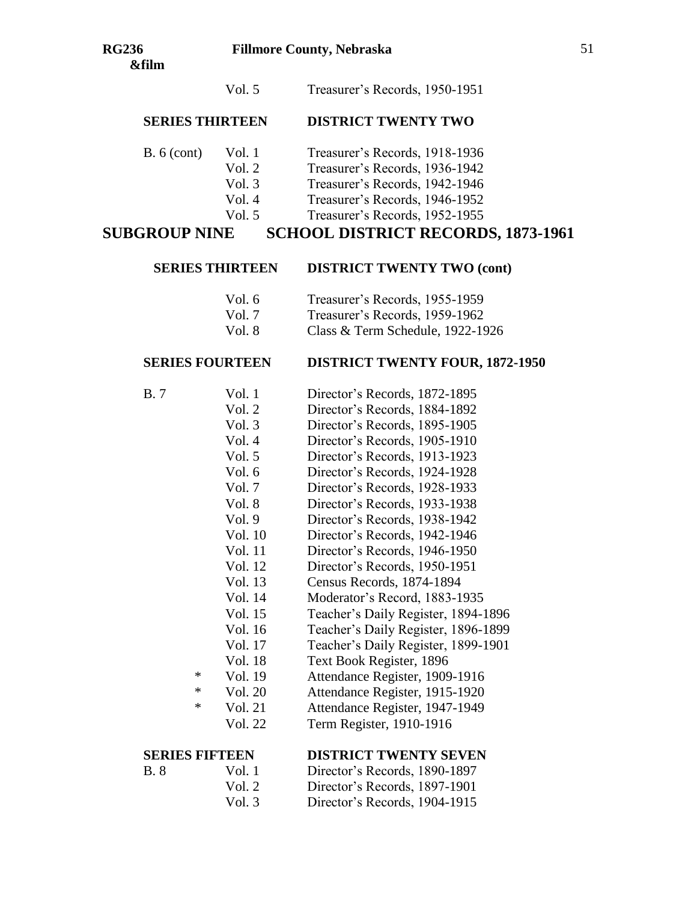| | | |
|---|---|---|
| | Vol. 5 | Treasurer's Records, 1950-1951 |

**SERIES THIRTEEN DISTRICT TWENTY TWO**

| | | |
|---|---|---|
| B. 6 (cont) | Vol. 1 | Treasurer's Records, 1918-1936 |
| | Vol. 2 | Treasurer's Records, 1936-1942 |
| | Vol. 3 | Treasurer's Records, 1942-1946 |
| | Vol. 4 | Treasurer's Records, 1946-1952 |
| | Vol. 5 | Treasurer's Records, 1952-1955 |

# SUBGROUP NINE SCHOOL DISTRICT RECORDS, 1873-1961

**SERIES THIRTEEN DISTRICT TWENTY TWO (cont)**

| | | |
|---|---|---|
| | Vol. 6 | Treasurer's Records, 1955-1959 |
| | Vol. 7 | Treasurer's Records, 1959-1962 |
| | Vol. 8 | Class & Term Schedule, 1922-1926 |

**SERIES FOURTEEN DISTRICT TWENTY FOUR, 1872-1950**

| | | |
|---|---|---|
| B. 7 | Vol. 1 | Director's Records, 1872-1895 |
| | Vol. 2 | Director's Records, 1884-1892 |
| | Vol. 3 | Director's Records, 1895-1905 |
| | Vol. 4 | Director's Records, 1905-1910 |
| | Vol. 5 | Director's Records, 1913-1923 |
| | Vol. 6 | Director's Records, 1924-1928 |
| | Vol. 7 | Director's Records, 1928-1933 |
| | Vol. 8 | Director's Records, 1933-1938 |
| | Vol. 9 | Director's Records, 1938-1942 |
| | Vol. 10 | Director's Records, 1942-1946 |
| | Vol. 11 | Director's Records, 1946-1950 |
| | Vol. 12 | Director's Records, 1950-1951 |
| | Vol. 13 | Census Records, 1874-1894 |
| | Vol. 14 | Moderator's Record, 1883-1935 |
| | Vol. 15 | Teacher's Daily Register, 1894-1896 |
| | Vol. 16 | Teacher's Daily Register, 1896-1899 |
| | Vol. 17 | Teacher's Daily Register, 1899-1901 |
| | Vol. 18 | Text Book Register, 1896 |
| * | Vol. 19 | Attendance Register, 1909-1916 |
| * | Vol. 20 | Attendance Register, 1915-1920 |
| * | Vol. 21 | Attendance Register, 1947-1949 |
| | Vol. 22 | Term Register, 1910-1916 |

**SERIES FIFTEEN DISTRICT TWENTY SEVEN**

| | | |
|---|---|---|
| B. 8 | Vol. 1 | Director's Records, 1890-1897 |
| | Vol. 2 | Director's Records, 1897-1901 |
| | Vol. 3 | Director's Records, 1904-1915 |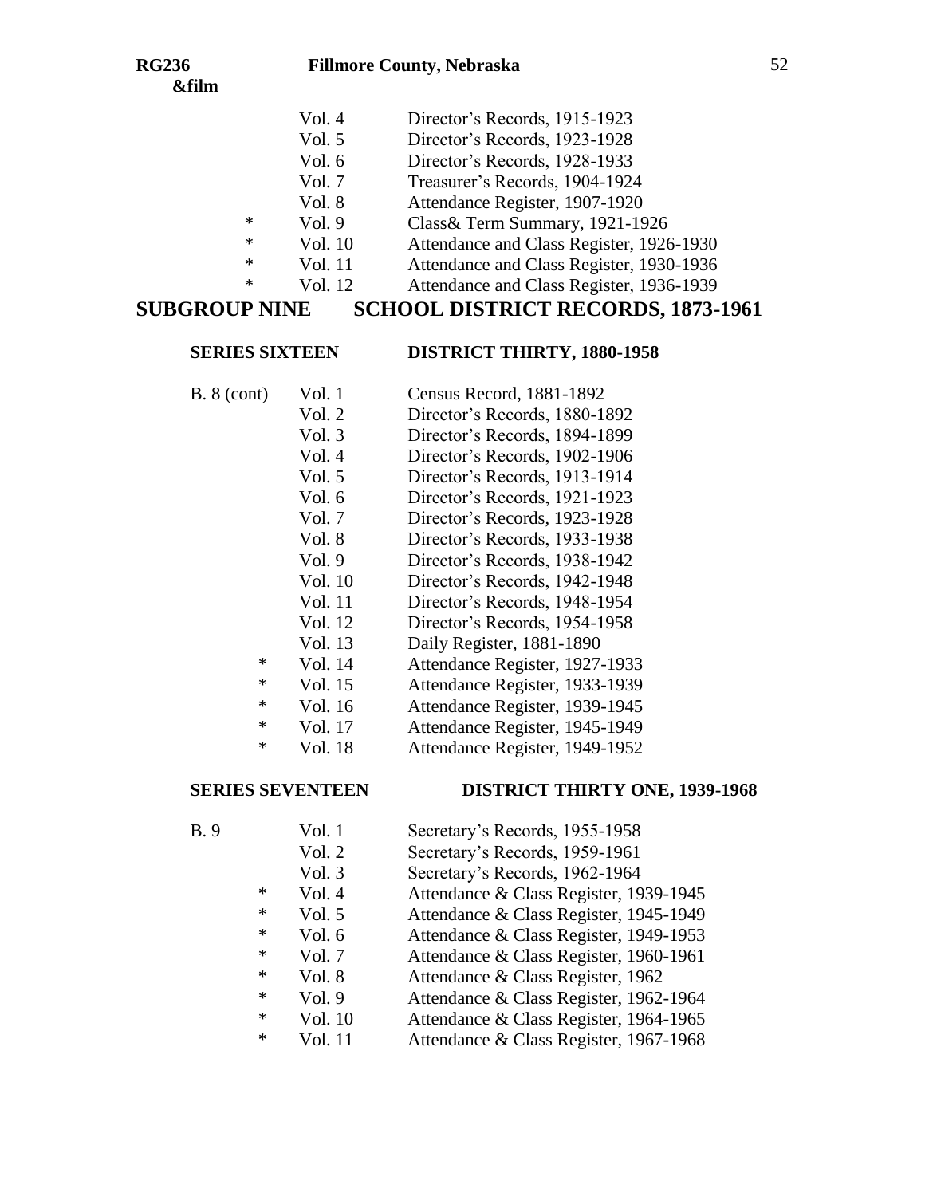| | | |
|---|---|---|
| | Vol. 4 | Director's Records, 1915-1923 |
| | Vol. 5 | Director's Records, 1923-1928 |
| | Vol. 6 | Director's Records, 1928-1933 |
| | Vol. 7 | Treasurer's Records, 1904-1924 |
| | Vol. 8 | Attendance Register, 1907-1920 |
| * | Vol. 9 | Class& Term Summary, 1921-1926 |
| * | Vol. 10 | Attendance and Class Register, 1926-1930 |
| * | Vol. 11 | Attendance and Class Register, 1930-1936 |
| * | Vol. 12 | Attendance and Class Register, 1936-1939 |

# SUBGROUP NINE SCHOOL DISTRICT RECORDS, 1873-1961

## SERIES SIXTEEN DISTRICT THIRTY, 1880-1958

| | | |
|---|---|---|
| B. 8 (cont) | Vol. 1 | Census Record, 1881-1892 |
| | Vol. 2 | Director's Records, 1880-1892 |
| | Vol. 3 | Director's Records, 1894-1899 |
| | Vol. 4 | Director's Records, 1902-1906 |
| | Vol. 5 | Director's Records, 1913-1914 |
| | Vol. 6 | Director's Records, 1921-1923 |
| | Vol. 7 | Director's Records, 1923-1928 |
| | Vol. 8 | Director's Records, 1933-1938 |
| | Vol. 9 | Director's Records, 1938-1942 |
| | Vol. 10 | Director's Records, 1942-1948 |
| | Vol. 11 | Director's Records, 1948-1954 |
| | Vol. 12 | Director's Records, 1954-1958 |
| | Vol. 13 | Daily Register, 1881-1890 |
| * | Vol. 14 | Attendance Register, 1927-1933 |
| * | Vol. 15 | Attendance Register, 1933-1939 |
| * | Vol. 16 | Attendance Register, 1939-1945 |
| * | Vol. 17 | Attendance Register, 1945-1949 |
| * | Vol. 18 | Attendance Register, 1949-1952 |

## SERIES SEVENTEEN DISTRICT THIRTY ONE, 1939-1968

| | | |
|---|---|---|
| B. 9 | Vol. 1 | Secretary's Records, 1955-1958 |
| | Vol. 2 | Secretary's Records, 1959-1961 |
| | Vol. 3 | Secretary's Records, 1962-1964 |
| * | Vol. 4 | Attendance & Class Register, 1939-1945 |
| * | Vol. 5 | Attendance & Class Register, 1945-1949 |
| * | Vol. 6 | Attendance & Class Register, 1949-1953 |
| * | Vol. 7 | Attendance & Class Register, 1960-1961 |
| * | Vol. 8 | Attendance & Class Register, 1962 |
| * | Vol. 9 | Attendance & Class Register, 1962-1964 |
| * | Vol. 10 | Attendance & Class Register, 1964-1965 |
| * | Vol. 11 | Attendance & Class Register, 1967-1968 |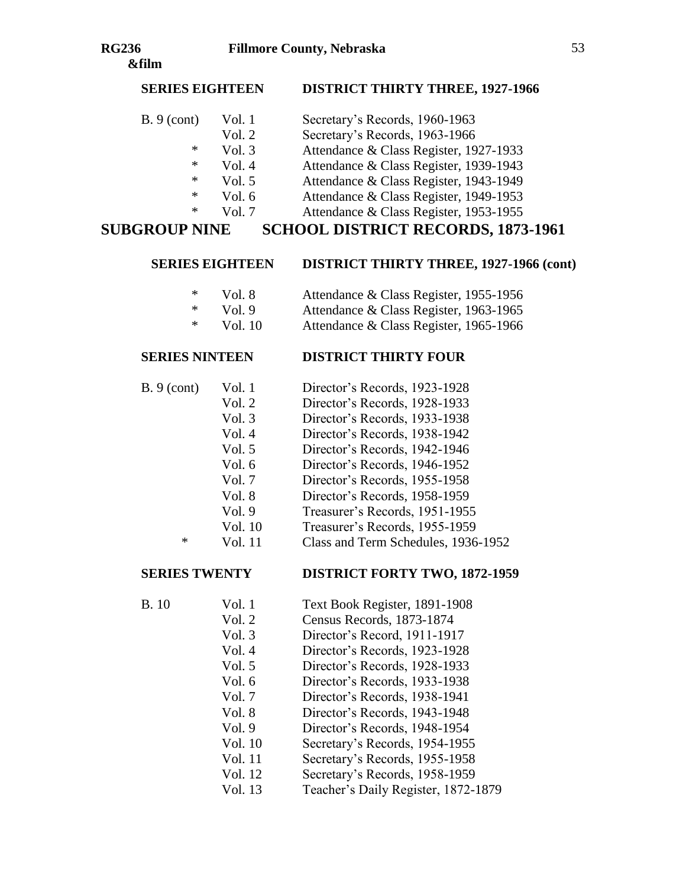## SERIES EIGHTEEN — DISTRICT THIRTY THREE, 1927-1966

| | | | |
|---|---|---|---|
| B. 9 (cont) | | Vol. 1 | Secretary's Records, 1960-1963 |
| | | Vol. 2 | Secretary's Records, 1963-1966 |
| | * | Vol. 3 | Attendance & Class Register, 1927-1933 |
| | * | Vol. 4 | Attendance & Class Register, 1939-1943 |
| | * | Vol. 5 | Attendance & Class Register, 1943-1949 |
| | * | Vol. 6 | Attendance & Class Register, 1949-1953 |
| | * | Vol. 7 | Attendance & Class Register, 1953-1955 |

# SUBGROUP NINE — SCHOOL DISTRICT RECORDS, 1873-1961

## SERIES EIGHTEEN — DISTRICT THIRTY THREE, 1927-1966 (cont)

| | | | |
|---|---|---|---|
| | * | Vol. 8 | Attendance & Class Register, 1955-1956 |
| | * | Vol. 9 | Attendance & Class Register, 1963-1965 |
| | * | Vol. 10 | Attendance & Class Register, 1965-1966 |

## SERIES NINTEEN — DISTRICT THIRTY FOUR

| | | | |
|---|---|---|---|
| B. 9 (cont) | | Vol. 1 | Director's Records, 1923-1928 |
| | | Vol. 2 | Director's Records, 1928-1933 |
| | | Vol. 3 | Director's Records, 1933-1938 |
| | | Vol. 4 | Director's Records, 1938-1942 |
| | | Vol. 5 | Director's Records, 1942-1946 |
| | | Vol. 6 | Director's Records, 1946-1952 |
| | | Vol. 7 | Director's Records, 1955-1958 |
| | | Vol. 8 | Director's Records, 1958-1959 |
| | | Vol. 9 | Treasurer's Records, 1951-1955 |
| | | Vol. 10 | Treasurer's Records, 1955-1959 |
| | * | Vol. 11 | Class and Term Schedules, 1936-1952 |

## SERIES TWENTY — DISTRICT FORTY TWO, 1872-1959

| | | |
|---|---|---|
| B. 10 | Vol. 1 | Text Book Register, 1891-1908 |
| | Vol. 2 | Census Records, 1873-1874 |
| | Vol. 3 | Director's Record, 1911-1917 |
| | Vol. 4 | Director's Records, 1923-1928 |
| | Vol. 5 | Director's Records, 1928-1933 |
| | Vol. 6 | Director's Records, 1933-1938 |
| | Vol. 7 | Director's Records, 1938-1941 |
| | Vol. 8 | Director's Records, 1943-1948 |
| | Vol. 9 | Director's Records, 1948-1954 |
| | Vol. 10 | Secretary's Records, 1954-1955 |
| | Vol. 11 | Secretary's Records, 1955-1958 |
| | Vol. 12 | Secretary's Records, 1958-1959 |
| | Vol. 13 | Teacher's Daily Register, 1872-1879 |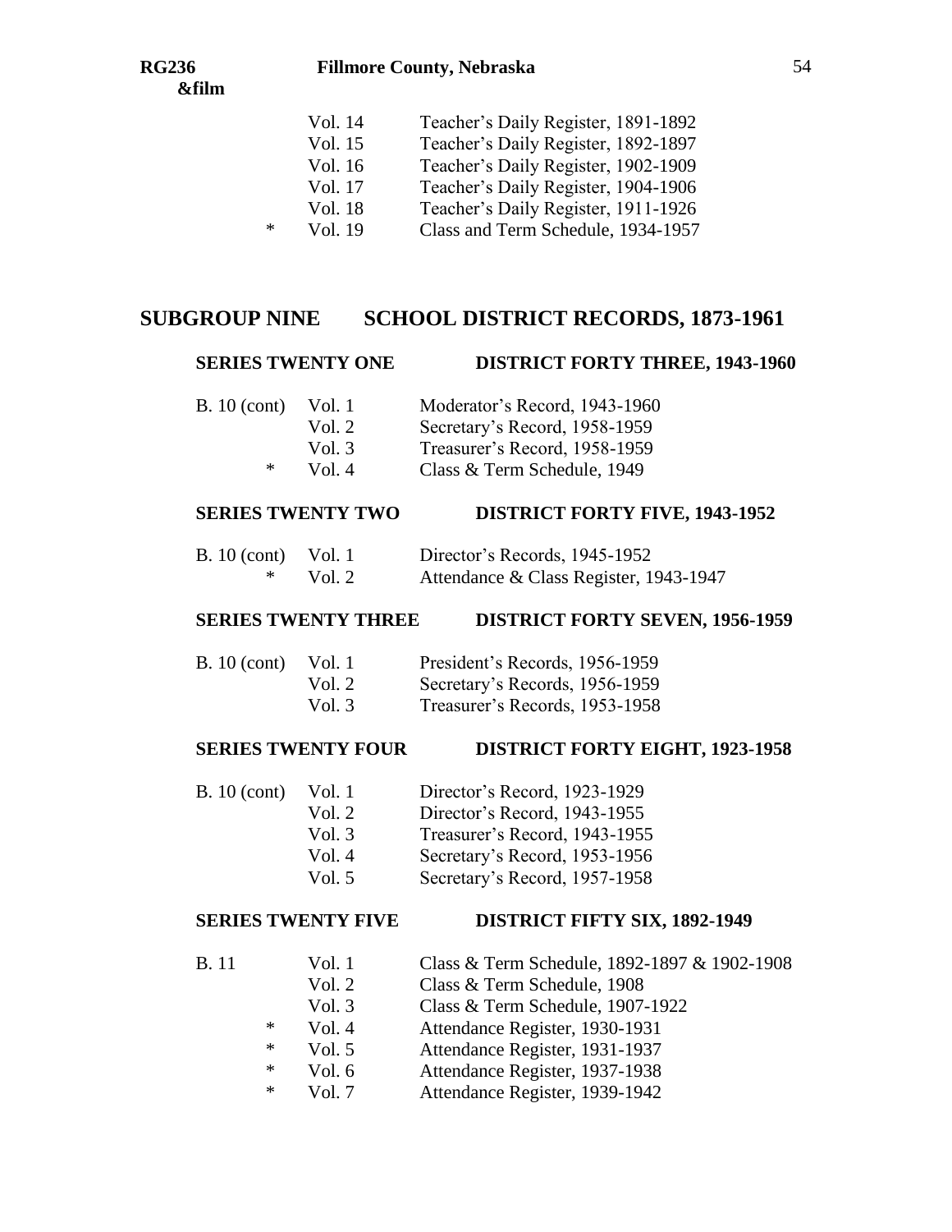| | | |
|---|---|---|
| | Vol. 14 | Teacher's Daily Register, 1891-1892 |
| | Vol. 15 | Teacher's Daily Register, 1892-1897 |
| | Vol. 16 | Teacher's Daily Register, 1902-1909 |
| | Vol. 17 | Teacher's Daily Register, 1904-1906 |
| | Vol. 18 | Teacher's Daily Register, 1911-1926 |
| * | Vol. 19 | Class and Term Schedule, 1934-1957 |

## SUBGROUP NINE SCHOOL DISTRICT RECORDS, 1873-1961

### SERIES TWENTY ONE DISTRICT FORTY THREE, 1943-1960

| | | |
|---|---|---|
| B. 10 (cont) | Vol. 1 | Moderator's Record, 1943-1960 |
| | Vol. 2 | Secretary's Record, 1958-1959 |
| | Vol. 3 | Treasurer's Record, 1958-1959 |
| * | Vol. 4 | Class & Term Schedule, 1949 |

### SERIES TWENTY TWO DISTRICT FORTY FIVE, 1943-1952

| | | |
|---|---|---|
| B. 10 (cont) | Vol. 1 | Director's Records, 1945-1952 |
| * | Vol. 2 | Attendance & Class Register, 1943-1947 |

### SERIES TWENTY THREE DISTRICT FORTY SEVEN, 1956-1959

| | | |
|---|---|---|
| B. 10 (cont) | Vol. 1 | President's Records, 1956-1959 |
| | Vol. 2 | Secretary's Records, 1956-1959 |
| | Vol. 3 | Treasurer's Records, 1953-1958 |

### SERIES TWENTY FOUR DISTRICT FORTY EIGHT, 1923-1958

| | | |
|---|---|---|
| B. 10 (cont) | Vol. 1 | Director's Record, 1923-1929 |
| | Vol. 2 | Director's Record, 1943-1955 |
| | Vol. 3 | Treasurer's Record, 1943-1955 |
| | Vol. 4 | Secretary's Record, 1953-1956 |
| | Vol. 5 | Secretary's Record, 1957-1958 |

### SERIES TWENTY FIVE DISTRICT FIFTY SIX, 1892-1949

| | | |
|---|---|---|
| B. 11 | Vol. 1 | Class & Term Schedule, 1892-1897 & 1902-1908 |
| | Vol. 2 | Class & Term Schedule, 1908 |
| | Vol. 3 | Class & Term Schedule, 1907-1922 |
| * | Vol. 4 | Attendance Register, 1930-1931 |
| * | Vol. 5 | Attendance Register, 1931-1937 |
| * | Vol. 6 | Attendance Register, 1937-1938 |
| * | Vol. 7 | Attendance Register, 1939-1942 |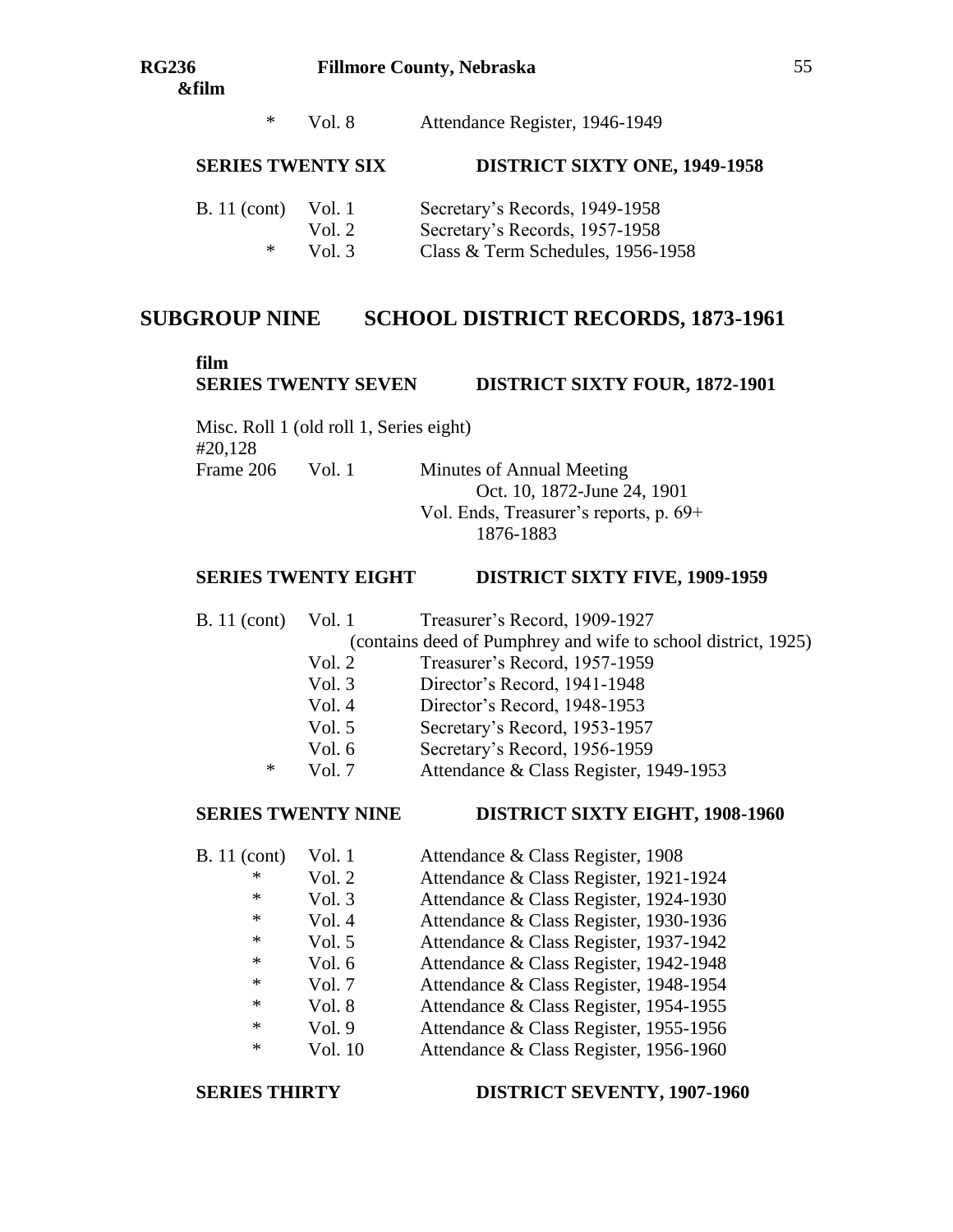| | | |
|---|---|---|
| * | Vol. 8 | Attendance Register, 1946-1949 |

**SERIES TWENTY SIX — DISTRICT SIXTY ONE, 1949-1958**

| | | |
|---|---|---|
| B. 11 (cont) | Vol. 1 | Secretary's Records, 1949-1958 |
| | Vol. 2 | Secretary's Records, 1957-1958 |
| * | Vol. 3 | Class & Term Schedules, 1956-1958 |

## SUBGROUP NINE — SCHOOL DISTRICT RECORDS, 1873-1961

**film**
**SERIES TWENTY SEVEN — DISTRICT SIXTY FOUR, 1872-1901**

Misc. Roll 1 (old roll 1, Series eight)
#20,128

| | | |
|---|---|---|
| Frame 206 | Vol. 1 | Minutes of Annual Meeting<br>Oct. 10, 1872-June 24, 1901<br>Vol. Ends, Treasurer's reports, p. 69+<br>1876-1883 |

**SERIES TWENTY EIGHT — DISTRICT SIXTY FIVE, 1909-1959**

| | | |
|---|---|---|
| B. 11 (cont) | Vol. 1 | Treasurer's Record, 1909-1927<br>(contains deed of Pumphrey and wife to school district, 1925) |
| | Vol. 2 | Treasurer's Record, 1957-1959 |
| | Vol. 3 | Director's Record, 1941-1948 |
| | Vol. 4 | Director's Record, 1948-1953 |
| | Vol. 5 | Secretary's Record, 1953-1957 |
| | Vol. 6 | Secretary's Record, 1956-1959 |
| * | Vol. 7 | Attendance & Class Register, 1949-1953 |

**SERIES TWENTY NINE — DISTRICT SIXTY EIGHT, 1908-1960**

| | | |
|---|---|---|
| B. 11 (cont) | Vol. 1 | Attendance & Class Register, 1908 |
| * | Vol. 2 | Attendance & Class Register, 1921-1924 |
| * | Vol. 3 | Attendance & Class Register, 1924-1930 |
| * | Vol. 4 | Attendance & Class Register, 1930-1936 |
| * | Vol. 5 | Attendance & Class Register, 1937-1942 |
| * | Vol. 6 | Attendance & Class Register, 1942-1948 |
| * | Vol. 7 | Attendance & Class Register, 1948-1954 |
| * | Vol. 8 | Attendance & Class Register, 1954-1955 |
| * | Vol. 9 | Attendance & Class Register, 1955-1956 |
| * | Vol. 10 | Attendance & Class Register, 1956-1960 |

**SERIES THIRTY — DISTRICT SEVENTY, 1907-1960**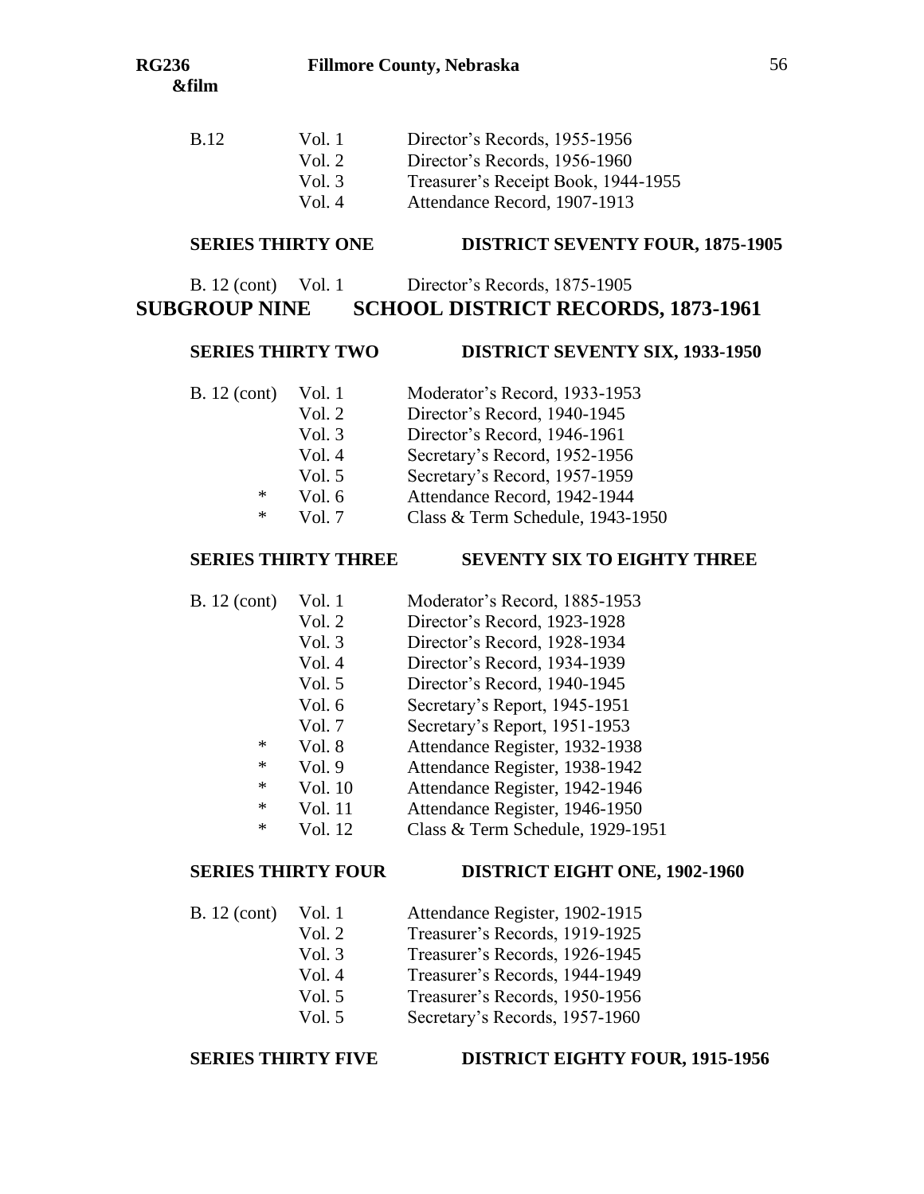| | | |
|---|---|---|
| B.12 | Vol. 1 | Director's Records, 1955-1956 |
| | Vol. 2 | Director's Records, 1956-1960 |
| | Vol. 3 | Treasurer's Receipt Book, 1944-1955 |
| | Vol. 4 | Attendance Record, 1907-1913 |

### SERIES THIRTY ONE DISTRICT SEVENTY FOUR, 1875-1905

| | | |
|---|---|---|
| B. 12 (cont) | Vol. 1 | Director's Records, 1875-1905 |

## SUBGROUP NINE SCHOOL DISTRICT RECORDS, 1873-1961

### SERIES THIRTY TWO DISTRICT SEVENTY SIX, 1933-1950

| | | |
|---|---|---|
| B. 12 (cont) | Vol. 1 | Moderator's Record, 1933-1953 |
| | Vol. 2 | Director's Record, 1940-1945 |
| | Vol. 3 | Director's Record, 1946-1961 |
| | Vol. 4 | Secretary's Record, 1952-1956 |
| | Vol. 5 | Secretary's Record, 1957-1959 |
| * | Vol. 6 | Attendance Record, 1942-1944 |
| * | Vol. 7 | Class & Term Schedule, 1943-1950 |

### SERIES THIRTY THREE SEVENTY SIX TO EIGHTY THREE

| | | |
|---|---|---|
| B. 12 (cont) | Vol. 1 | Moderator's Record, 1885-1953 |
| | Vol. 2 | Director's Record, 1923-1928 |
| | Vol. 3 | Director's Record, 1928-1934 |
| | Vol. 4 | Director's Record, 1934-1939 |
| | Vol. 5 | Director's Record, 1940-1945 |
| | Vol. 6 | Secretary's Report, 1945-1951 |
| | Vol. 7 | Secretary's Report, 1951-1953 |
| * | Vol. 8 | Attendance Register, 1932-1938 |
| * | Vol. 9 | Attendance Register, 1938-1942 |
| * | Vol. 10 | Attendance Register, 1942-1946 |
| * | Vol. 11 | Attendance Register, 1946-1950 |
| * | Vol. 12 | Class & Term Schedule, 1929-1951 |

### SERIES THIRTY FOUR DISTRICT EIGHT ONE, 1902-1960

| | | |
|---|---|---|
| B. 12 (cont) | Vol. 1 | Attendance Register, 1902-1915 |
| | Vol. 2 | Treasurer's Records, 1919-1925 |
| | Vol. 3 | Treasurer's Records, 1926-1945 |
| | Vol. 4 | Treasurer's Records, 1944-1949 |
| | Vol. 5 | Treasurer's Records, 1950-1956 |
| | Vol. 5 | Secretary's Records, 1957-1960 |

### SERIES THIRTY FIVE DISTRICT EIGHTY FOUR, 1915-1956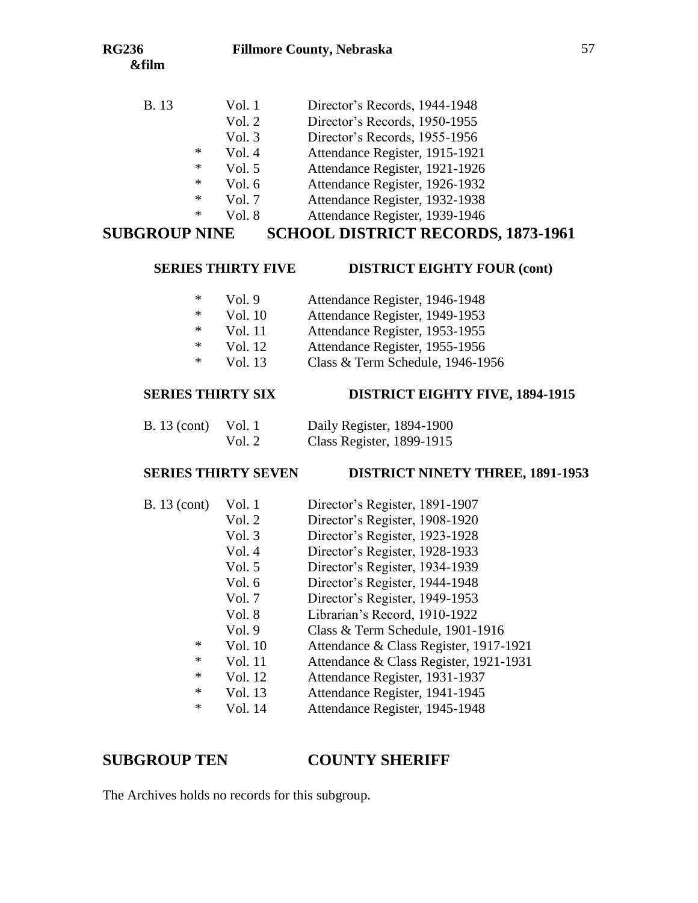| | | | |
|---|---|---|---|
| B. 13 | | Vol. 1 | Director's Records, 1944-1948 |
| | | Vol. 2 | Director's Records, 1950-1955 |
| | | Vol. 3 | Director's Records, 1955-1956 |
| | * | Vol. 4 | Attendance Register, 1915-1921 |
| | * | Vol. 5 | Attendance Register, 1921-1926 |
| | * | Vol. 6 | Attendance Register, 1926-1932 |
| | * | Vol. 7 | Attendance Register, 1932-1938 |
| | * | Vol. 8 | Attendance Register, 1939-1946 |

# SUBGROUP NINE SCHOOL DISTRICT RECORDS, 1873-1961

### SERIES THIRTY FIVE DISTRICT EIGHTY FOUR (cont)

| | | | |
|---|---|---|---|
| | * | Vol. 9 | Attendance Register, 1946-1948 |
| | * | Vol. 10 | Attendance Register, 1949-1953 |
| | * | Vol. 11 | Attendance Register, 1953-1955 |
| | * | Vol. 12 | Attendance Register, 1955-1956 |
| | * | Vol. 13 | Class & Term Schedule, 1946-1956 |

### SERIES THIRTY SIX DISTRICT EIGHTY FIVE, 1894-1915

| | | | |
|---|---|---|---|
| B. 13 (cont) | | Vol. 1 | Daily Register, 1894-1900 |
| | | Vol. 2 | Class Register, 1899-1915 |

### SERIES THIRTY SEVEN DISTRICT NINETY THREE, 1891-1953

| | | | |
|---|---|---|---|
| B. 13 (cont) | | Vol. 1 | Director's Register, 1891-1907 |
| | | Vol. 2 | Director's Register, 1908-1920 |
| | | Vol. 3 | Director's Register, 1923-1928 |
| | | Vol. 4 | Director's Register, 1928-1933 |
| | | Vol. 5 | Director's Register, 1934-1939 |
| | | Vol. 6 | Director's Register, 1944-1948 |
| | | Vol. 7 | Director's Register, 1949-1953 |
| | | Vol. 8 | Librarian's Record, 1910-1922 |
| | | Vol. 9 | Class & Term Schedule, 1901-1916 |
| | * | Vol. 10 | Attendance & Class Register, 1917-1921 |
| | * | Vol. 11 | Attendance & Class Register, 1921-1931 |
| | * | Vol. 12 | Attendance Register, 1931-1937 |
| | * | Vol. 13 | Attendance Register, 1941-1945 |
| | * | Vol. 14 | Attendance Register, 1945-1948 |

# SUBGROUP TEN COUNTY SHERIFF

The Archives holds no records for this subgroup.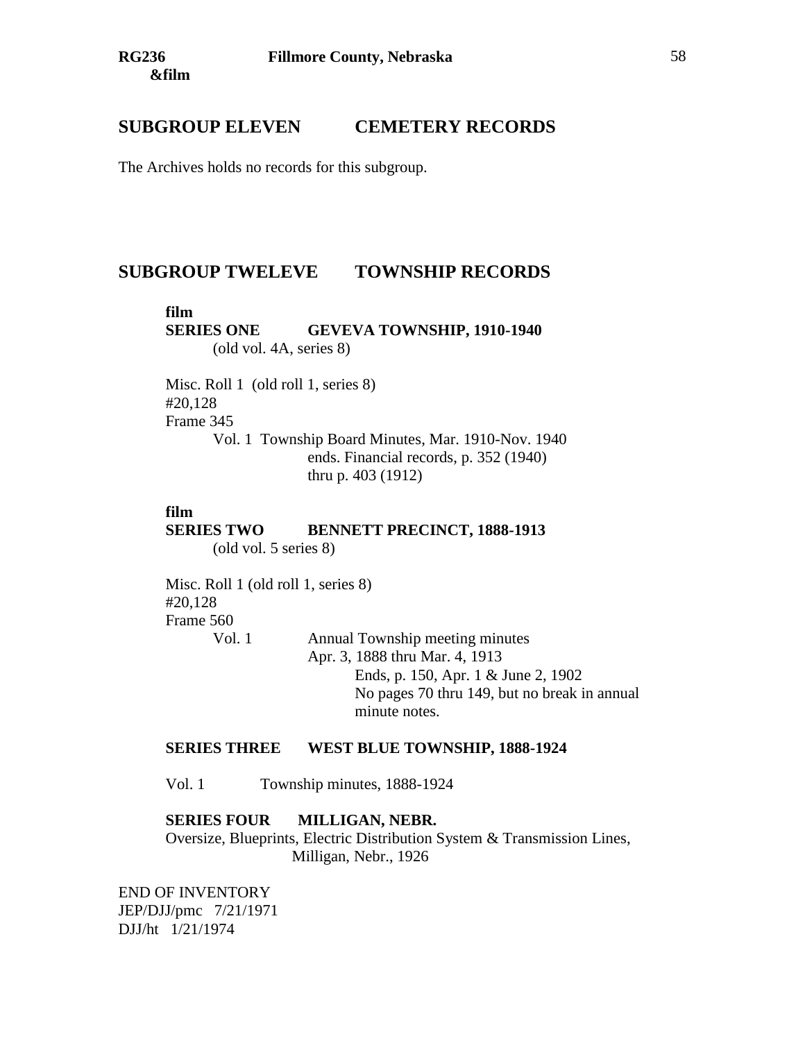## SUBGROUP ELEVEN CEMETERY RECORDS

The Archives holds no records for this subgroup.

## SUBGROUP TWELEVE TOWNSHIP RECORDS

**film**
**SERIES ONE GEVEVA TOWNSHIP, 1910-1940**
(old vol. 4A, series 8)

Misc. Roll 1 (old roll 1, series 8)
#20,128
Frame 345
Vol. 1 Township Board Minutes, Mar. 1910-Nov. 1940
ends. Financial records, p. 352 (1940)
thru p. 403 (1912)

**film**
**SERIES TWO BENNETT PRECINCT, 1888-1913**
(old vol. 5 series 8)

Misc. Roll 1 (old roll 1, series 8)
#20,128
Frame 560
Vol. 1 Annual Township meeting minutes
Apr. 3, 1888 thru Mar. 4, 1913
Ends, p. 150, Apr. 1 & June 2, 1902
No pages 70 thru 149, but no break in annual minute notes.

**SERIES THREE WEST BLUE TOWNSHIP, 1888-1924**

Vol. 1 Township minutes, 1888-1924

**SERIES FOUR MILLIGAN, NEBR.**
Oversize, Blueprints, Electric Distribution System & Transmission Lines, Milligan, Nebr., 1926

END OF INVENTORY
JEP/DJJ/pmc 7/21/1971
DJJ/ht 1/21/1974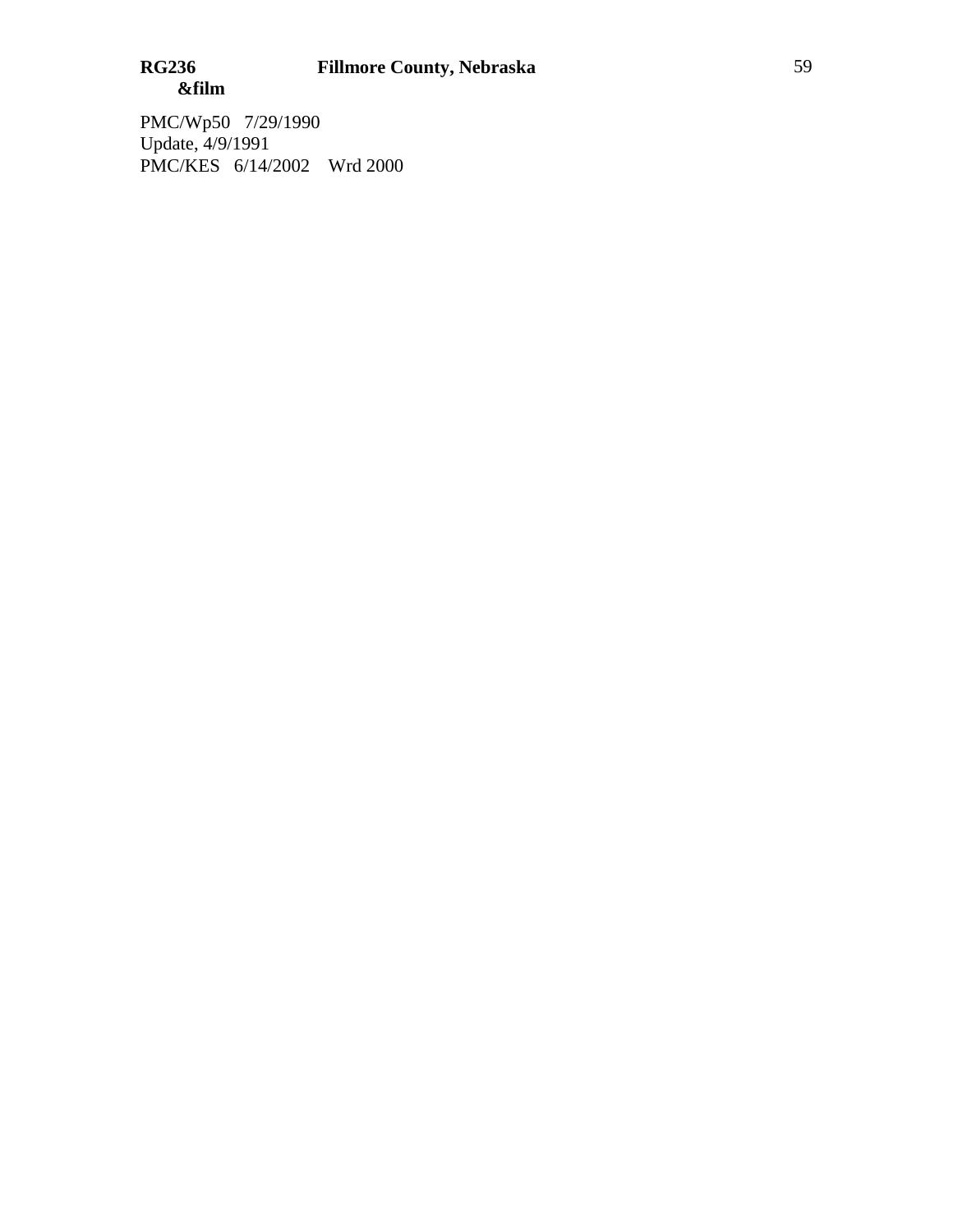PMC/Wp50 7/29/1990
Update, 4/9/1991
PMC/KES 6/14/2002 Wrd 2000